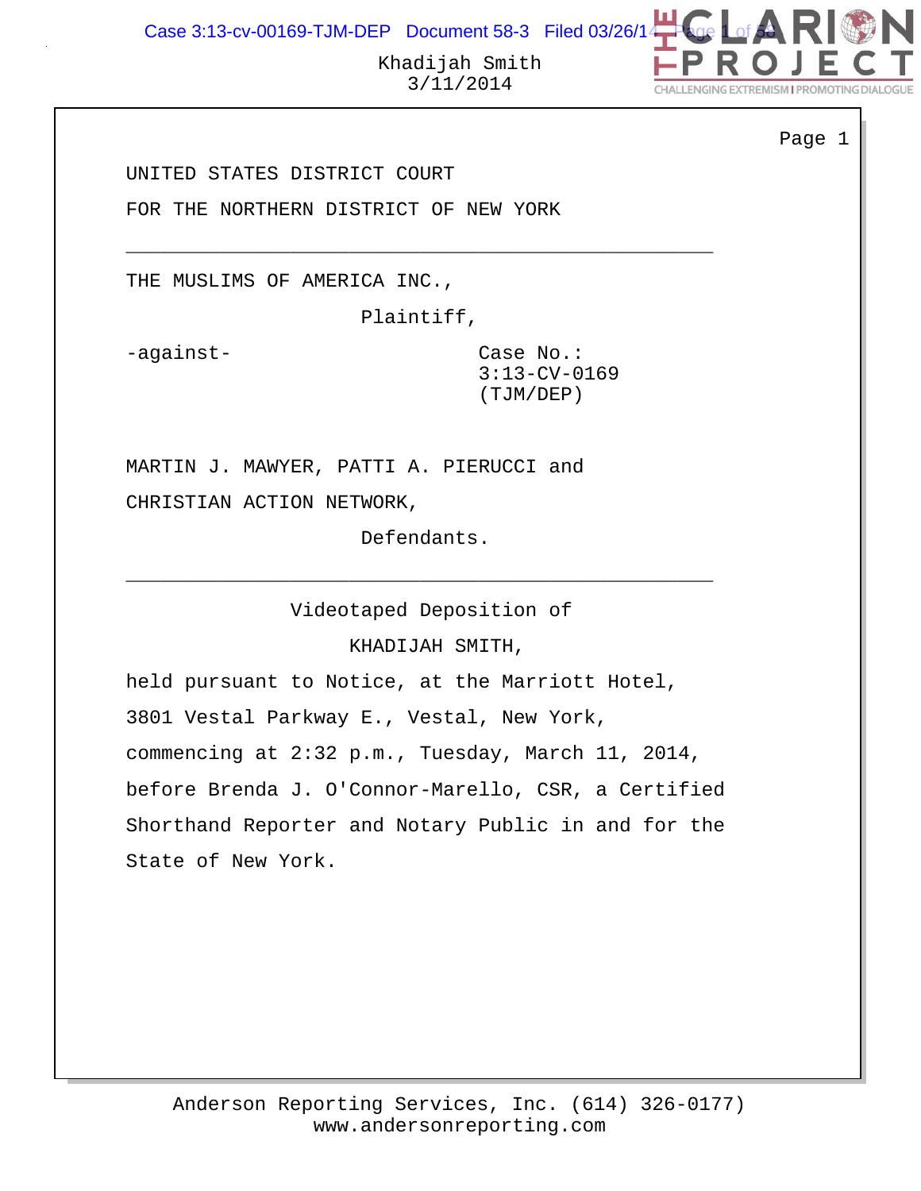UNITED STATES DISTRICT COURT

FOR THE NORTHERN DISTRICT OF NEW YORK

---

THE MUSLIMS OF AMERICA INC.,

Plaintiff,

-against-

Case No.:
3:13-CV-0169
(TJM/DEP)

MARTIN J. MAWYER, PATTI A. PIERUCCI and

CHRISTIAN ACTION NETWORK,

Defendants.

---

Videotaped Deposition of

KHADIJAH SMITH,

held pursuant to Notice, at the Marriott Hotel, 3801 Vestal Parkway E., Vestal, New York, commencing at 2:32 p.m., Tuesday, March 11, 2014, before Brenda J. O'Connor-Marello, CSR, a Certified Shorthand Reporter and Notary Public in and for the State of New York.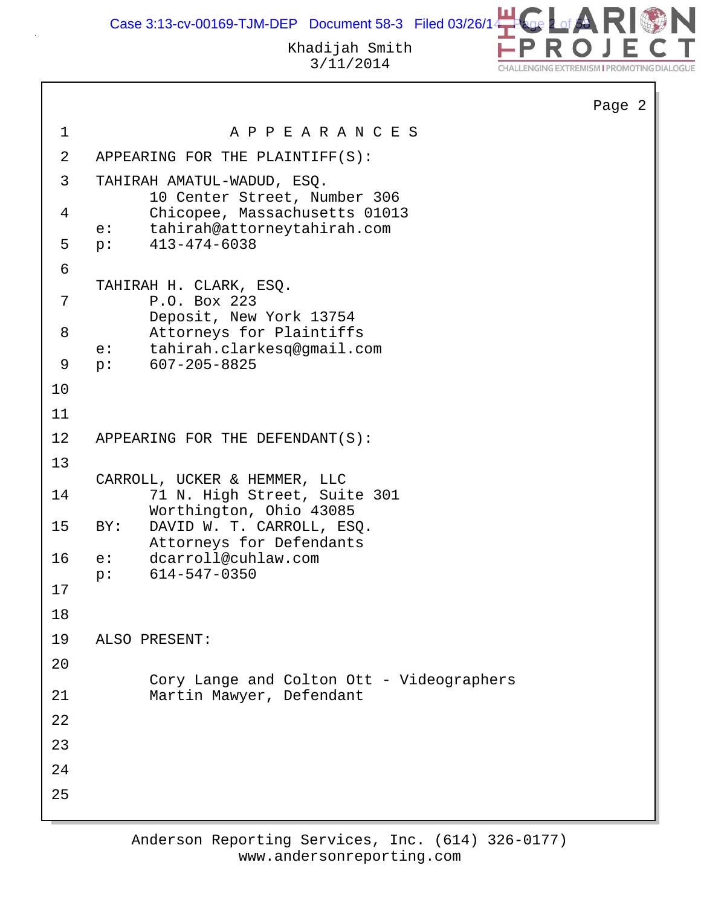# A P P E A R A N C E S

APPEARING FOR THE PLAINTIFF(S):

TAHIRAH AMATUL-WADUD, ESQ.
10 Center Street, Number 306
Chicopee, Massachusetts 01013
e: tahirah@attorneytahirah.com
p: 413-474-6038

TAHIRAH H. CLARK, ESQ.
P.O. Box 223
Deposit, New York 13754
Attorneys for Plaintiffs
e: tahirah.clarkesq@gmail.com
p: 607-205-8825

APPEARING FOR THE DEFENDANT(S):

CARROLL, UCKER & HEMMER, LLC
71 N. High Street, Suite 301
Worthington, Ohio 43085
BY: DAVID W. T. CARROLL, ESQ.
Attorneys for Defendants
e: dcarroll@cuhlaw.com
p: 614-547-0350

ALSO PRESENT:

Cory Lange and Colton Ott - Videographers
Martin Mawyer, Defendant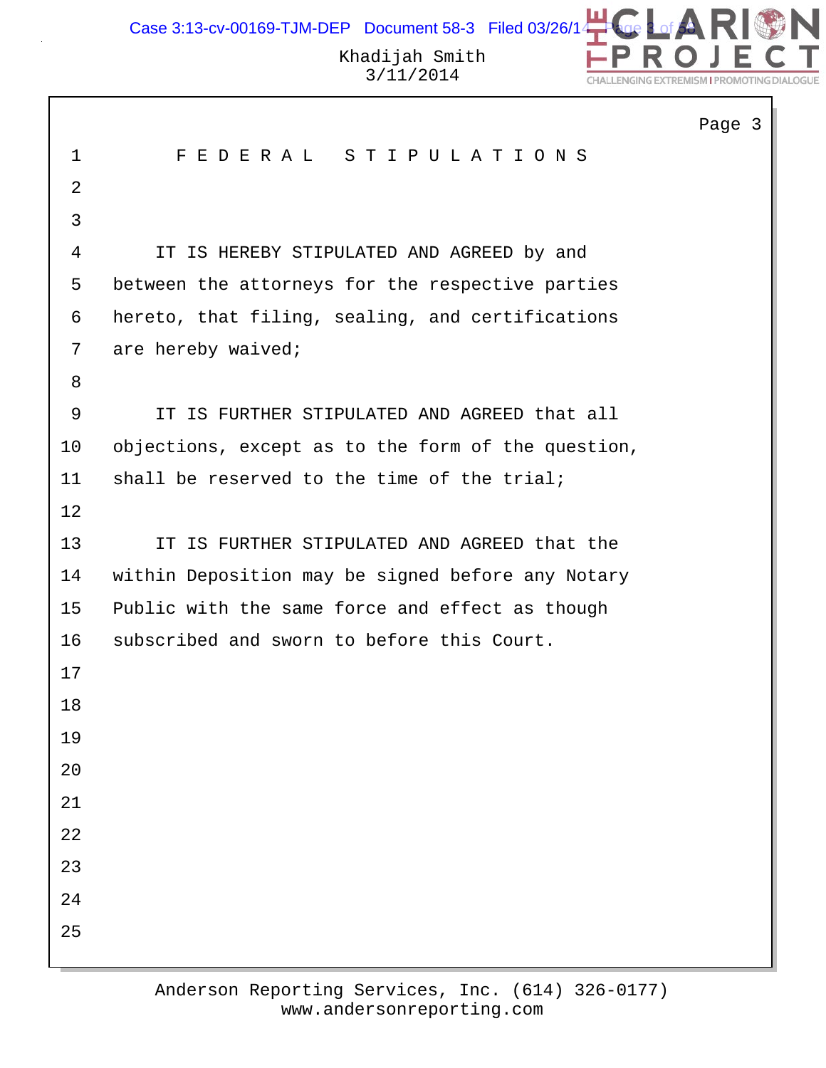# FEDERAL STIPULATIONS

IT IS HEREBY STIPULATED AND AGREED by and between the attorneys for the respective parties hereto, that filing, sealing, and certifications are hereby waived;

IT IS FURTHER STIPULATED AND AGREED that all objections, except as to the form of the question, shall be reserved to the time of the trial;

IT IS FURTHER STIPULATED AND AGREED that the within Deposition may be signed before any Notary Public with the same force and effect as though subscribed and sworn to before this Court.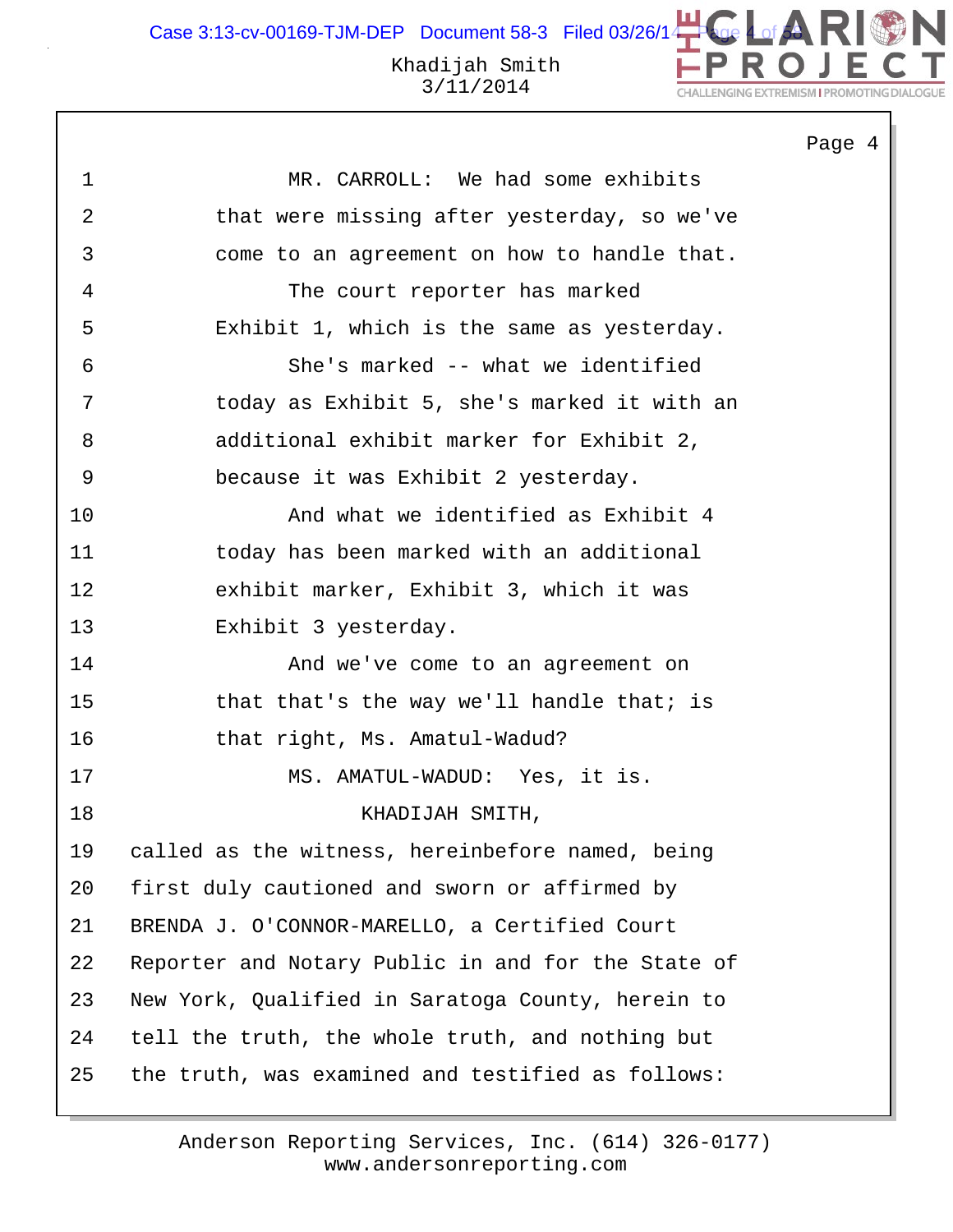MR. CARROLL: We had some exhibits that were missing after yesterday, so we've come to an agreement on how to handle that.

The court reporter has marked Exhibit 1, which is the same as yesterday.

She's marked -- what we identified today as Exhibit 5, she's marked it with an additional exhibit marker for Exhibit 2, because it was Exhibit 2 yesterday.

And what we identified as Exhibit 4 today has been marked with an additional exhibit marker, Exhibit 3, which it was Exhibit 3 yesterday.

And we've come to an agreement on that that's the way we'll handle that; is that right, Ms. Amatul-Wadud?

MS. AMATUL-WADUD: Yes, it is.

KHADIJAH SMITH,

called as the witness, hereinbefore named, being first duly cautioned and sworn or affirmed by BRENDA J. O'CONNOR-MARELLO, a Certified Court Reporter and Notary Public in and for the State of New York, Qualified in Saratoga County, herein to tell the truth, the whole truth, and nothing but the truth, was examined and testified as follows: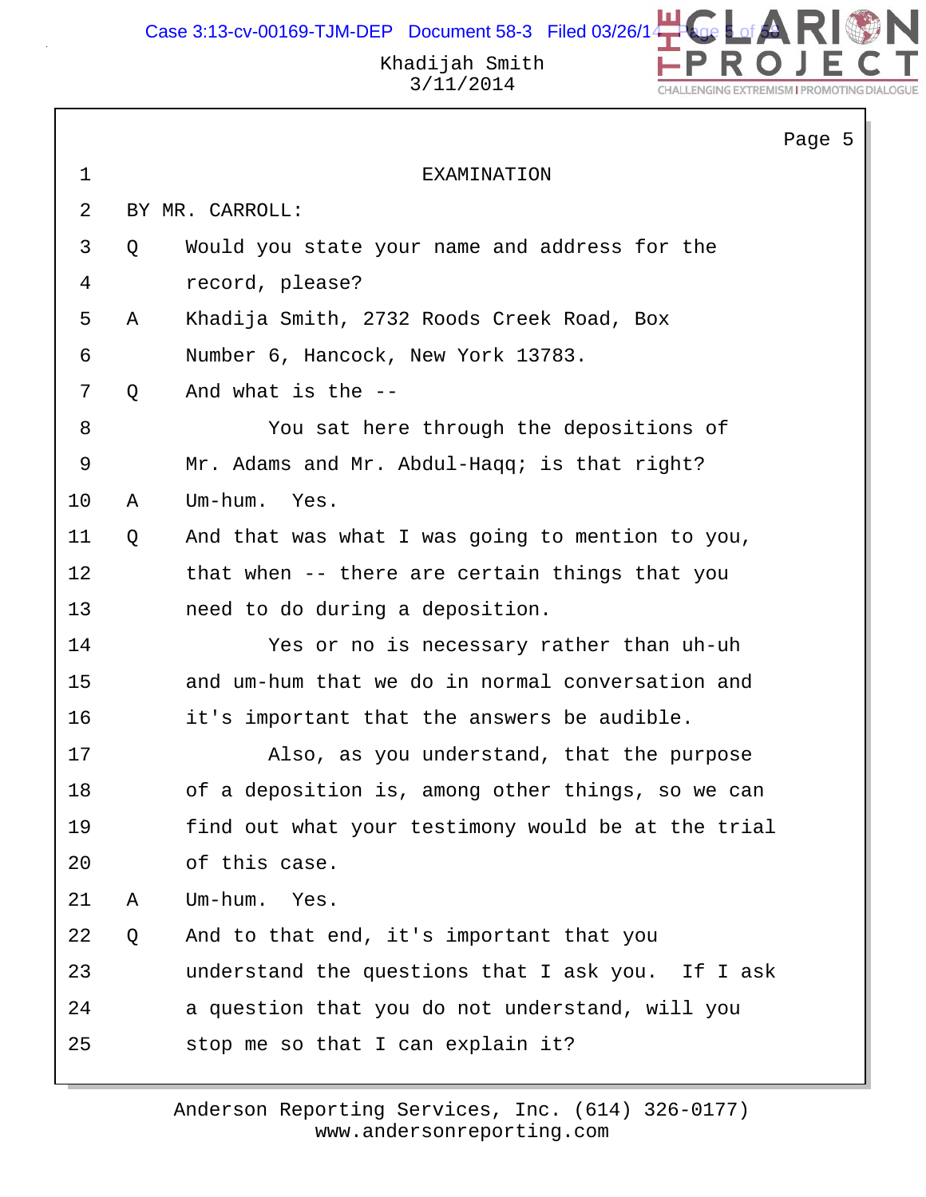EXAMINATION

BY MR. CARROLL:

Q Would you state your name and address for the record, please?

A Khadija Smith, 2732 Roods Creek Road, Box Number 6, Hancock, New York 13783.

Q And what is the --

You sat here through the depositions of Mr. Adams and Mr. Abdul-Haqq; is that right?

A Um-hum. Yes.

Q And that was what I was going to mention to you, that when -- there are certain things that you need to do during a deposition.

Yes or no is necessary rather than uh-uh and um-hum that we do in normal conversation and it's important that the answers be audible.

Also, as you understand, that the purpose of a deposition is, among other things, so we can find out what your testimony would be at the trial of this case.

A Um-hum. Yes.

Q And to that end, it's important that you understand the questions that I ask you. If I ask a question that you do not understand, will you stop me so that I can explain it?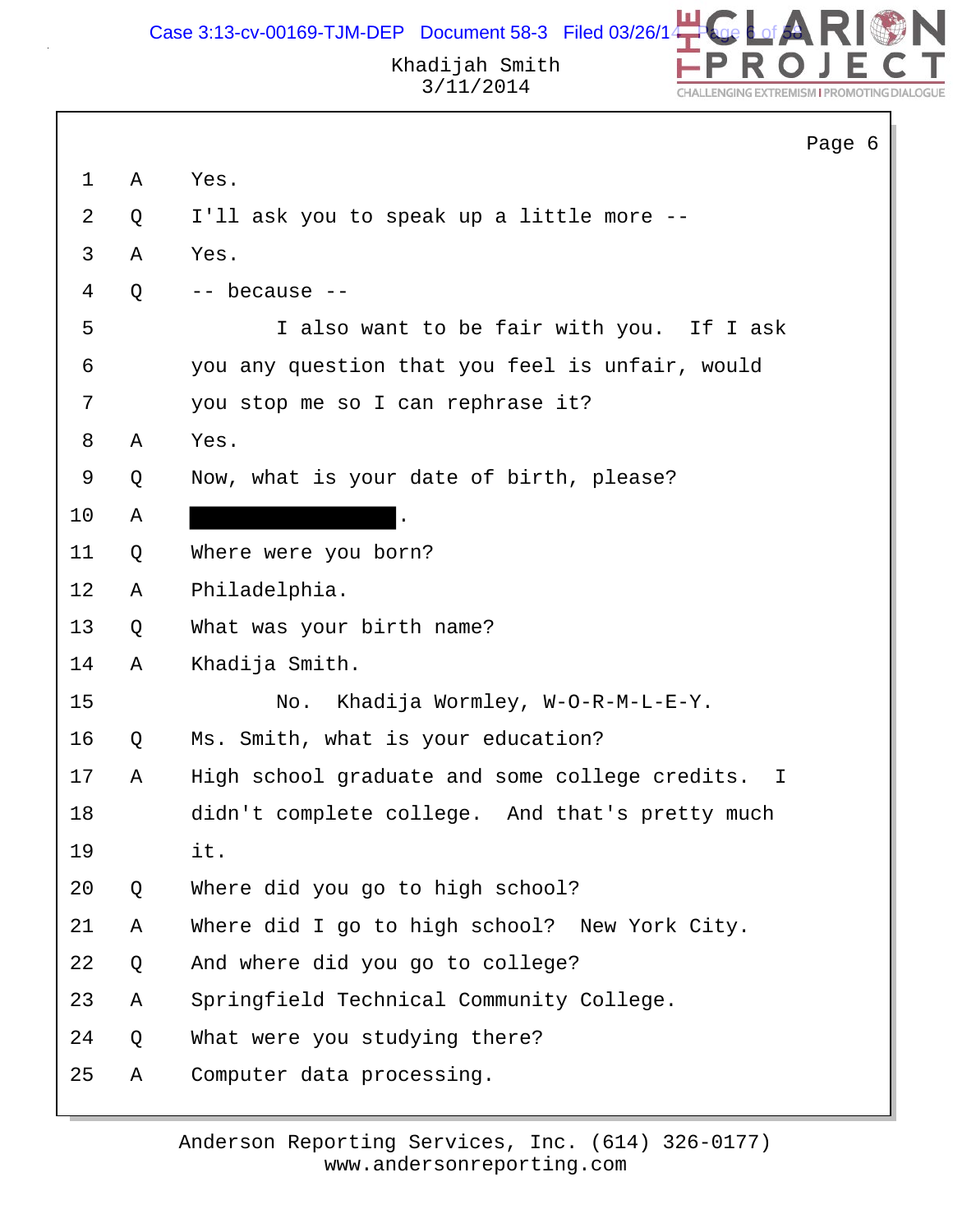Page 6

1 A Yes.

2 Q I'll ask you to speak up a little more --

3 A Yes.

4 Q -- because --

5 I also want to be fair with you. If I ask

6 you any question that you feel is unfair, would

7 you stop me so I can rephrase it?

8 A Yes.

9 Q Now, what is your date of birth, please?

10 A [REDACTED].

11 Q Where were you born?

12 A Philadelphia.

13 Q What was your birth name?

14 A Khadija Smith.

15 No. Khadija Wormley, W-O-R-M-L-E-Y.

16 Q Ms. Smith, what is your education?

17 A High school graduate and some college credits. I

18 didn't complete college. And that's pretty much

19 it.

20 Q Where did you go to high school?

21 A Where did I go to high school? New York City.

22 Q And where did you go to college?

23 A Springfield Technical Community College.

24 Q What were you studying there?

25 A Computer data processing.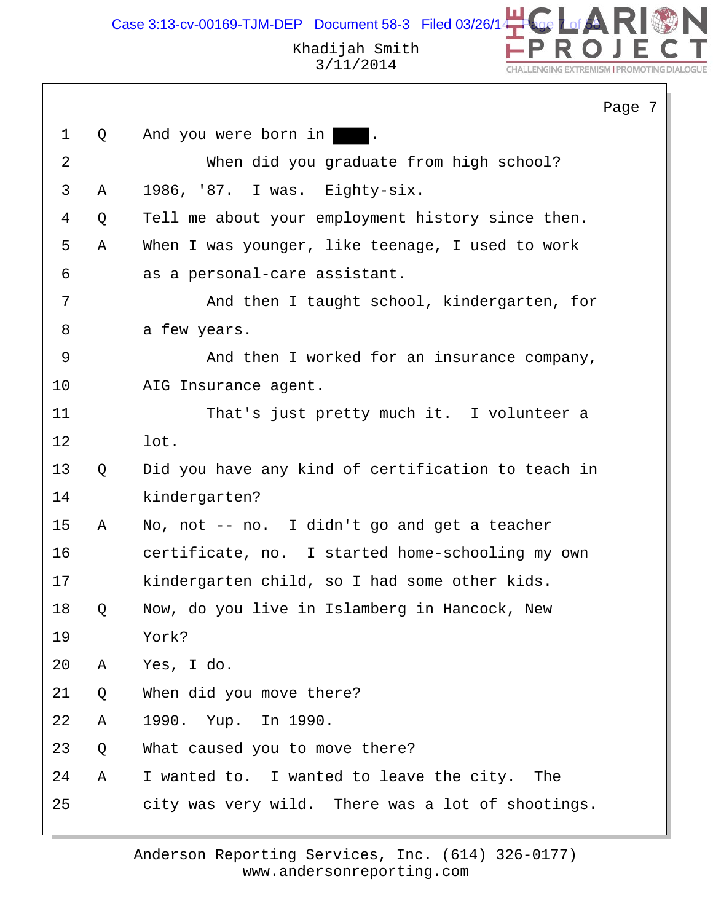1 Q And you were born in ████.

2 When did you graduate from high school?

3 A 1986, '87. I was. Eighty-six.

4 Q Tell me about your employment history since then.

5 A When I was younger, like teenage, I used to work

6 as a personal-care assistant.

7 And then I taught school, kindergarten, for

8 a few years.

9 And then I worked for an insurance company,

10 AIG Insurance agent.

11 That's just pretty much it. I volunteer a

12 lot.

13 Q Did you have any kind of certification to teach in

14 kindergarten?

15 A No, not -- no. I didn't go and get a teacher

16 certificate, no. I started home-schooling my own

17 kindergarten child, so I had some other kids.

18 Q Now, do you live in Islamberg in Hancock, New

19 York?

20 A Yes, I do.

21 Q When did you move there?

22 A 1990. Yup. In 1990.

23 Q What caused you to move there?

24 A I wanted to. I wanted to leave the city. The

25 city was very wild. There was a lot of shootings.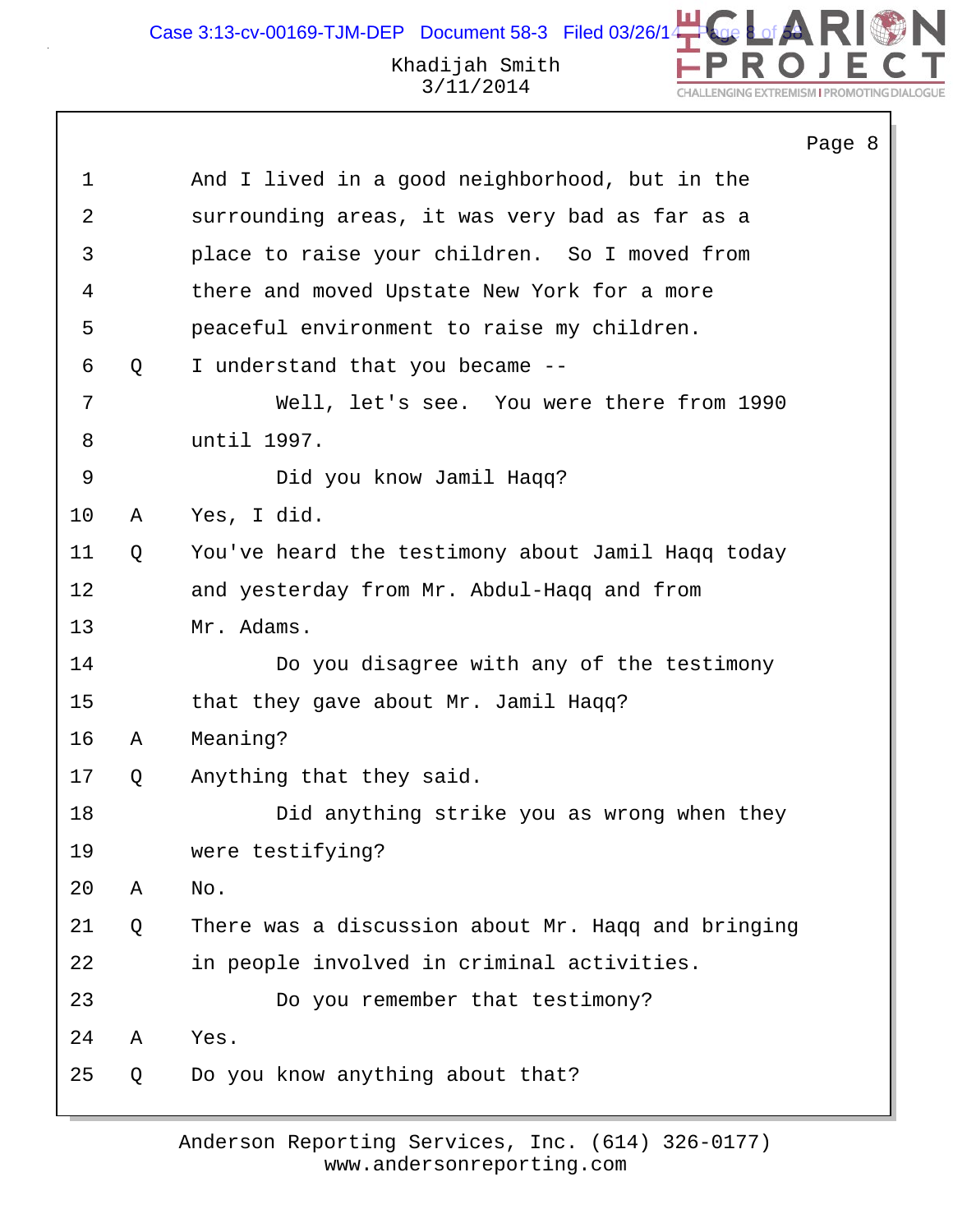Page 8

1 And I lived in a good neighborhood, but in the
2 surrounding areas, it was very bad as far as a
3 place to raise your children. So I moved from
4 there and moved Upstate New York for a more
5 peaceful environment to raise my children.
6 Q I understand that you became --
7 Well, let's see. You were there from 1990
8 until 1997.
9 Did you know Jamil Haqq?
10 A Yes, I did.
11 Q You've heard the testimony about Jamil Haqq today
12 and yesterday from Mr. Abdul-Haqq and from
13 Mr. Adams.
14 Do you disagree with any of the testimony
15 that they gave about Mr. Jamil Haqq?
16 A Meaning?
17 Q Anything that they said.
18 Did anything strike you as wrong when they
19 were testifying?
20 A No.
21 Q There was a discussion about Mr. Haqq and bringing
22 in people involved in criminal activities.
23 Do you remember that testimony?
24 A Yes.
25 Q Do you know anything about that?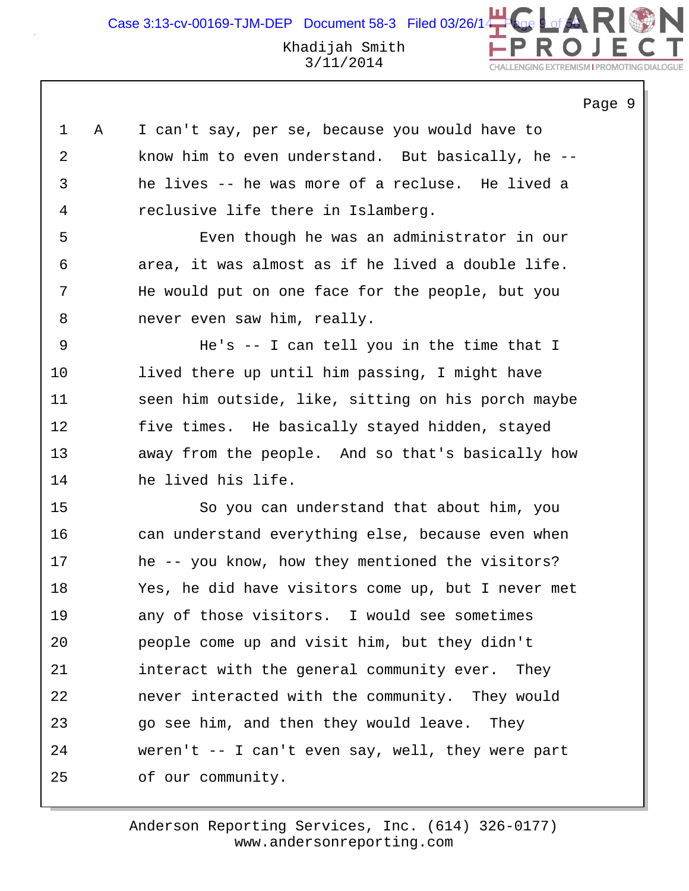1 A I can't say, per se, because you would have to
2 know him to even understand. But basically, he --
3 he lives -- he was more of a recluse. He lived a
4 reclusive life there in Islamberg.
5 Even though he was an administrator in our
6 area, it was almost as if he lived a double life.
7 He would put on one face for the people, but you
8 never even saw him, really.
9 He's -- I can tell you in the time that I
10 lived there up until him passing, I might have
11 seen him outside, like, sitting on his porch maybe
12 five times. He basically stayed hidden, stayed
13 away from the people. And so that's basically how
14 he lived his life.
15 So you can understand that about him, you
16 can understand everything else, because even when
17 he -- you know, how they mentioned the visitors?
18 Yes, he did have visitors come up, but I never met
19 any of those visitors. I would see sometimes
20 people come up and visit him, but they didn't
21 interact with the general community ever. They
22 never interacted with the community. They would
23 go see him, and then they would leave. They
24 weren't -- I can't even say, well, they were part
25 of our community.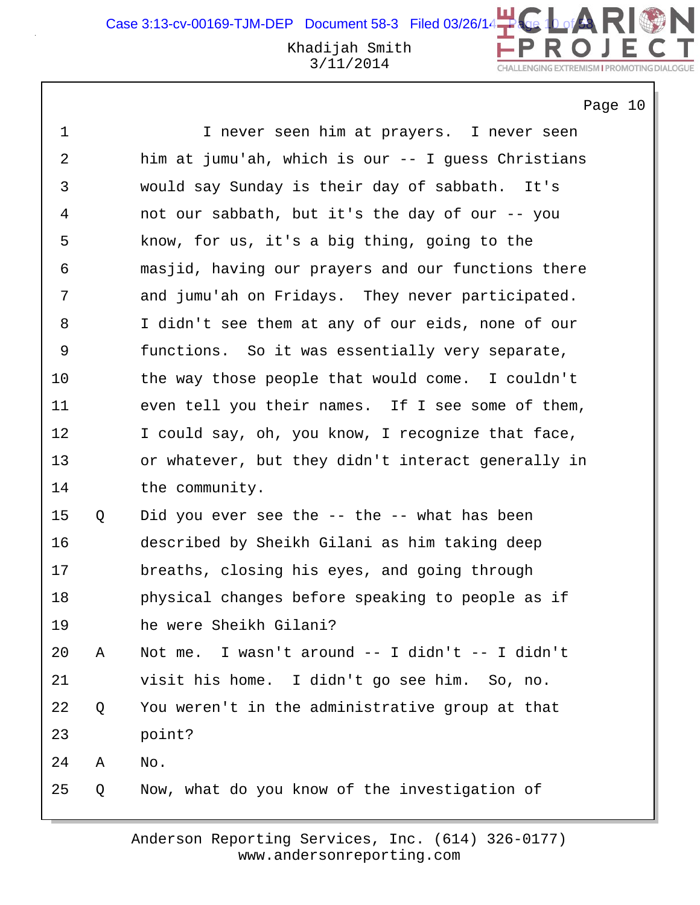Page 10

1 I never seen him at prayers. I never seen
2 him at jumu'ah, which is our -- I guess Christians
3 would say Sunday is their day of sabbath. It's
4 not our sabbath, but it's the day of our -- you
5 know, for us, it's a big thing, going to the
6 masjid, having our prayers and our functions there
7 and jumu'ah on Fridays. They never participated.
8 I didn't see them at any of our eids, none of our
9 functions. So it was essentially very separate,
10 the way those people that would come. I couldn't
11 even tell you their names. If I see some of them,
12 I could say, oh, you know, I recognize that face,
13 or whatever, but they didn't interact generally in
14 the community.

15 Q Did you ever see the -- the -- what has been
16 described by Sheikh Gilani as him taking deep
17 breaths, closing his eyes, and going through
18 physical changes before speaking to people as if
19 he were Sheikh Gilani?

20 A Not me. I wasn't around -- I didn't -- I didn't
21 visit his home. I didn't go see him. So, no.

22 Q You weren't in the administrative group at that
23 point?

24 A No.

25 Q Now, what do you know of the investigation of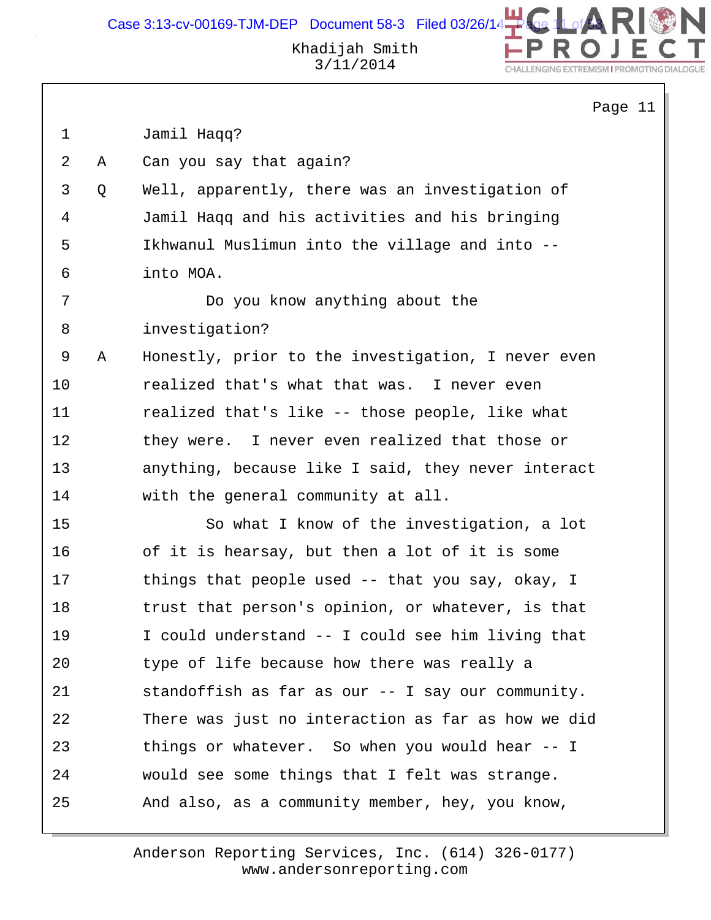1 Jamil Haqq?

2 A Can you say that again?

3 Q Well, apparently, there was an investigation of

4 Jamil Haqq and his activities and his bringing

5 Ikhwanul Muslimun into the village and into --

6 into MOA.

7 Do you know anything about the

8 investigation?

9 A Honestly, prior to the investigation, I never even

10 realized that's what that was. I never even

11 realized that's like -- those people, like what

12 they were. I never even realized that those or

13 anything, because like I said, they never interact

14 with the general community at all.

15 So what I know of the investigation, a lot

16 of it is hearsay, but then a lot of it is some

17 things that people used -- that you say, okay, I

18 trust that person's opinion, or whatever, is that

19 I could understand -- I could see him living that

20 type of life because how there was really a

21 standoffish as far as our -- I say our community.

22 There was just no interaction as far as how we did

23 things or whatever. So when you would hear -- I

24 would see some things that I felt was strange.

25 And also, as a community member, hey, you know,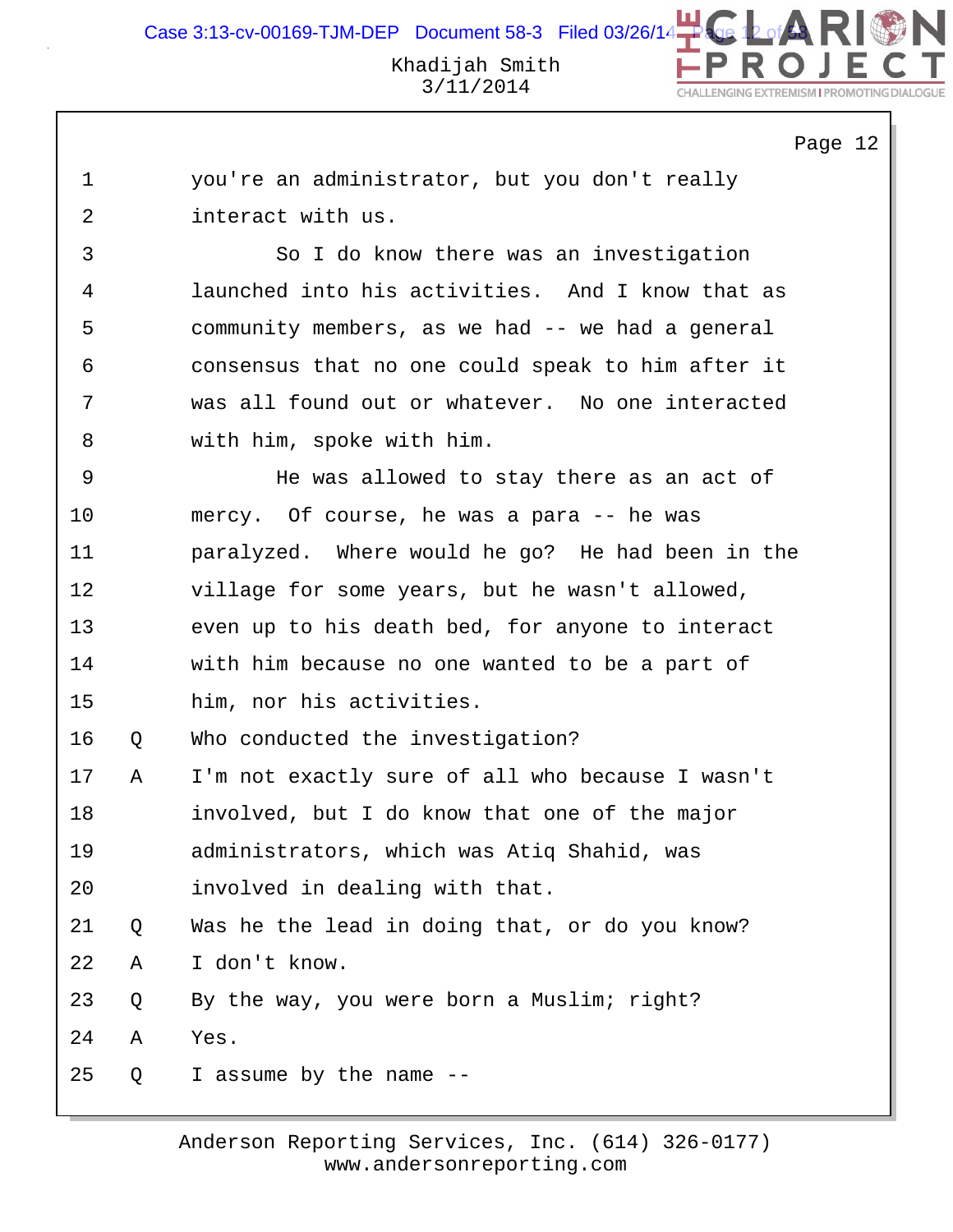you're an administrator, but you don't really interact with us.

So I do know there was an investigation launched into his activities. And I know that as community members, as we had -- we had a general consensus that no one could speak to him after it was all found out or whatever. No one interacted with him, spoke with him.

He was allowed to stay there as an act of mercy. Of course, he was a para -- he was paralyzed. Where would he go? He had been in the village for some years, but he wasn't allowed, even up to his death bed, for anyone to interact with him because no one wanted to be a part of him, nor his activities.

Q Who conducted the investigation?

A I'm not exactly sure of all who because I wasn't involved, but I do know that one of the major administrators, which was Atiq Shahid, was involved in dealing with that.

Q Was he the lead in doing that, or do you know?

A I don't know.

Q By the way, you were born a Muslim; right?

A Yes.

Q I assume by the name --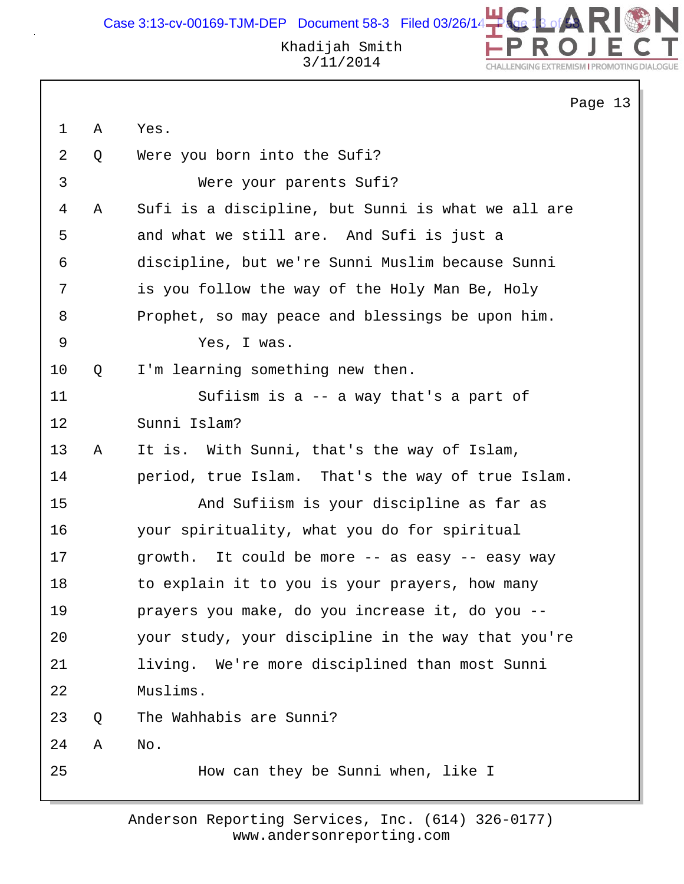Khadijah Smith
3/11/2014

Page 13

```
 1   A    Yes.
 2   Q    Were you born into the Sufi?
 3             Were your parents Sufi?
 4   A    Sufi is a discipline, but Sunni is what we all are
 5        and what we still are.  And Sufi is just a
 6        discipline, but we're Sunni Muslim because Sunni
 7        is you follow the way of the Holy Man Be, Holy
 8        Prophet, so may peace and blessings be upon him.
 9             Yes, I was.
10   Q    I'm learning something new then.
11             Sufiism is a -- a way that's a part of
12        Sunni Islam?
13   A    It is.  With Sunni, that's the way of Islam,
14        period, true Islam.  That's the way of true Islam.
15             And Sufiism is your discipline as far as
16        your spirituality, what you do for spiritual
17        growth.  It could be more -- as easy -- easy way
18        to explain it to you is your prayers, how many
19        prayers you make, do you increase it, do you --
20        your study, your discipline in the way that you're
21        living.  We're more disciplined than most Sunni
22        Muslims.
23   Q    The Wahhabis are Sunni?
24   A    No.
25             How can they be Sunni when, like I
```

Anderson Reporting Services, Inc. (614) 326-0177
www.andersonreporting.com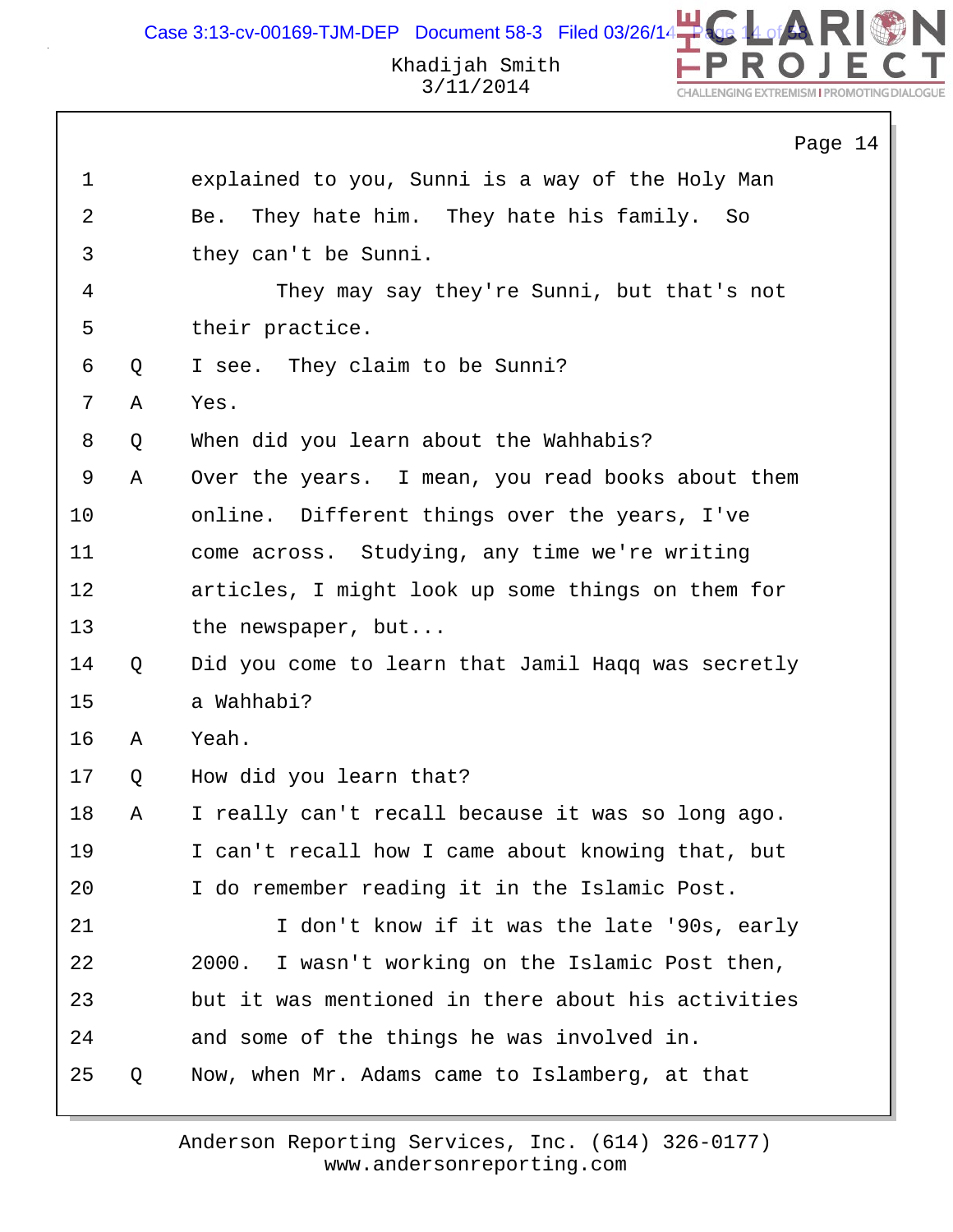Khadijah Smith
3/11/2014

Page 14

1 explained to you, Sunni is a way of the Holy Man
2 Be. They hate him. They hate his family. So
3 they can't be Sunni.
4 They may say they're Sunni, but that's not
5 their practice.
6 Q I see. They claim to be Sunni?
7 A Yes.
8 Q When did you learn about the Wahhabis?
9 A Over the years. I mean, you read books about them
10 online. Different things over the years, I've
11 come across. Studying, any time we're writing
12 articles, I might look up some things on them for
13 the newspaper, but...
14 Q Did you come to learn that Jamil Haqq was secretly
15 a Wahhabi?
16 A Yeah.
17 Q How did you learn that?
18 A I really can't recall because it was so long ago.
19 I can't recall how I came about knowing that, but
20 I do remember reading it in the Islamic Post.
21 I don't know if it was the late '90s, early
22 2000. I wasn't working on the Islamic Post then,
23 but it was mentioned in there about his activities
24 and some of the things he was involved in.
25 Q Now, when Mr. Adams came to Islamberg, at that

Anderson Reporting Services, Inc. (614) 326-0177
www.andersonreporting.com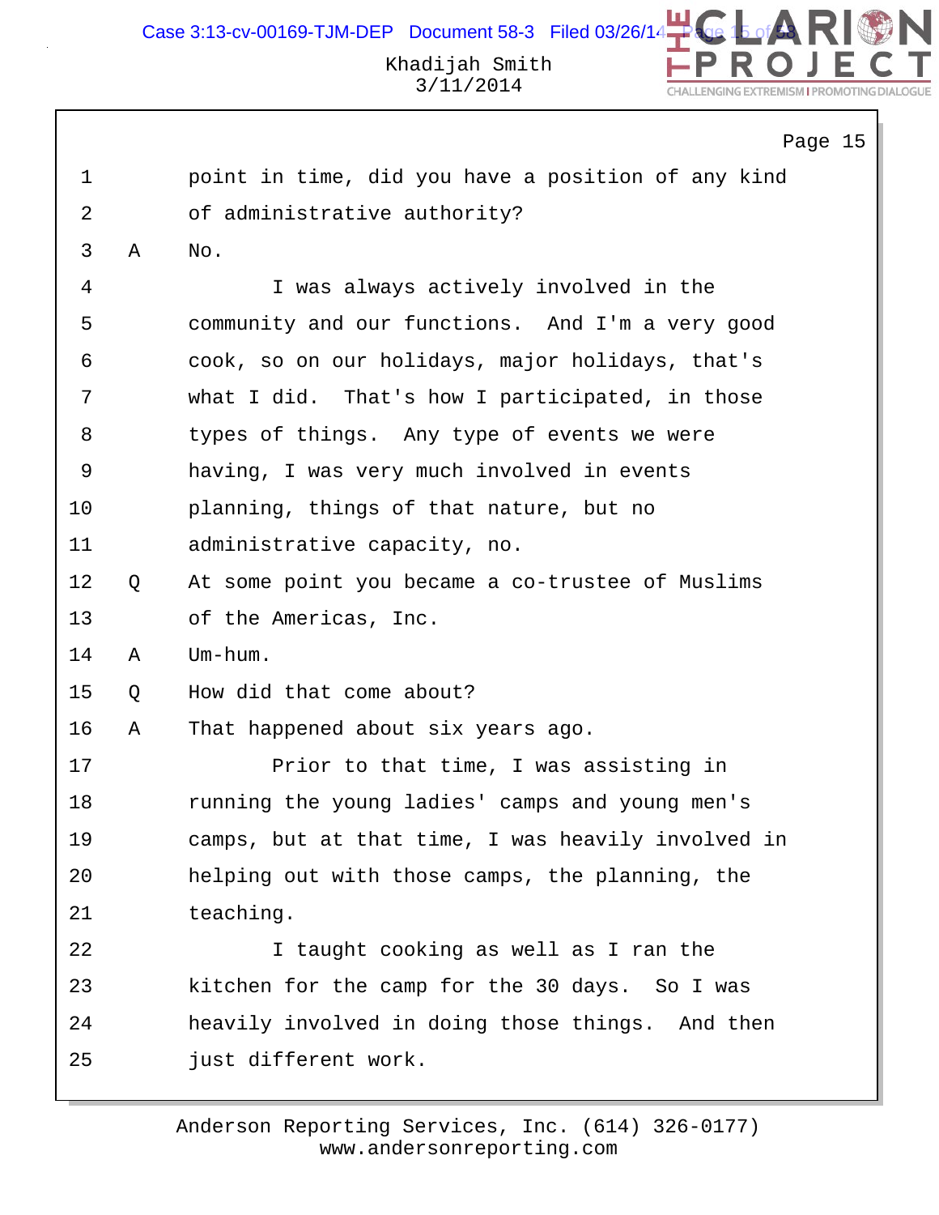Page 15

1 point in time, did you have a position of any kind
2 of administrative authority?
3 A No.
4 I was always actively involved in the
5 community and our functions. And I'm a very good
6 cook, so on our holidays, major holidays, that's
7 what I did. That's how I participated, in those
8 types of things. Any type of events we were
9 having, I was very much involved in events
10 planning, things of that nature, but no
11 administrative capacity, no.
12 Q At some point you became a co-trustee of Muslims
13 of the Americas, Inc.
14 A Um-hum.
15 Q How did that come about?
16 A That happened about six years ago.
17 Prior to that time, I was assisting in
18 running the young ladies' camps and young men's
19 camps, but at that time, I was heavily involved in
20 helping out with those camps, the planning, the
21 teaching.
22 I taught cooking as well as I ran the
23 kitchen for the camp for the 30 days. So I was
24 heavily involved in doing those things. And then
25 just different work.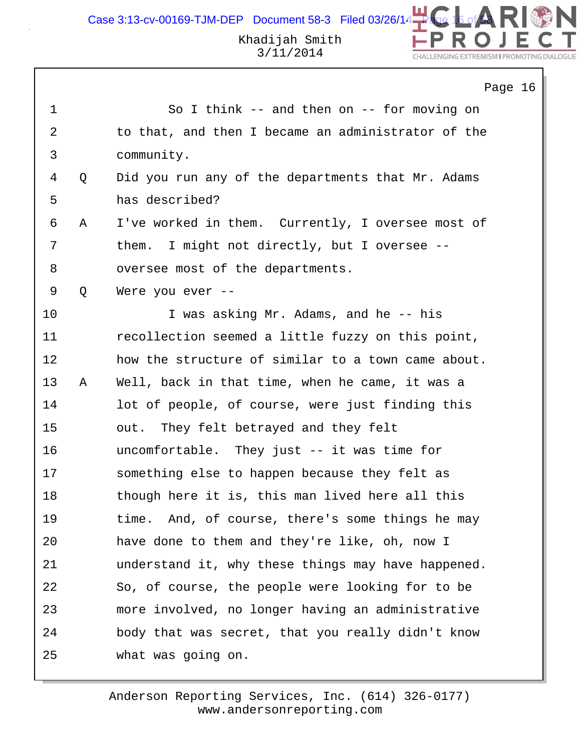So I think -- and then on -- for moving on to that, and then I became an administrator of the community.

Q Did you run any of the departments that Mr. Adams has described?

A I've worked in them. Currently, I oversee most of them. I might not directly, but I oversee -- oversee most of the departments.

Q Were you ever --

I was asking Mr. Adams, and he -- his recollection seemed a little fuzzy on this point, how the structure of similar to a town came about.

A Well, back in that time, when he came, it was a lot of people, of course, were just finding this out. They felt betrayed and they felt uncomfortable. They just -- it was time for something else to happen because they felt as though here it is, this man lived here all this time. And, of course, there's some things he may have done to them and they're like, oh, now I understand it, why these things may have happened. So, of course, the people were looking for to be more involved, no longer having an administrative body that was secret, that you really didn't know what was going on.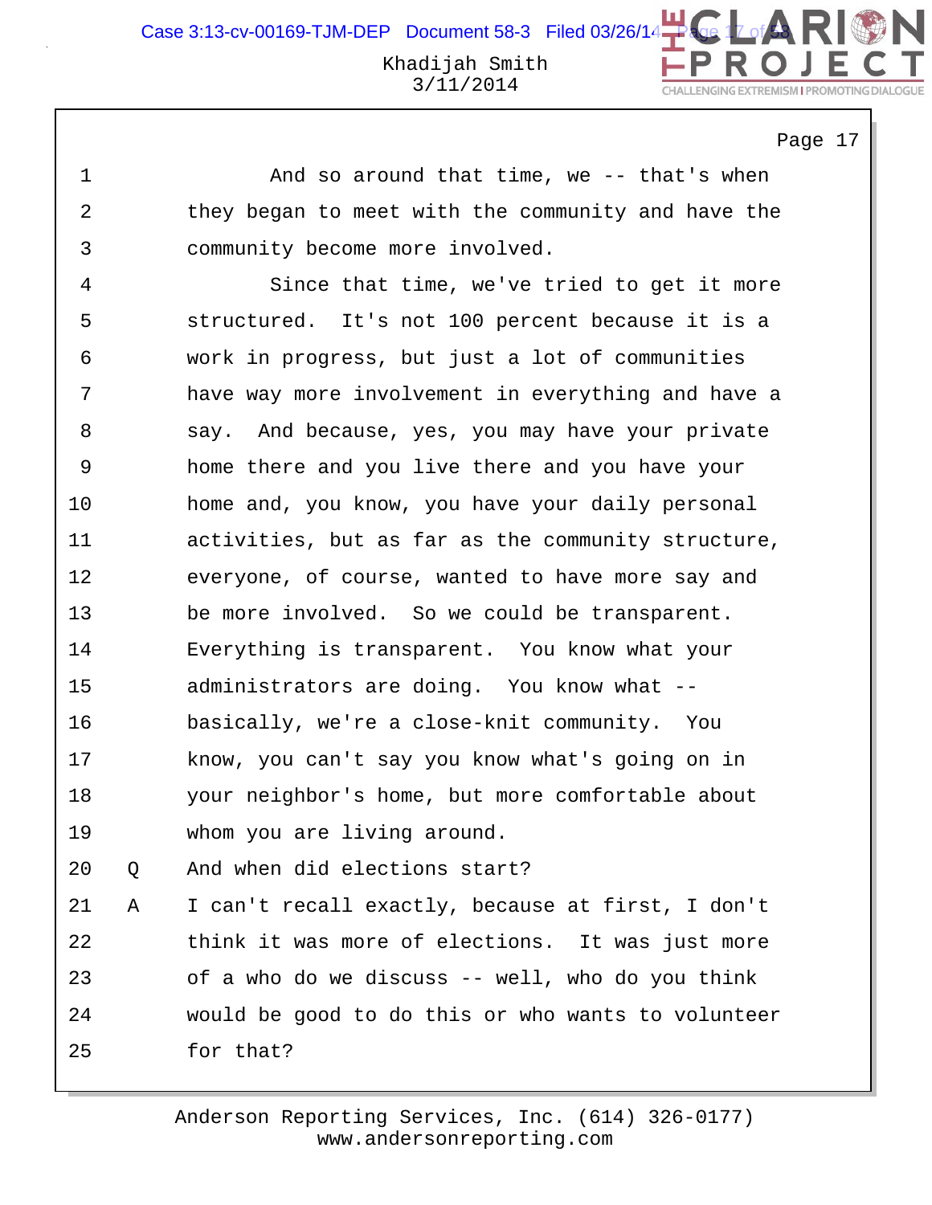And so around that time, we -- that's when they began to meet with the community and have the community become more involved.

Since that time, we've tried to get it more structured. It's not 100 percent because it is a work in progress, but just a lot of communities have way more involvement in everything and have a say. And because, yes, you may have your private home there and you live there and you have your home and, you know, you have your daily personal activities, but as far as the community structure, everyone, of course, wanted to have more say and be more involved. So we could be transparent. Everything is transparent. You know what your administrators are doing. You know what -- basically, we're a close-knit community. You know, you can't say you know what's going on in your neighbor's home, but more comfortable about whom you are living around.

Q And when did elections start?

A I can't recall exactly, because at first, I don't think it was more of elections. It was just more of a who do we discuss -- well, who do you think would be good to do this or who wants to volunteer for that?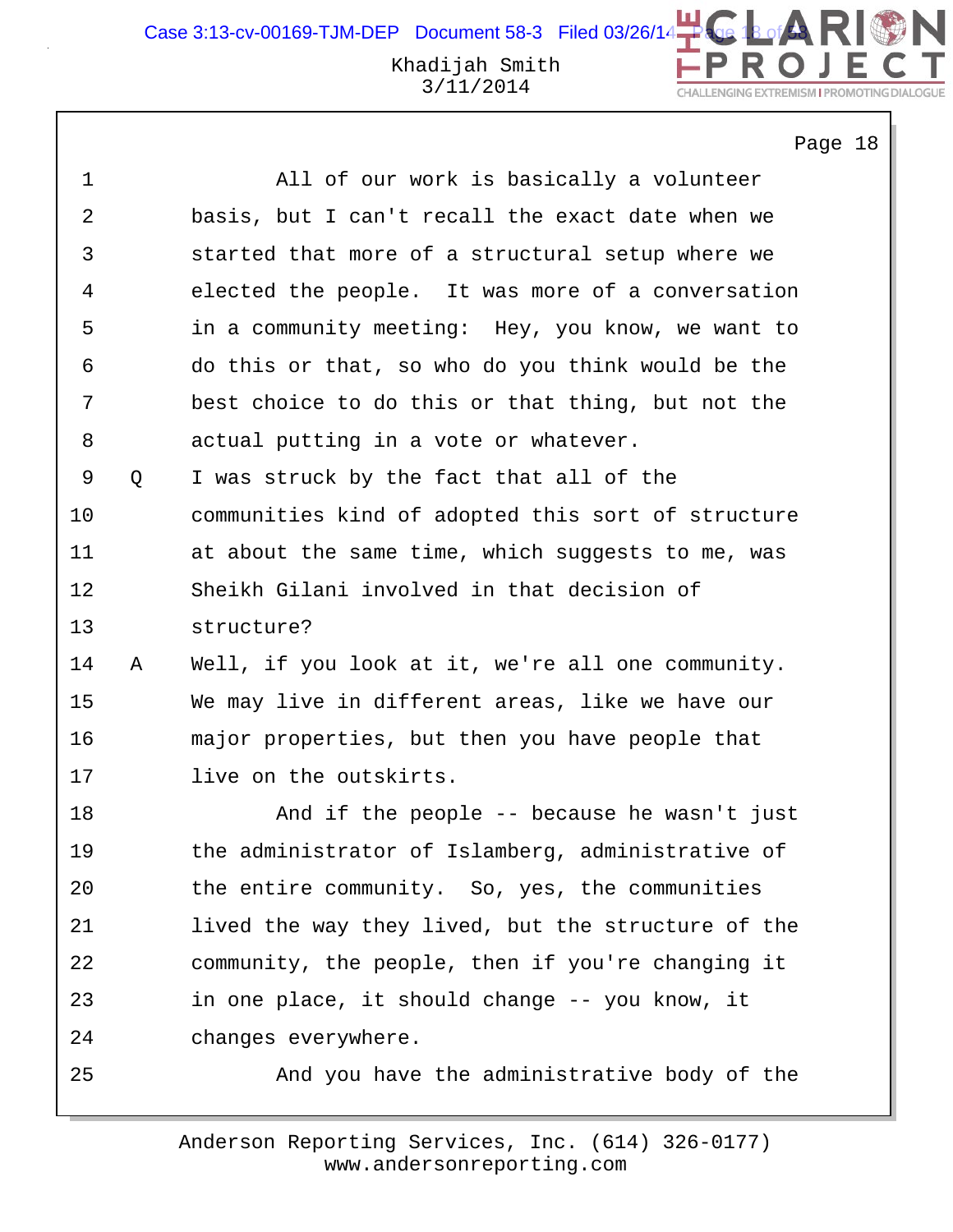1 All of our work is basically a volunteer
2 basis, but I can't recall the exact date when we
3 started that more of a structural setup where we
4 elected the people. It was more of a conversation
5 in a community meeting: Hey, you know, we want to
6 do this or that, so who do you think would be the
7 best choice to do this or that thing, but not the
8 actual putting in a vote or whatever.
9 Q I was struck by the fact that all of the
10 communities kind of adopted this sort of structure
11 at about the same time, which suggests to me, was
12 Sheikh Gilani involved in that decision of
13 structure?
14 A Well, if you look at it, we're all one community.
15 We may live in different areas, like we have our
16 major properties, but then you have people that
17 live on the outskirts.
18 And if the people -- because he wasn't just
19 the administrator of Islamberg, administrative of
20 the entire community. So, yes, the communities
21 lived the way they lived, but the structure of the
22 community, the people, then if you're changing it
23 in one place, it should change -- you know, it
24 changes everywhere.
25 And you have the administrative body of the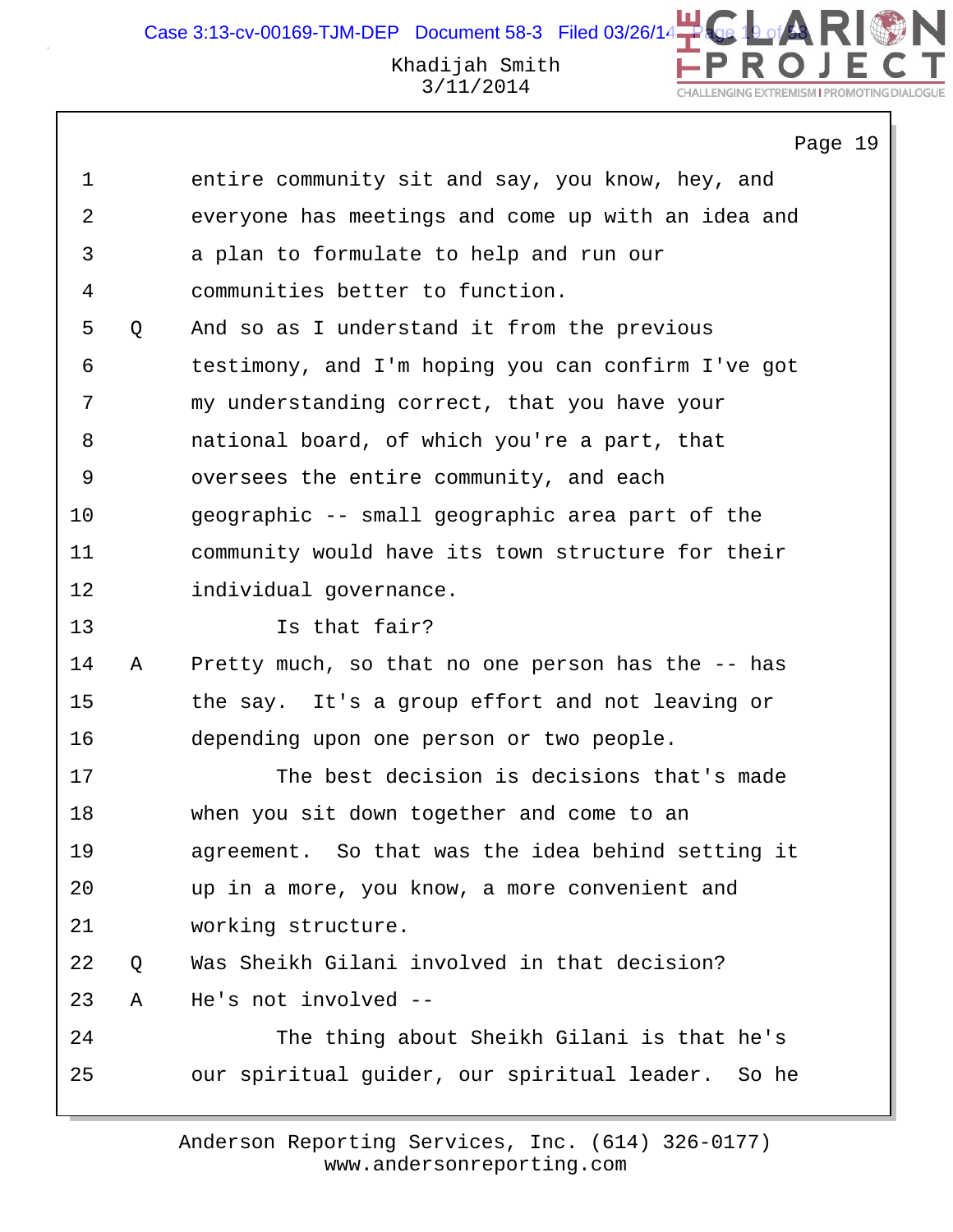1 entire community sit and say, you know, hey, and
2 everyone has meetings and come up with an idea and
3 a plan to formulate to help and run our
4 communities better to function.

5 Q And so as I understand it from the previous
6 testimony, and I'm hoping you can confirm I've got
7 my understanding correct, that you have your
8 national board, of which you're a part, that
9 oversees the entire community, and each
10 geographic -- small geographic area part of the
11 community would have its town structure for their
12 individual governance.
13 Is that fair?

14 A Pretty much, so that no one person has the -- has
15 the say. It's a group effort and not leaving or
16 depending upon one person or two people.
17 The best decision is decisions that's made
18 when you sit down together and come to an
19 agreement. So that was the idea behind setting it
20 up in a more, you know, a more convenient and
21 working structure.

22 Q Was Sheikh Gilani involved in that decision?

23 A He's not involved --
24 The thing about Sheikh Gilani is that he's
25 our spiritual guider, our spiritual leader. So he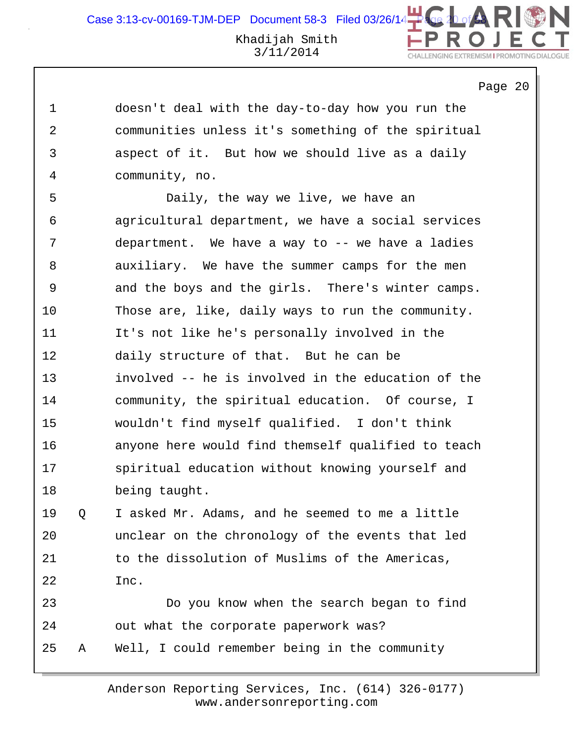doesn't deal with the day-to-day how you run the communities unless it's something of the spiritual aspect of it. But how we should live as a daily community, no.

Daily, the way we live, we have an agricultural department, we have a social services department. We have a way to -- we have a ladies auxiliary. We have the summer camps for the men and the boys and the girls. There's winter camps. Those are, like, daily ways to run the community. It's not like he's personally involved in the daily structure of that. But he can be involved -- he is involved in the education of the community, the spiritual education. Of course, I wouldn't find myself qualified. I don't think anyone here would find themself qualified to teach spiritual education without knowing yourself and being taught.

Q I asked Mr. Adams, and he seemed to me a little unclear on the chronology of the events that led to the dissolution of Muslims of the Americas, Inc.

Do you know when the search began to find out what the corporate paperwork was?

A Well, I could remember being in the community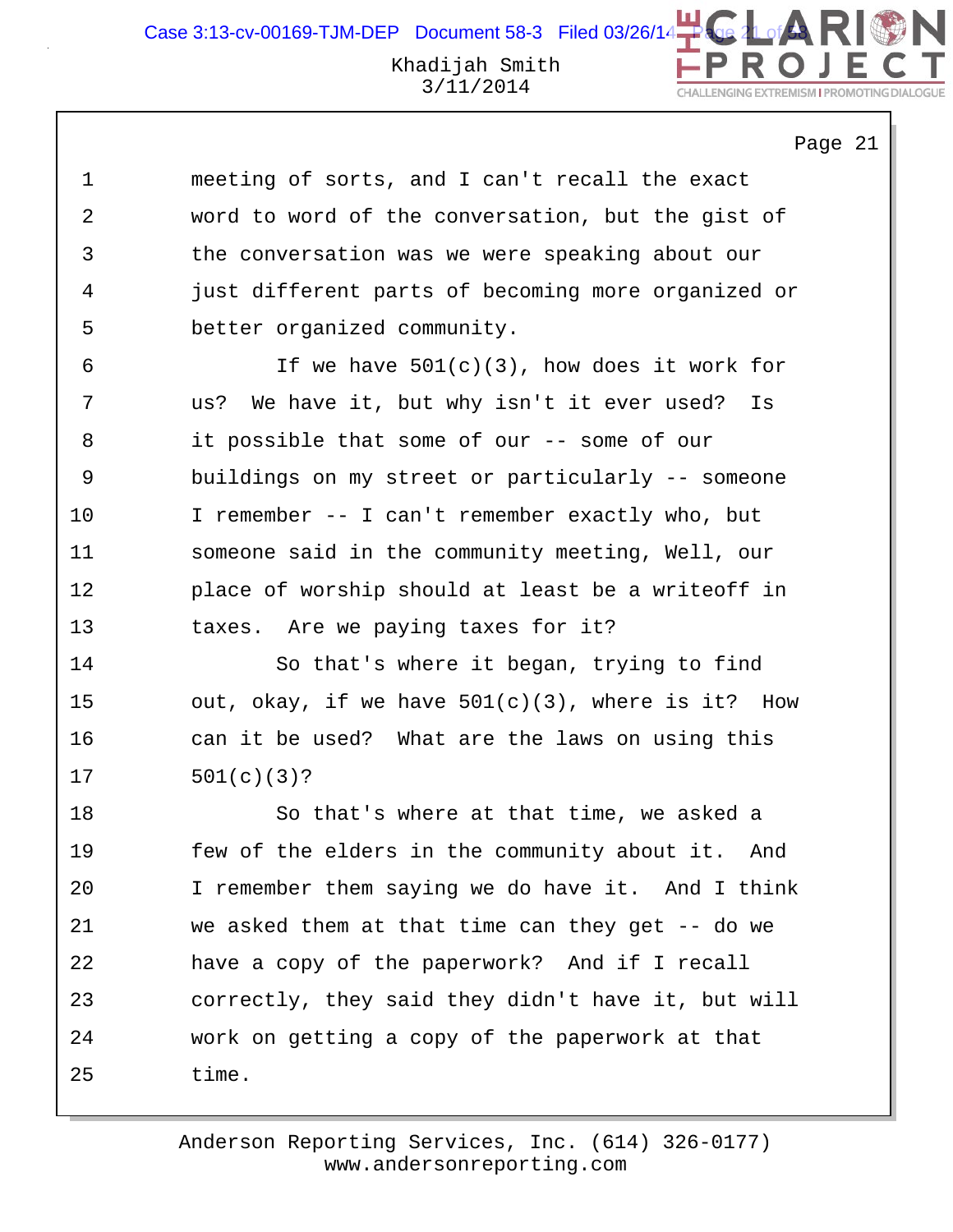meeting of sorts, and I can't recall the exact word to word of the conversation, but the gist of the conversation was we were speaking about our just different parts of becoming more organized or better organized community.

If we have 501(c)(3), how does it work for us? We have it, but why isn't it ever used? Is it possible that some of our -- some of our buildings on my street or particularly -- someone I remember -- I can't remember exactly who, but someone said in the community meeting, Well, our place of worship should at least be a writeoff in taxes. Are we paying taxes for it?

So that's where it began, trying to find out, okay, if we have 501(c)(3), where is it? How can it be used? What are the laws on using this 501(c)(3)?

So that's where at that time, we asked a few of the elders in the community about it. And I remember them saying we do have it. And I think we asked them at that time can they get -- do we have a copy of the paperwork? And if I recall correctly, they said they didn't have it, but will work on getting a copy of the paperwork at that time.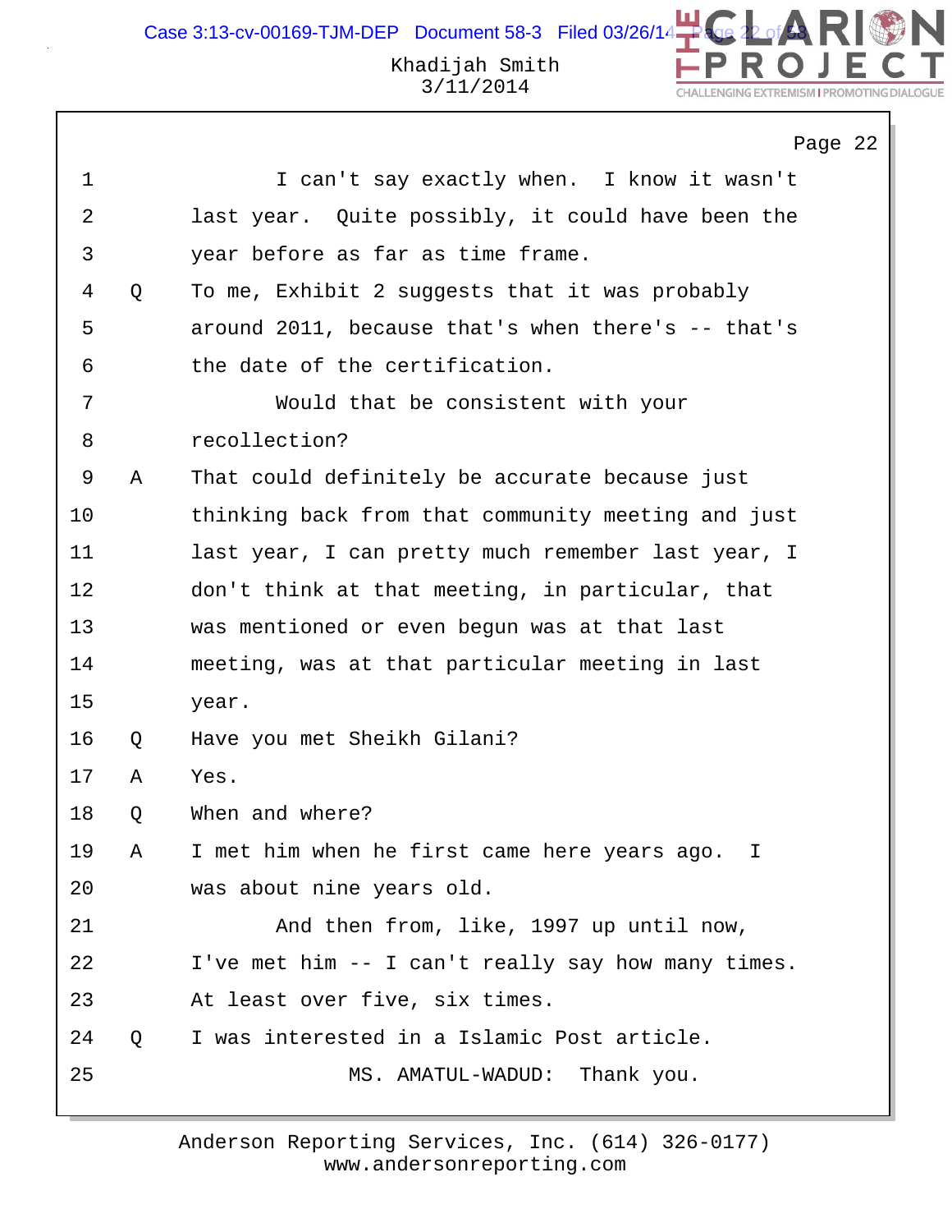Page 22

1 I can't say exactly when. I know it wasn't
2 last year. Quite possibly, it could have been the
3 year before as far as time frame.
4 Q To me, Exhibit 2 suggests that it was probably
5 around 2011, because that's when there's -- that's
6 the date of the certification.
7 Would that be consistent with your
8 recollection?
9 A That could definitely be accurate because just
10 thinking back from that community meeting and just
11 last year, I can pretty much remember last year, I
12 don't think at that meeting, in particular, that
13 was mentioned or even begun was at that last
14 meeting, was at that particular meeting in last
15 year.
16 Q Have you met Sheikh Gilani?
17 A Yes.
18 Q When and where?
19 A I met him when he first came here years ago. I
20 was about nine years old.
21 And then from, like, 1997 up until now,
22 I've met him -- I can't really say how many times.
23 At least over five, six times.
24 Q I was interested in a Islamic Post article.
25 MS. AMATUL-WADUD: Thank you.

Anderson Reporting Services, Inc. (614) 326-0177
www.andersonreporting.com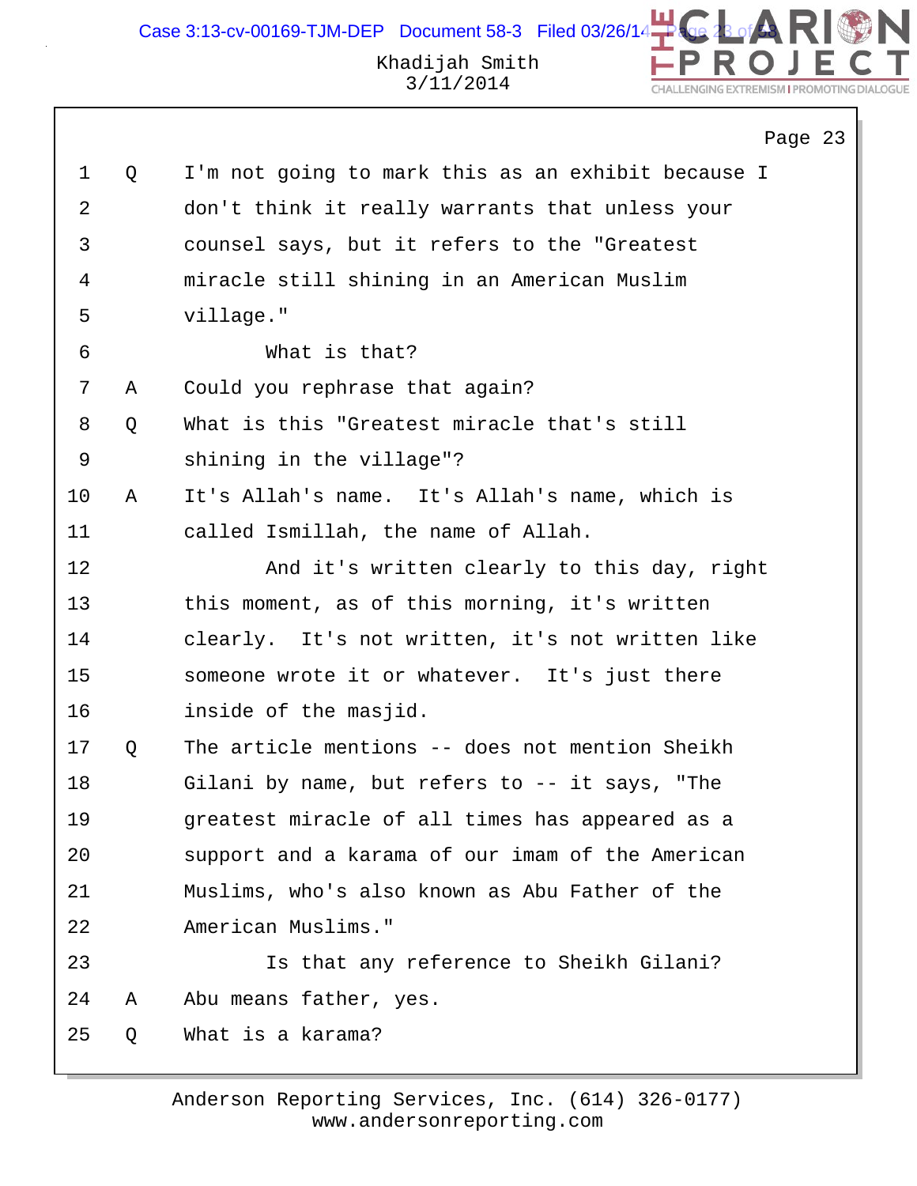1 Q I'm not going to mark this as an exhibit because I
2 don't think it really warrants that unless your
3 counsel says, but it refers to the "Greatest
4 miracle still shining in an American Muslim
5 village."
6 What is that?
7 A Could you rephrase that again?
8 Q What is this "Greatest miracle that's still
9 shining in the village"?
10 A It's Allah's name. It's Allah's name, which is
11 called Ismillah, the name of Allah.
12 And it's written clearly to this day, right
13 this moment, as of this morning, it's written
14 clearly. It's not written, it's not written like
15 someone wrote it or whatever. It's just there
16 inside of the masjid.
17 Q The article mentions -- does not mention Sheikh
18 Gilani by name, but refers to -- it says, "The
19 greatest miracle of all times has appeared as a
20 support and a karama of our imam of the American
21 Muslims, who's also known as Abu Father of the
22 American Muslims."
23 Is that any reference to Sheikh Gilani?
24 A Abu means father, yes.
25 Q What is a karama?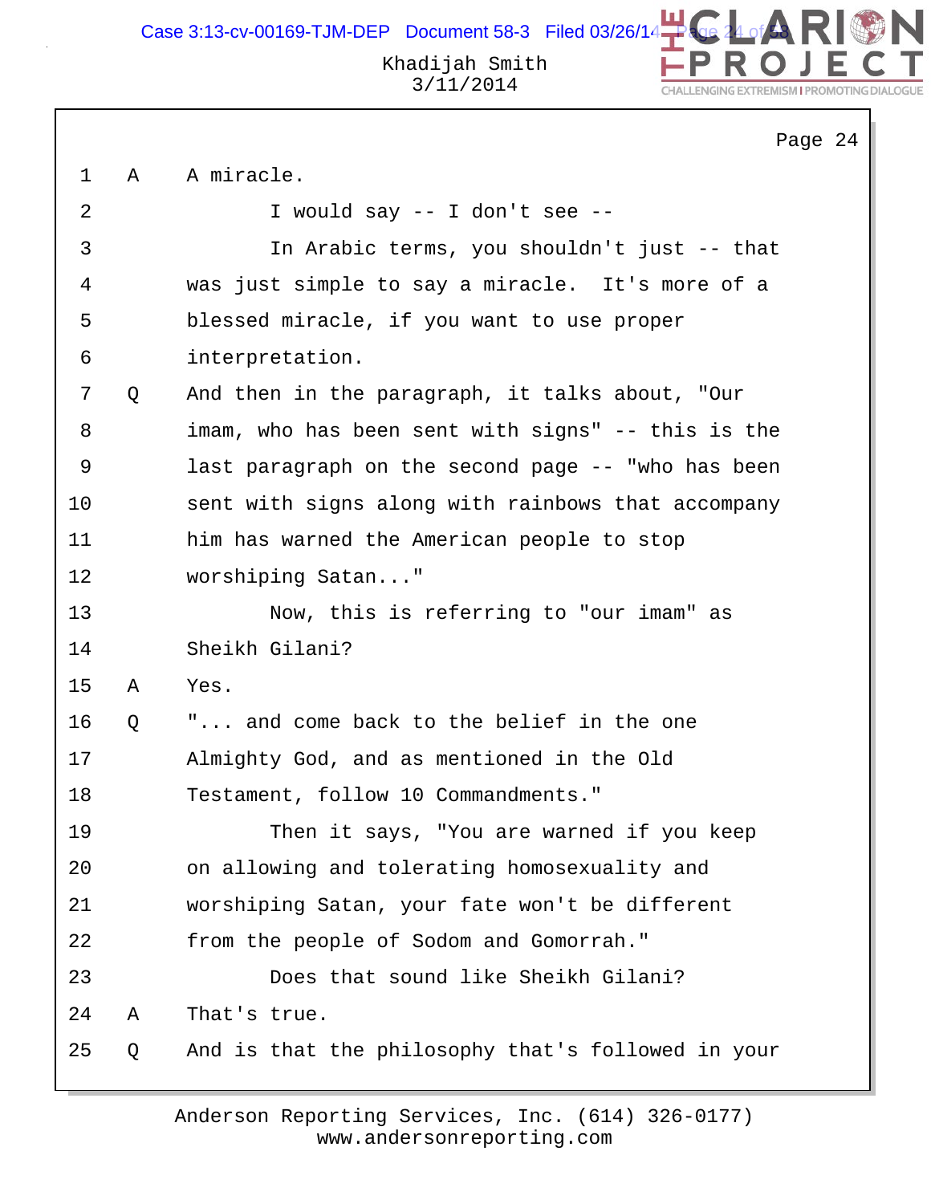Khadijah Smith
3/11/2014

Page 24

```
 1   A    A miracle.
 2             I would say -- I don't see --
 3             In Arabic terms, you shouldn't just -- that
 4        was just simple to say a miracle.  It's more of a
 5        blessed miracle, if you want to use proper
 6        interpretation.
 7   Q    And then in the paragraph, it talks about, "Our
 8        imam, who has been sent with signs" -- this is the
 9        last paragraph on the second page -- "who has been
10        sent with signs along with rainbows that accompany
11        him has warned the American people to stop
12        worshiping Satan..."
13             Now, this is referring to "our imam" as
14        Sheikh Gilani?
15   A    Yes.
16   Q    "... and come back to the belief in the one
17        Almighty God, and as mentioned in the Old
18        Testament, follow 10 Commandments."
19             Then it says, "You are warned if you keep
20        on allowing and tolerating homosexuality and
21        worshiping Satan, your fate won't be different
22        from the people of Sodom and Gomorrah."
23             Does that sound like Sheikh Gilani?
24   A    That's true.
25   Q    And is that the philosophy that's followed in your
```

Anderson Reporting Services, Inc. (614) 326-0177)
www.andersonreporting.com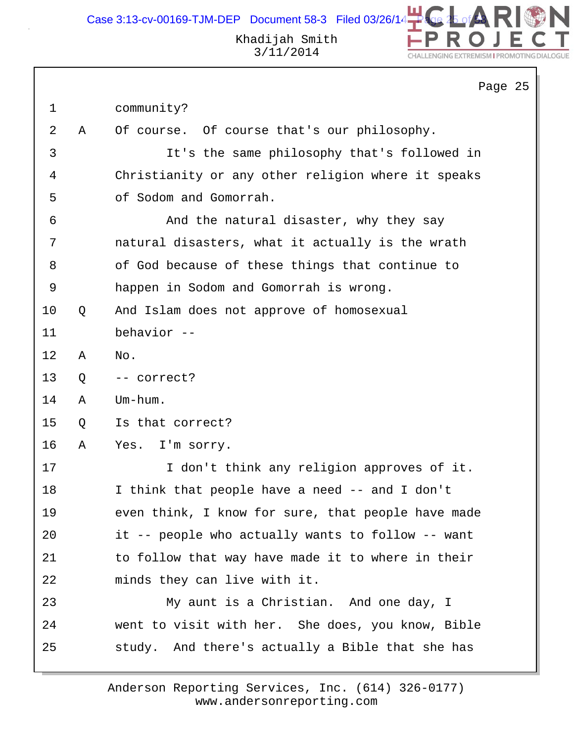community?

A Of course. Of course that's our philosophy.

It's the same philosophy that's followed in Christianity or any other religion where it speaks of Sodom and Gomorrah.

And the natural disaster, why they say natural disasters, what it actually is the wrath of God because of these things that continue to happen in Sodom and Gomorrah is wrong.

Q And Islam does not approve of homosexual behavior --

A No.

Q -- correct?

A Um-hum.

Q Is that correct?

A Yes. I'm sorry.

I don't think any religion approves of it. I think that people have a need -- and I don't even think, I know for sure, that people have made it -- people who actually wants to follow -- want to follow that way have made it to where in their minds they can live with it.

My aunt is a Christian. And one day, I went to visit with her. She does, you know, Bible study. And there's actually a Bible that she has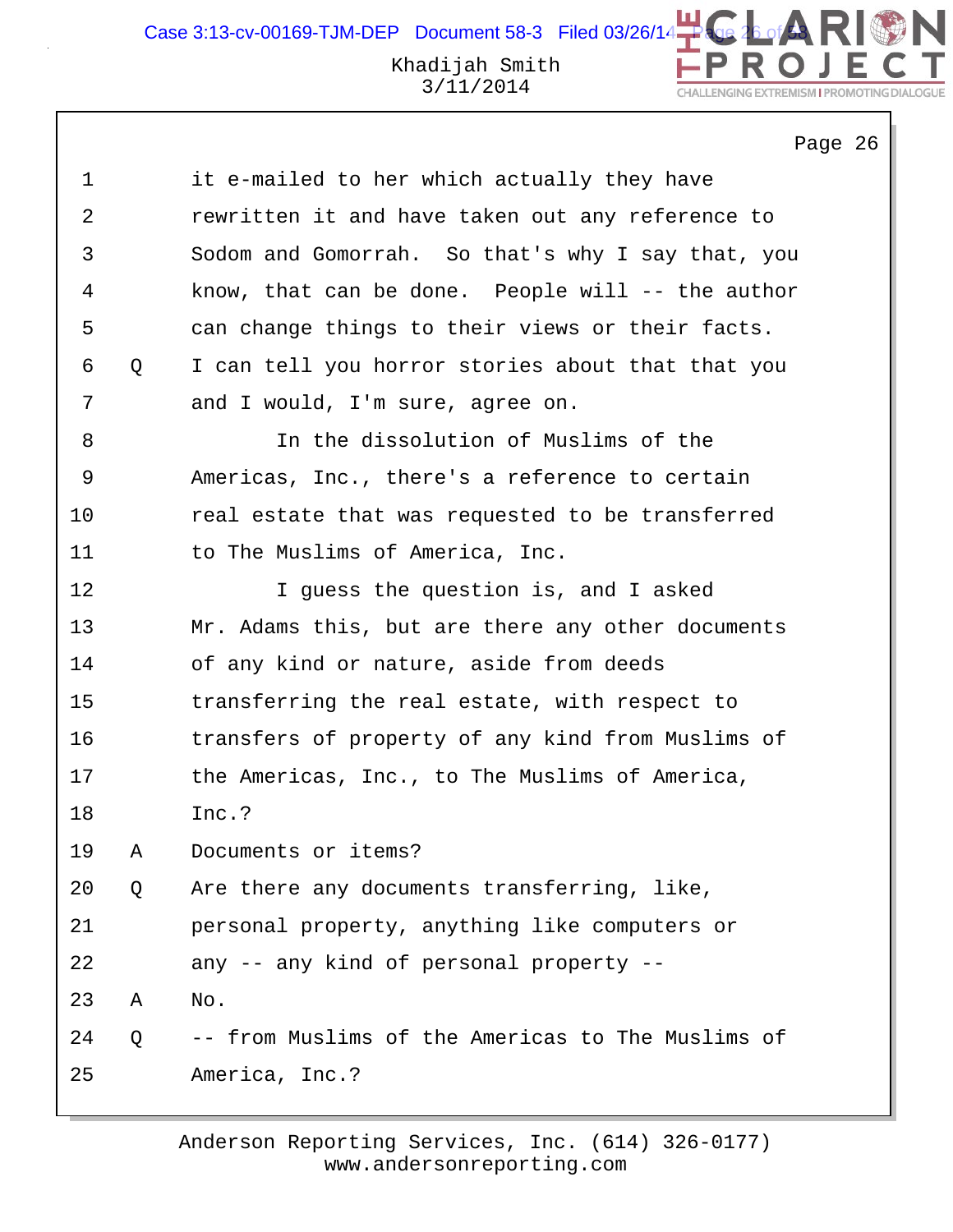it e-mailed to her which actually they have rewritten it and have taken out any reference to Sodom and Gomorrah. So that's why I say that, you know, that can be done. People will -- the author can change things to their views or their facts.

Q I can tell you horror stories about that that you and I would, I'm sure, agree on.

In the dissolution of Muslims of the Americas, Inc., there's a reference to certain real estate that was requested to be transferred to The Muslims of America, Inc.

I guess the question is, and I asked Mr. Adams this, but are there any other documents of any kind or nature, aside from deeds transferring the real estate, with respect to transfers of property of any kind from Muslims of the Americas, Inc., to The Muslims of America, Inc.?

A Documents or items?

Q Are there any documents transferring, like, personal property, anything like computers or any -- any kind of personal property --

A No.

Q -- from Muslims of the Americas to The Muslims of America, Inc.?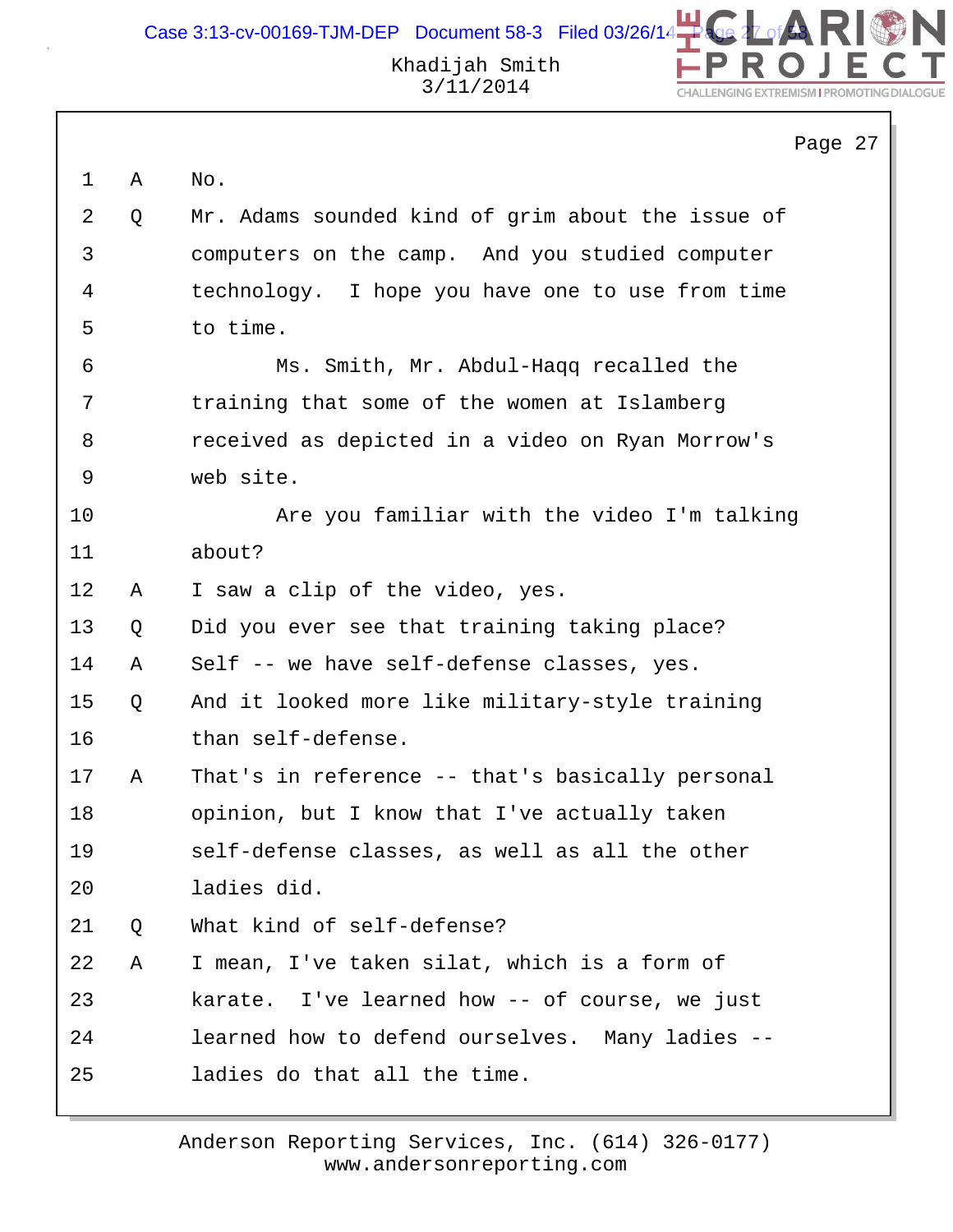1 A No.

2 Q Mr. Adams sounded kind of grim about the issue of

3 computers on the camp. And you studied computer

4 technology. I hope you have one to use from time

5 to time.

6 Ms. Smith, Mr. Abdul-Haqq recalled the

7 training that some of the women at Islamberg

8 received as depicted in a video on Ryan Morrow's

9 web site.

10 Are you familiar with the video I'm talking

11 about?

12 A I saw a clip of the video, yes.

13 Q Did you ever see that training taking place?

14 A Self -- we have self-defense classes, yes.

15 Q And it looked more like military-style training

16 than self-defense.

17 A That's in reference -- that's basically personal

18 opinion, but I know that I've actually taken

19 self-defense classes, as well as all the other

20 ladies did.

21 Q What kind of self-defense?

22 A I mean, I've taken silat, which is a form of

23 karate. I've learned how -- of course, we just

24 learned how to defend ourselves. Many ladies --

25 ladies do that all the time.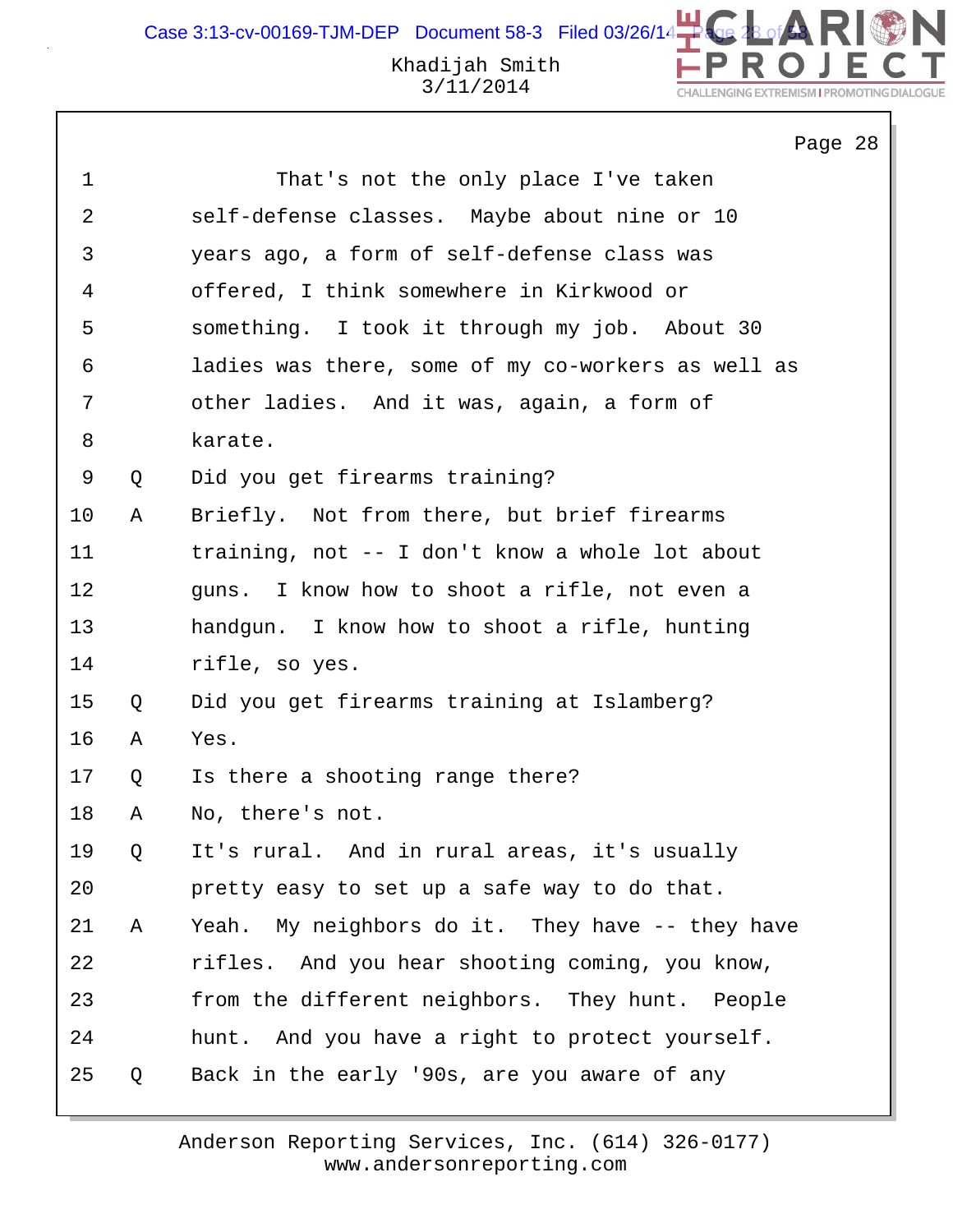Page 28

1 That's not the only place I've taken
2 self-defense classes. Maybe about nine or 10
3 years ago, a form of self-defense class was
4 offered, I think somewhere in Kirkwood or
5 something. I took it through my job. About 30
6 ladies was there, some of my co-workers as well as
7 other ladies. And it was, again, a form of
8 karate.
9 Q Did you get firearms training?
10 A Briefly. Not from there, but brief firearms
11 training, not -- I don't know a whole lot about
12 guns. I know how to shoot a rifle, not even a
13 handgun. I know how to shoot a rifle, hunting
14 rifle, so yes.
15 Q Did you get firearms training at Islamberg?
16 A Yes.
17 Q Is there a shooting range there?
18 A No, there's not.
19 Q It's rural. And in rural areas, it's usually
20 pretty easy to set up a safe way to do that.
21 A Yeah. My neighbors do it. They have -- they have
22 rifles. And you hear shooting coming, you know,
23 from the different neighbors. They hunt. People
24 hunt. And you have a right to protect yourself.
25 Q Back in the early '90s, are you aware of any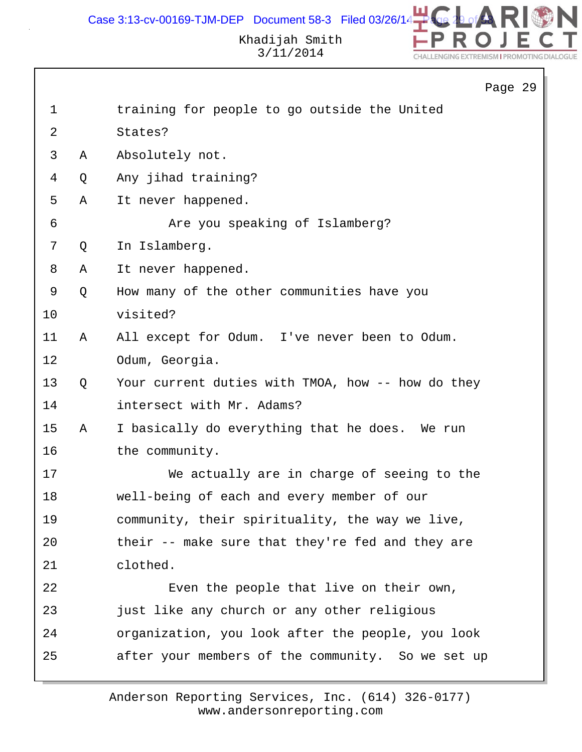Khadijah Smith
3/11/2014

```
 1          training for people to go outside the United
 2          States?
 3    A     Absolutely not.
 4    Q     Any jihad training?
 5    A     It never happened.
 6                Are you speaking of Islamberg?
 7    Q     In Islamberg.
 8    A     It never happened.
 9    Q     How many of the other communities have you
10          visited?
11    A     All except for Odum.  I've never been to Odum.
12          Odum, Georgia.
13    Q     Your current duties with TMOA, how -- how do they
14          intersect with Mr. Adams?
15    A     I basically do everything that he does.  We run
16          the community.
17                We actually are in charge of seeing to the
18          well-being of each and every member of our
19          community, their spirituality, the way we live,
20          their -- make sure that they're fed and they are
21          clothed.
22                Even the people that live on their own,
23          just like any church or any other religious
24          organization, you look after the people, you look
25          after your members of the community.  So we set up
```

Anderson Reporting Services, Inc. (614) 326-0177)
www.andersonreporting.com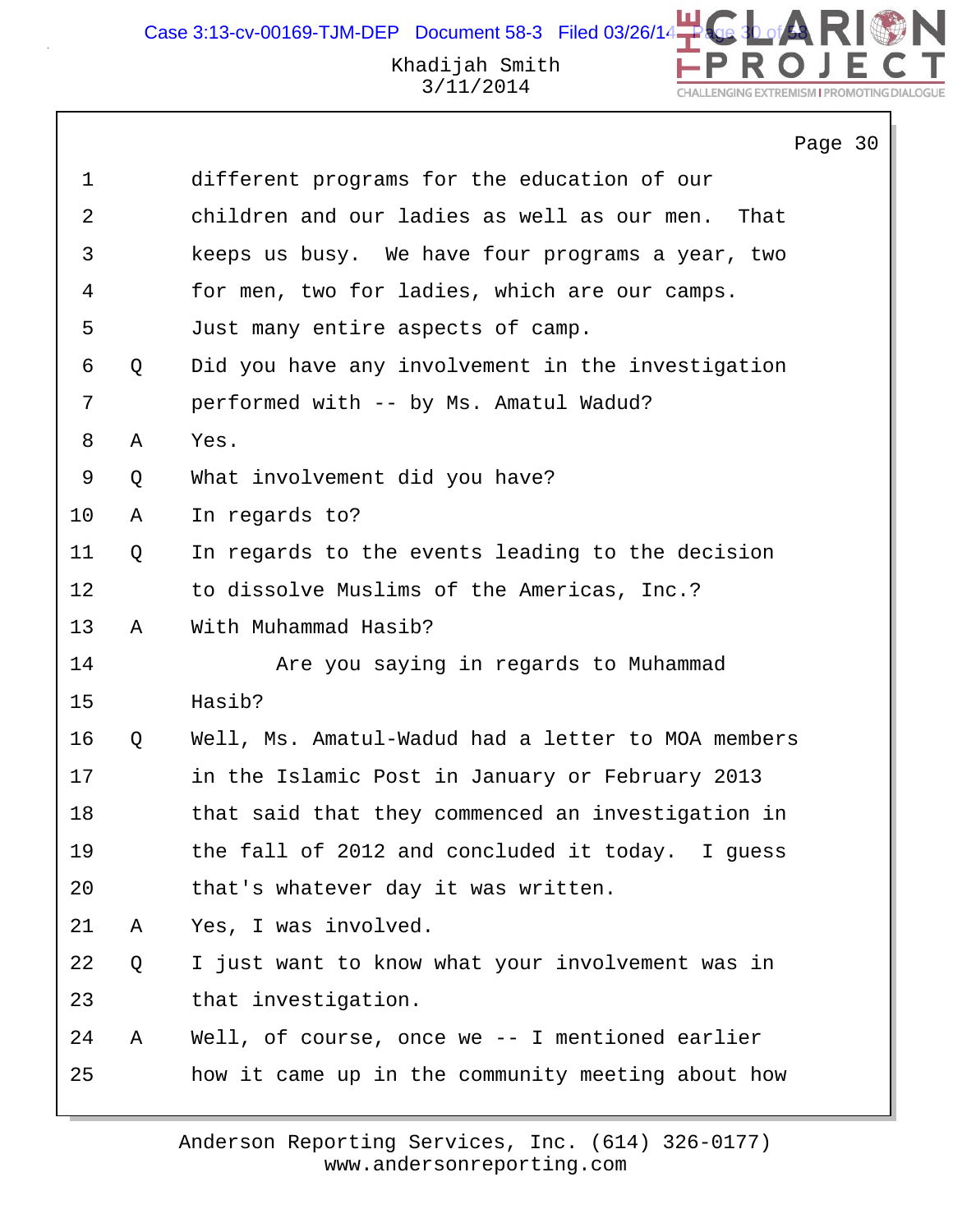different programs for the education of our children and our ladies as well as our men. That keeps us busy. We have four programs a year, two for men, two for ladies, which are our camps. Just many entire aspects of camp.

Q Did you have any involvement in the investigation performed with -- by Ms. Amatul Wadud?

A Yes.

Q What involvement did you have?

A In regards to?

Q In regards to the events leading to the decision to dissolve Muslims of the Americas, Inc.?

A With Muhammad Hasib?

Are you saying in regards to Muhammad Hasib?

Q Well, Ms. Amatul-Wadud had a letter to MOA members in the Islamic Post in January or February 2013 that said that they commenced an investigation in the fall of 2012 and concluded it today. I guess that's whatever day it was written.

A Yes, I was involved.

Q I just want to know what your involvement was in that investigation.

A Well, of course, once we -- I mentioned earlier how it came up in the community meeting about how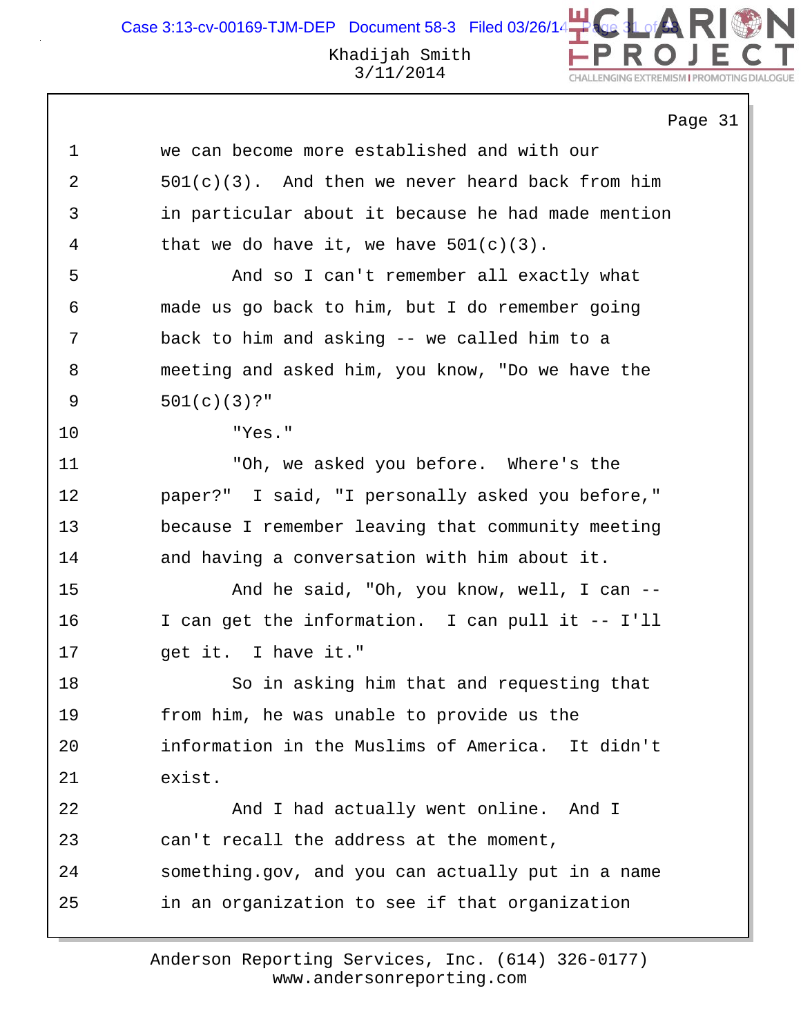we can become more established and with our 501(c)(3). And then we never heard back from him in particular about it because he had made mention that we do have it, we have 501(c)(3).

And so I can't remember all exactly what made us go back to him, but I do remember going back to him and asking -- we called him to a meeting and asked him, you know, "Do we have the 501(c)(3)?"

"Yes."

"Oh, we asked you before. Where's the paper?" I said, "I personally asked you before," because I remember leaving that community meeting and having a conversation with him about it.

And he said, "Oh, you know, well, I can -- I can get the information. I can pull it -- I'll get it. I have it."

So in asking him that and requesting that from him, he was unable to provide us the information in the Muslims of America. It didn't exist.

And I had actually went online. And I can't recall the address at the moment, something.gov, and you can actually put in a name in an organization to see if that organization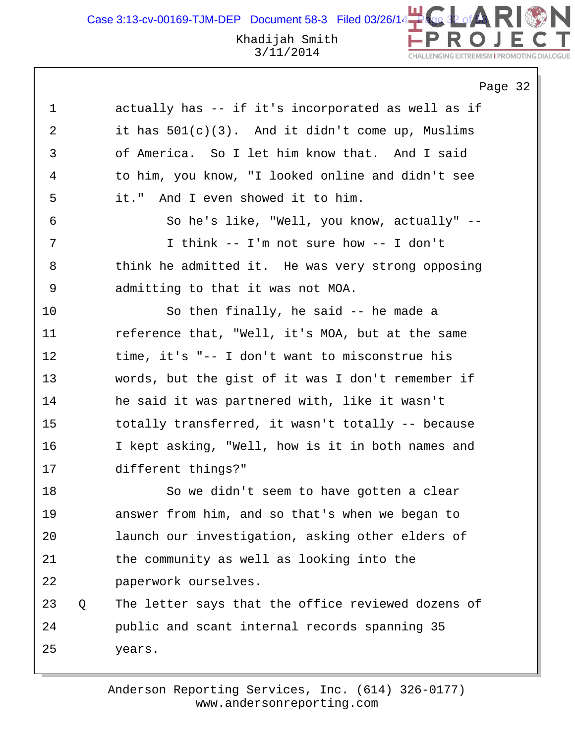actually has -- if it's incorporated as well as if it has 501(c)(3). And it didn't come up, Muslims of America. So I let him know that. And I said to him, you know, "I looked online and didn't see it." And I even showed it to him.

So he's like, "Well, you know, actually" --

I think -- I'm not sure how -- I don't think he admitted it. He was very strong opposing admitting to that it was not MOA.

So then finally, he said -- he made a reference that, "Well, it's MOA, but at the same time, it's "-- I don't want to misconstrue his words, but the gist of it was I don't remember if he said it was partnered with, like it wasn't totally transferred, it wasn't totally -- because I kept asking, "Well, how is it in both names and different things?"

So we didn't seem to have gotten a clear answer from him, and so that's when we began to launch our investigation, asking other elders of the community as well as looking into the paperwork ourselves.

Q The letter says that the office reviewed dozens of public and scant internal records spanning 35 years.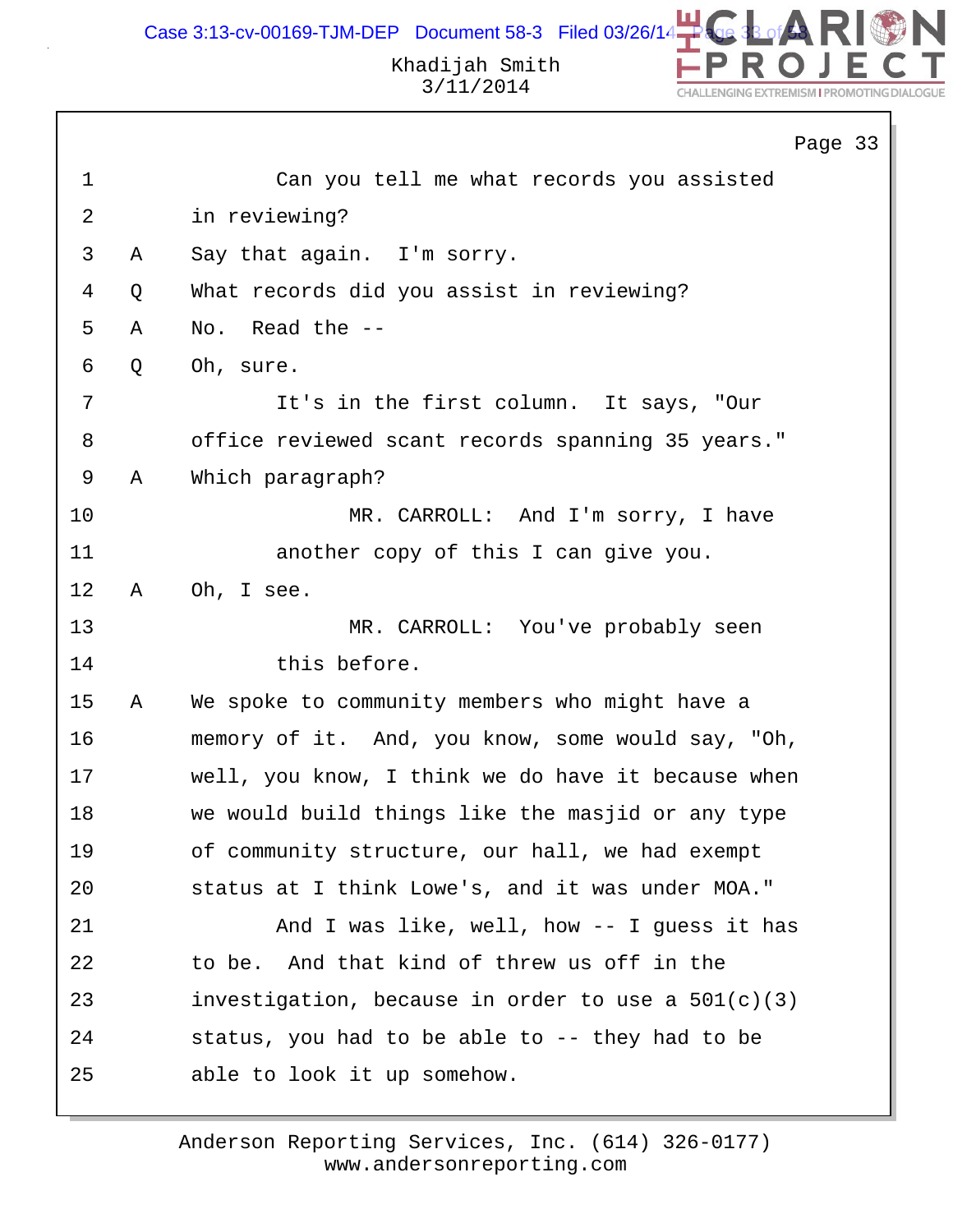Page 33

1 Can you tell me what records you assisted
2 in reviewing?
3 A Say that again. I'm sorry.
4 Q What records did you assist in reviewing?
5 A No. Read the --
6 Q Oh, sure.
7 It's in the first column. It says, "Our
8 office reviewed scant records spanning 35 years."
9 A Which paragraph?
10 MR. CARROLL: And I'm sorry, I have
11 another copy of this I can give you.
12 A Oh, I see.
13 MR. CARROLL: You've probably seen
14 this before.
15 A We spoke to community members who might have a
16 memory of it. And, you know, some would say, "Oh,
17 well, you know, I think we do have it because when
18 we would build things like the masjid or any type
19 of community structure, our hall, we had exempt
20 status at I think Lowe's, and it was under MOA."
21 And I was like, well, how -- I guess it has
22 to be. And that kind of threw us off in the
23 investigation, because in order to use a 501(c)(3)
24 status, you had to be able to -- they had to be
25 able to look it up somehow.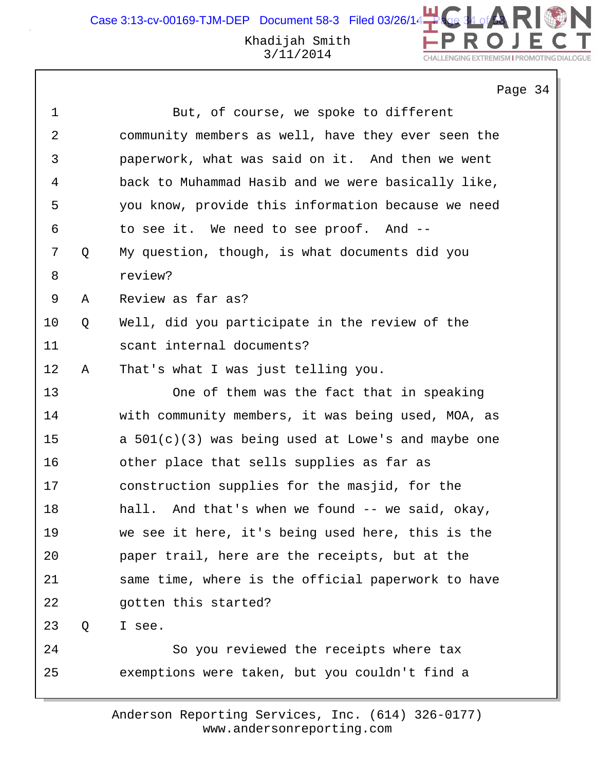But, of course, we spoke to different community members as well, have they ever seen the paperwork, what was said on it. And then we went back to Muhammad Hasib and we were basically like, you know, provide this information because we need to see it. We need to see proof. And --

Q My question, though, is what documents did you review?

A Review as far as?

Q Well, did you participate in the review of the scant internal documents?

A That's what I was just telling you.

One of them was the fact that in speaking with community members, it was being used, MOA, as a 501(c)(3) was being used at Lowe's and maybe one other place that sells supplies as far as construction supplies for the masjid, for the hall. And that's when we found -- we said, okay, we see it here, it's being used here, this is the paper trail, here are the receipts, but at the same time, where is the official paperwork to have gotten this started?

Q I see.

So you reviewed the receipts where tax exemptions were taken, but you couldn't find a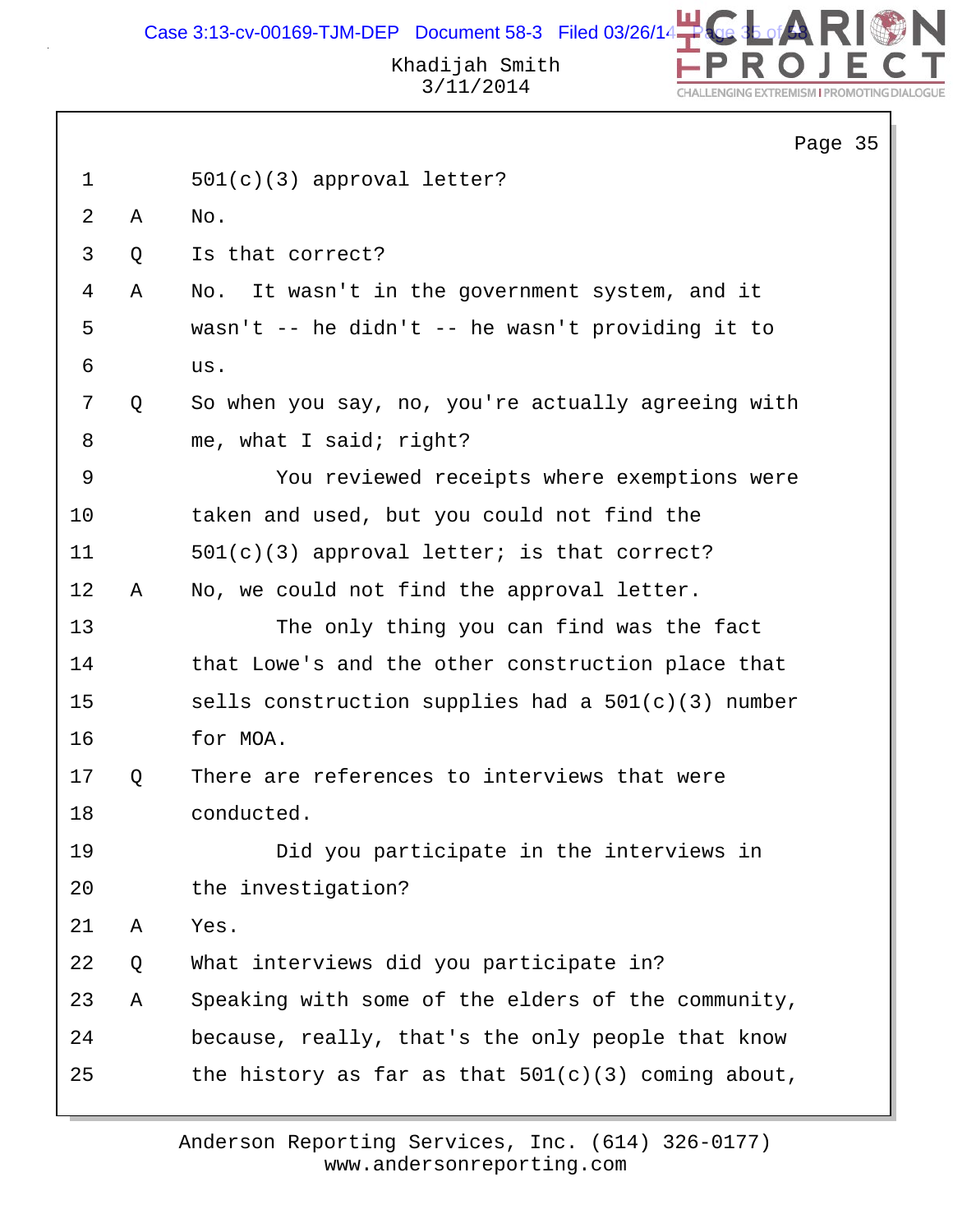1 501(c)(3) approval letter?

2 A No.

3 Q Is that correct?

4 A No. It wasn't in the government system, and it

5 wasn't -- he didn't -- he wasn't providing it to

6 us.

7 Q So when you say, no, you're actually agreeing with

8 me, what I said; right?

9 You reviewed receipts where exemptions were

10 taken and used, but you could not find the

11 501(c)(3) approval letter; is that correct?

12 A No, we could not find the approval letter.

13 The only thing you can find was the fact

14 that Lowe's and the other construction place that

15 sells construction supplies had a 501(c)(3) number

16 for MOA.

17 Q There are references to interviews that were

18 conducted.

19 Did you participate in the interviews in

20 the investigation?

21 A Yes.

22 Q What interviews did you participate in?

23 A Speaking with some of the elders of the community,

24 because, really, that's the only people that know

25 the history as far as that 501(c)(3) coming about,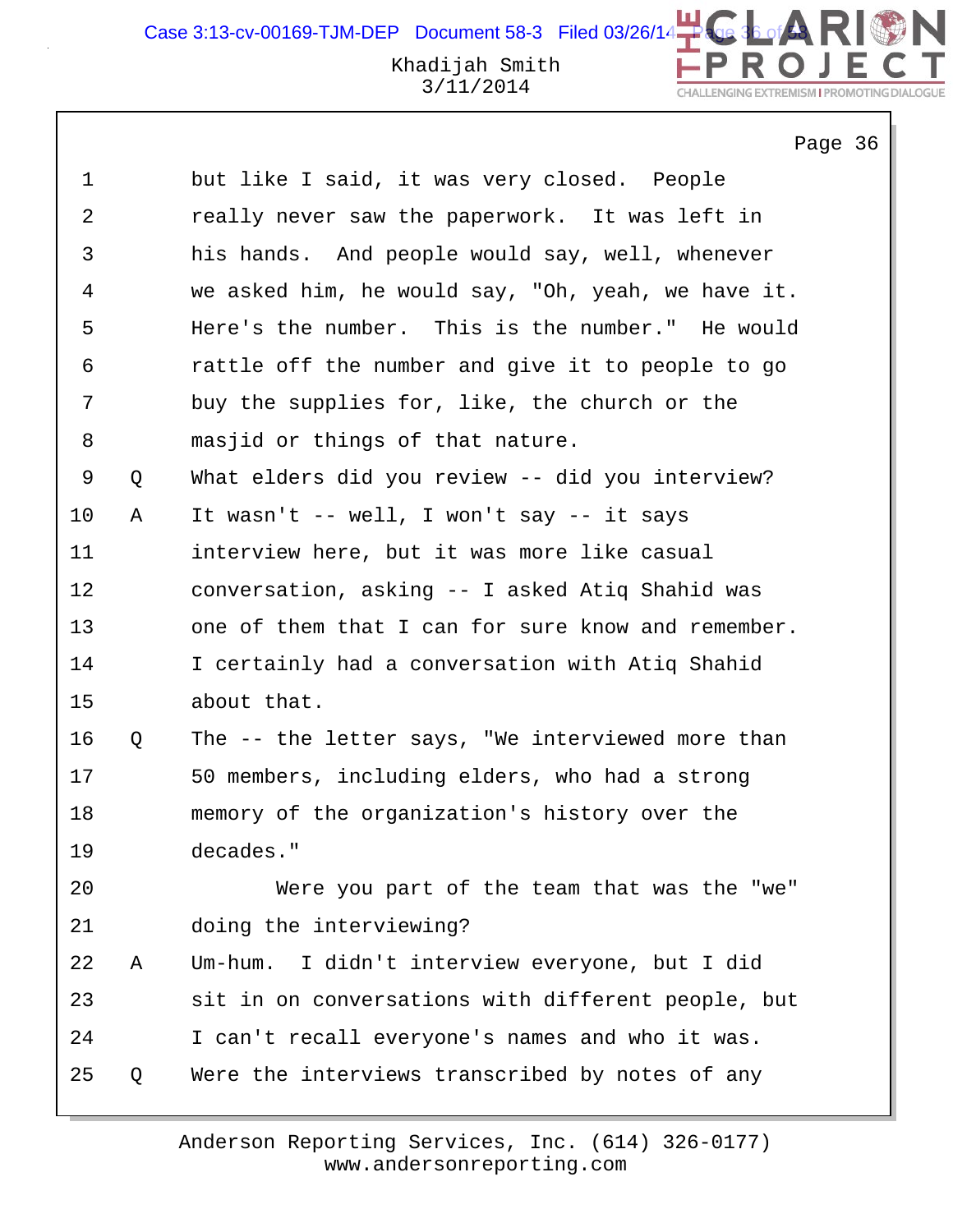but like I said, it was very closed. People really never saw the paperwork. It was left in his hands. And people would say, well, whenever we asked him, he would say, "Oh, yeah, we have it. Here's the number. This is the number." He would rattle off the number and give it to people to go buy the supplies for, like, the church or the masjid or things of that nature.

Q What elders did you review -- did you interview?

A It wasn't -- well, I won't say -- it says interview here, but it was more like casual conversation, asking -- I asked Atiq Shahid was one of them that I can for sure know and remember. I certainly had a conversation with Atiq Shahid about that.

Q The -- the letter says, "We interviewed more than 50 members, including elders, who had a strong memory of the organization's history over the decades."

Were you part of the team that was the "we" doing the interviewing?

A Um-hum. I didn't interview everyone, but I did sit in on conversations with different people, but I can't recall everyone's names and who it was.

Q Were the interviews transcribed by notes of any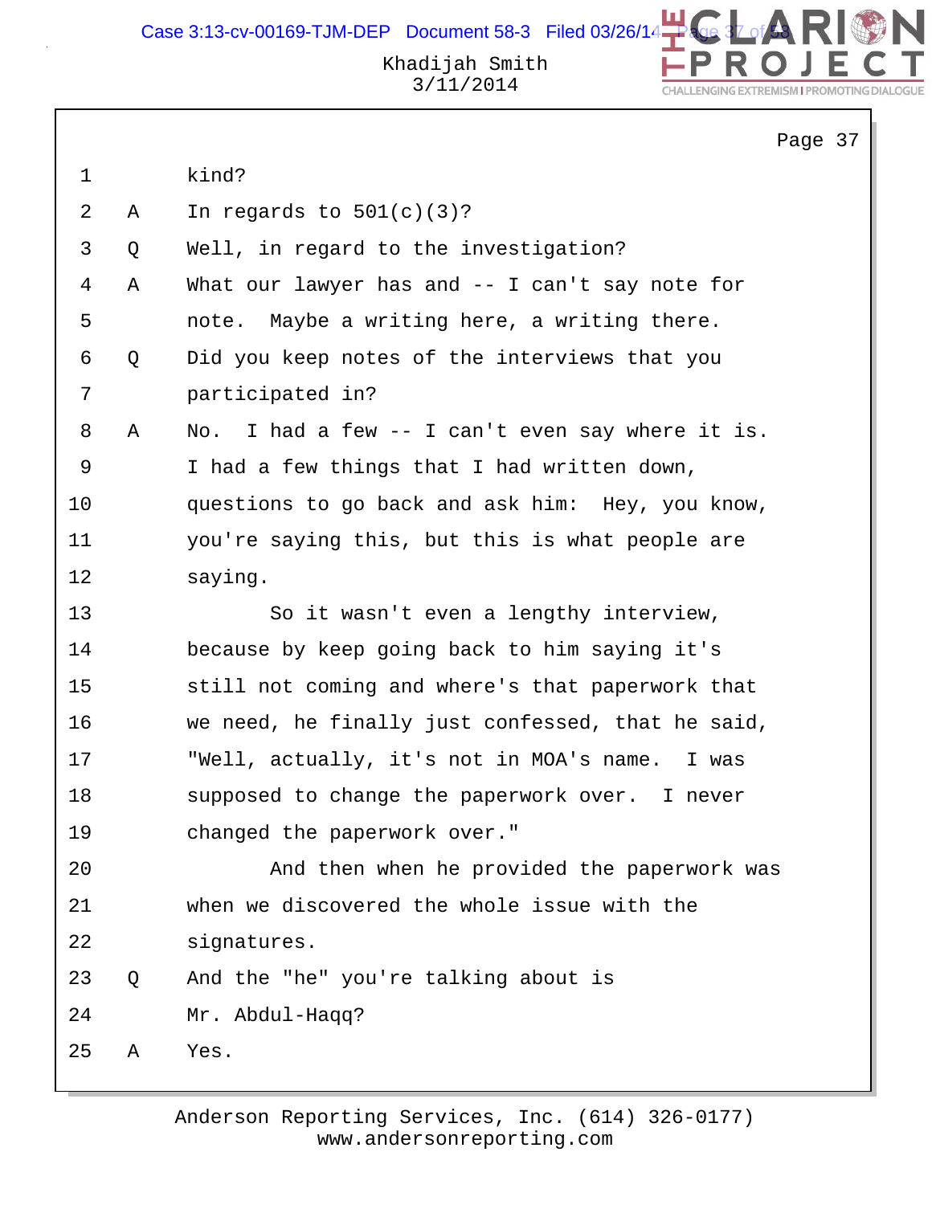```
1          kind?
2     A    In regards to 501(c)(3)?
3     Q    Well, in regard to the investigation?
4     A    What our lawyer has and -- I can't say note for
5          note.  Maybe a writing here, a writing there.
6     Q    Did you keep notes of the interviews that you
7          participated in?
8     A    No.  I had a few -- I can't even say where it is.
9          I had a few things that I had written down,
10         questions to go back and ask him:  Hey, you know,
11         you're saying this, but this is what people are
12         saying.
13                So it wasn't even a lengthy interview,
14         because by keep going back to him saying it's
15         still not coming and where's that paperwork that
16         we need, he finally just confessed, that he said,
17         "Well, actually, it's not in MOA's name.  I was
18         supposed to change the paperwork over.  I never
19         changed the paperwork over."
20                And then when he provided the paperwork was
21         when we discovered the whole issue with the
22         signatures.
23    Q    And the "he" you're talking about is
24         Mr. Abdul-Haqq?
25    A    Yes.
```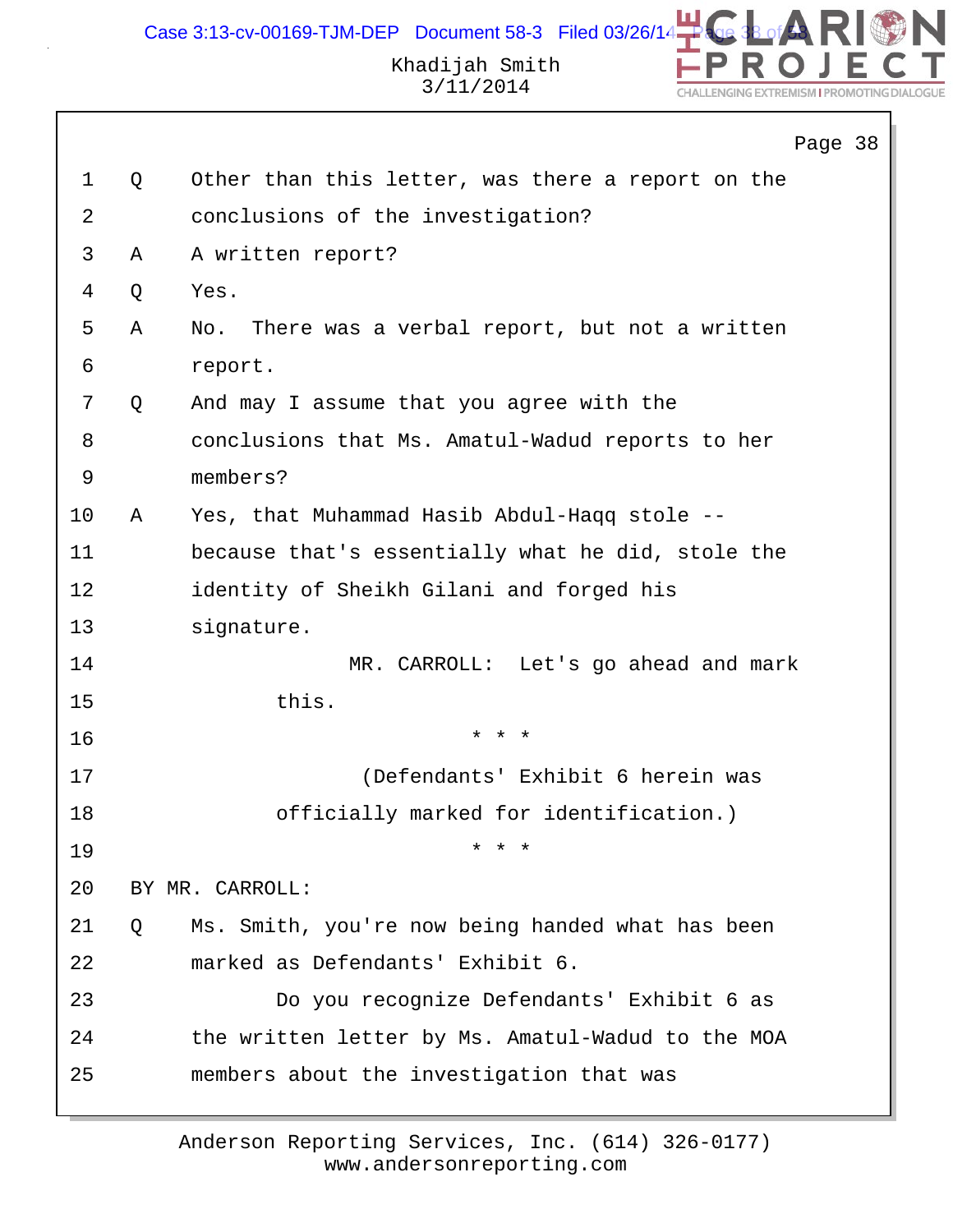1 Q Other than this letter, was there a report on the
2 conclusions of the investigation?
3 A A written report?
4 Q Yes.
5 A No. There was a verbal report, but not a written
6 report.
7 Q And may I assume that you agree with the
8 conclusions that Ms. Amatul-Wadud reports to her
9 members?
10 A Yes, that Muhammad Hasib Abdul-Haqq stole --
11 because that's essentially what he did, stole the
12 identity of Sheikh Gilani and forged his
13 signature.
14 MR. CARROLL: Let's go ahead and mark
15 this.
16 * * *
17 (Defendants' Exhibit 6 herein was
18 officially marked for identification.)
19 * * *
20 BY MR. CARROLL:
21 Q Ms. Smith, you're now being handed what has been
22 marked as Defendants' Exhibit 6.
23 Do you recognize Defendants' Exhibit 6 as
24 the written letter by Ms. Amatul-Wadud to the MOA
25 members about the investigation that was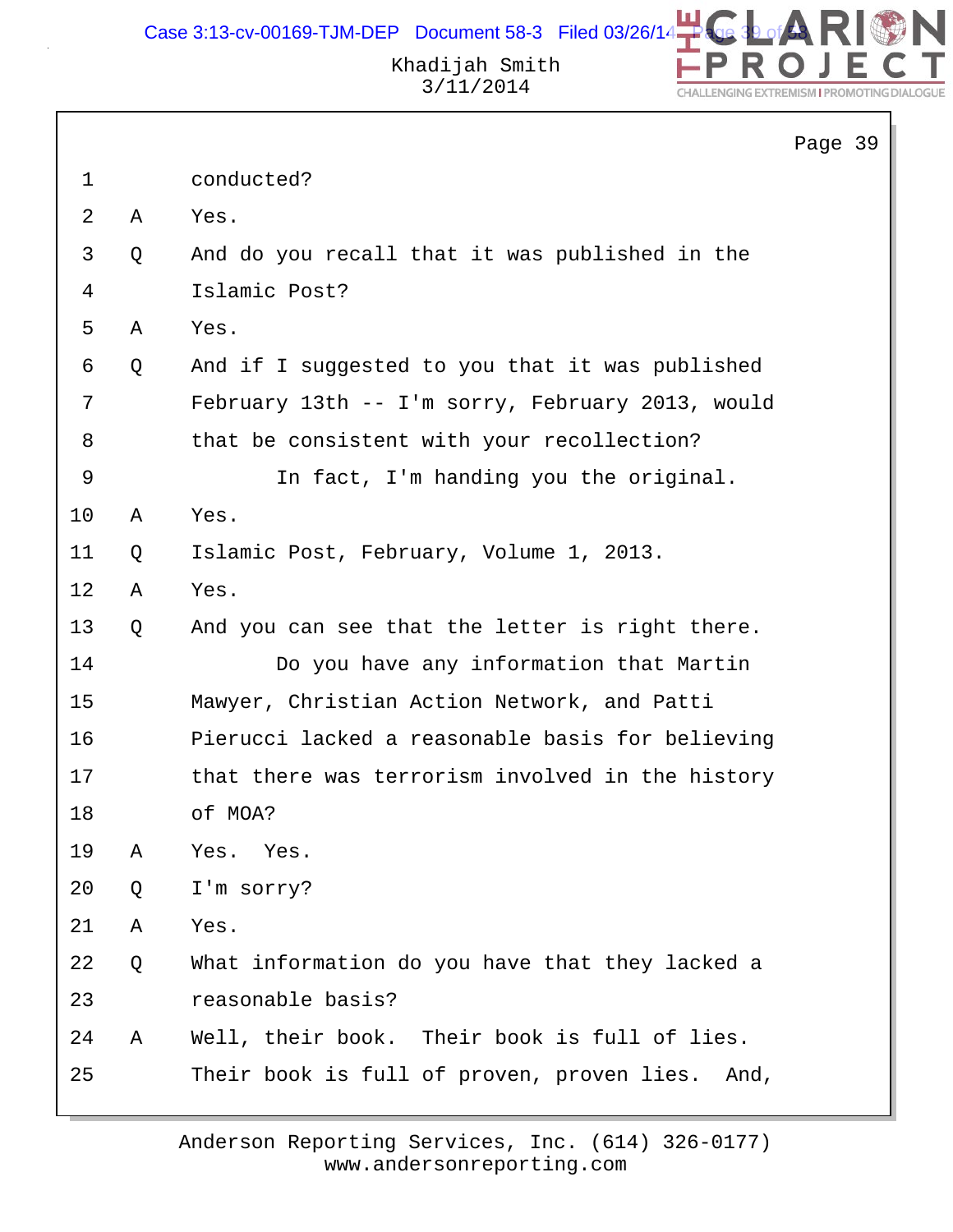1 conducted?

2 A Yes.

3 Q And do you recall that it was published in the

4 Islamic Post?

5 A Yes.

6 Q And if I suggested to you that it was published

7 February 13th -- I'm sorry, February 2013, would

8 that be consistent with your recollection?

9 In fact, I'm handing you the original.

10 A Yes.

11 Q Islamic Post, February, Volume 1, 2013.

12 A Yes.

13 Q And you can see that the letter is right there.

14 Do you have any information that Martin

15 Mawyer, Christian Action Network, and Patti

16 Pierucci lacked a reasonable basis for believing

17 that there was terrorism involved in the history

18 of MOA?

19 A Yes. Yes.

20 Q I'm sorry?

21 A Yes.

22 Q What information do you have that they lacked a

23 reasonable basis?

24 A Well, their book. Their book is full of lies.

25 Their book is full of proven, proven lies. And,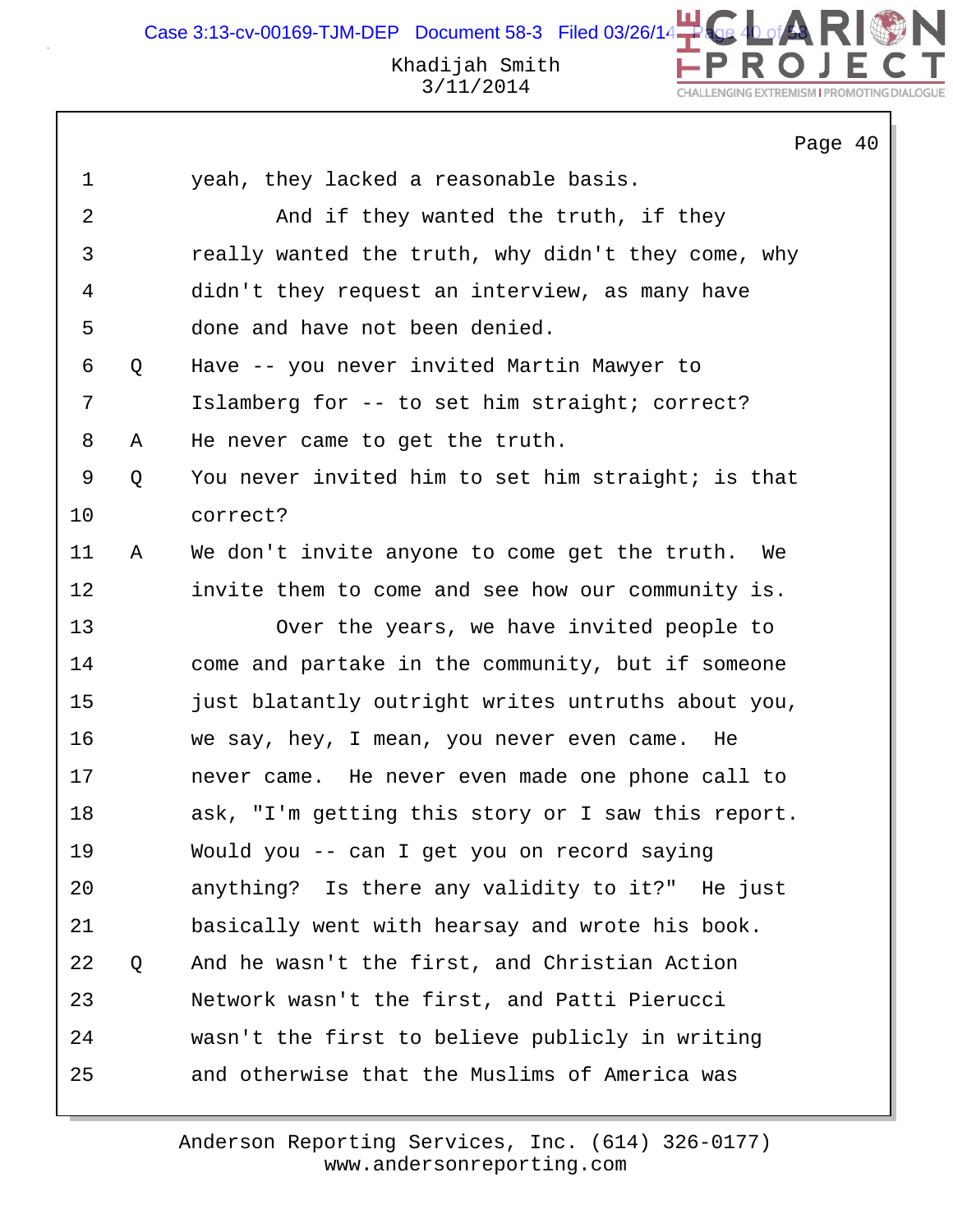1 yeah, they lacked a reasonable basis.

2 And if they wanted the truth, if they

3 really wanted the truth, why didn't they come, why

4 didn't they request an interview, as many have

5 done and have not been denied.

6 Q Have -- you never invited Martin Mawyer to

7 Islamberg for -- to set him straight; correct?

8 A He never came to get the truth.

9 Q You never invited him to set him straight; is that

10 correct?

11 A We don't invite anyone to come get the truth. We

12 invite them to come and see how our community is.

13 Over the years, we have invited people to

14 come and partake in the community, but if someone

15 just blatantly outright writes untruths about you,

16 we say, hey, I mean, you never even came. He

17 never came. He never even made one phone call to

18 ask, "I'm getting this story or I saw this report.

19 Would you -- can I get you on record saying

20 anything? Is there any validity to it?" He just

21 basically went with hearsay and wrote his book.

22 Q And he wasn't the first, and Christian Action

23 Network wasn't the first, and Patti Pierucci

24 wasn't the first to believe publicly in writing

25 and otherwise that the Muslims of America was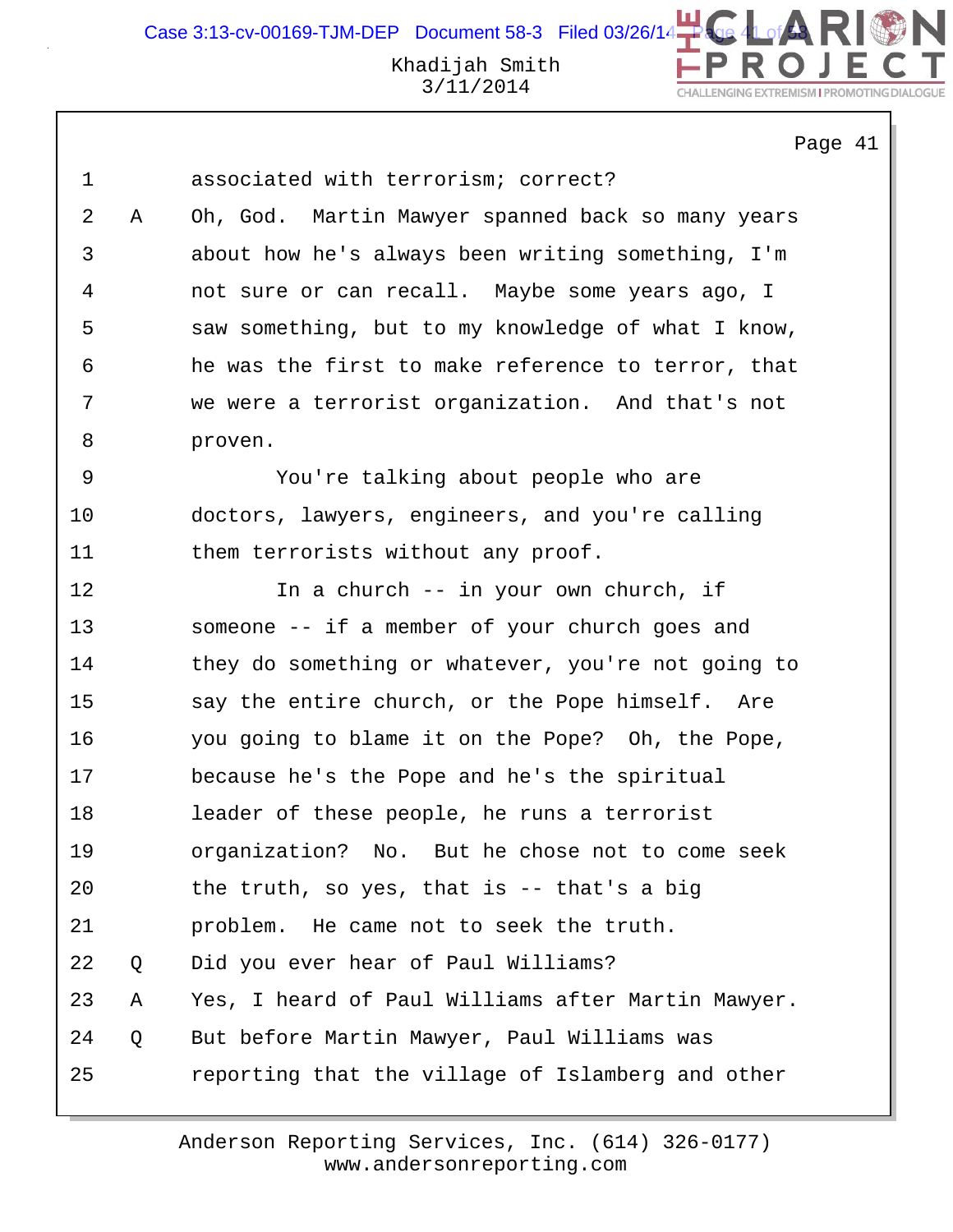1 associated with terrorism; correct?

2 A Oh, God. Martin Mawyer spanned back so many years

3 about how he's always been writing something, I'm

4 not sure or can recall. Maybe some years ago, I

5 saw something, but to my knowledge of what I know,

6 he was the first to make reference to terror, that

7 we were a terrorist organization. And that's not

8 proven.

9 You're talking about people who are

10 doctors, lawyers, engineers, and you're calling

11 them terrorists without any proof.

12 In a church -- in your own church, if

13 someone -- if a member of your church goes and

14 they do something or whatever, you're not going to

15 say the entire church, or the Pope himself. Are

16 you going to blame it on the Pope? Oh, the Pope,

17 because he's the Pope and he's the spiritual

18 leader of these people, he runs a terrorist

19 organization? No. But he chose not to come seek

20 the truth, so yes, that is -- that's a big

21 problem. He came not to seek the truth.

22 Q Did you ever hear of Paul Williams?

23 A Yes, I heard of Paul Williams after Martin Mawyer.

24 Q But before Martin Mawyer, Paul Williams was

25 reporting that the village of Islamberg and other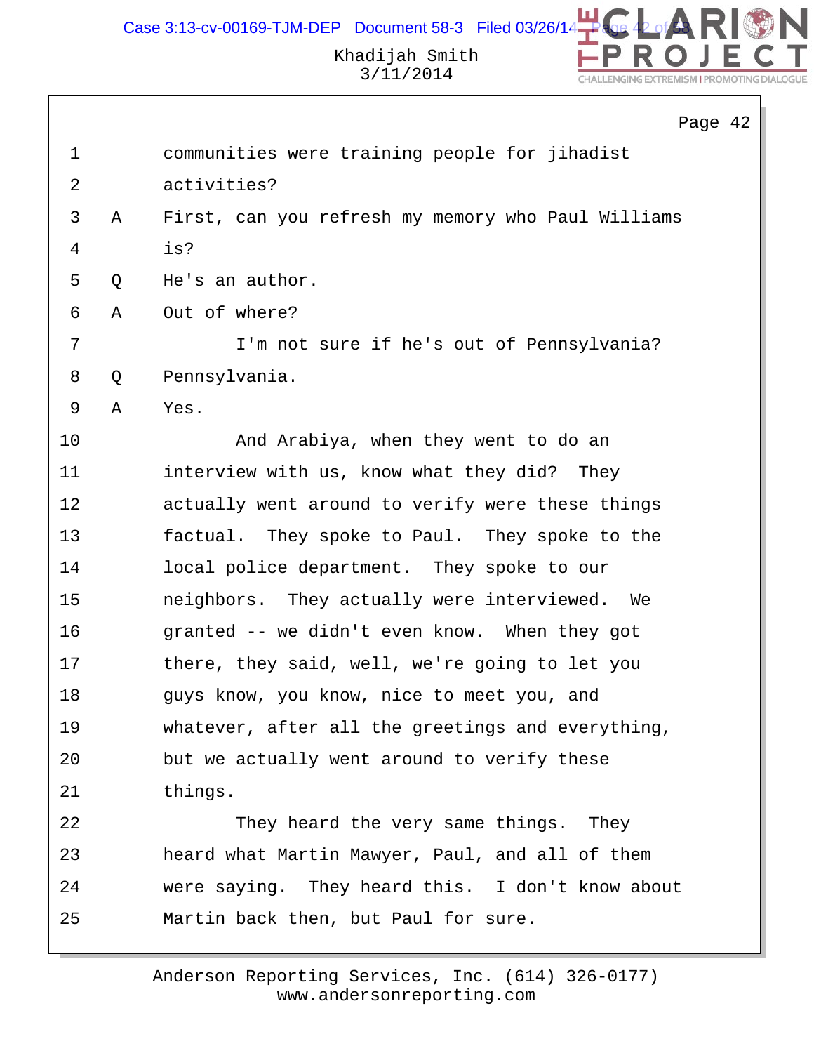communities were training people for jihadist activities?

A First, can you refresh my memory who Paul Williams is?

Q He's an author.

A Out of where?

I'm not sure if he's out of Pennsylvania?

Q Pennsylvania.

A Yes.

And Arabiya, when they went to do an interview with us, know what they did? They actually went around to verify were these things factual. They spoke to Paul. They spoke to the local police department. They spoke to our neighbors. They actually were interviewed. We granted -- we didn't even know. When they got there, they said, well, we're going to let you guys know, you know, nice to meet you, and whatever, after all the greetings and everything, but we actually went around to verify these things.

They heard the very same things. They heard what Martin Mawyer, Paul, and all of them were saying. They heard this. I don't know about Martin back then, but Paul for sure.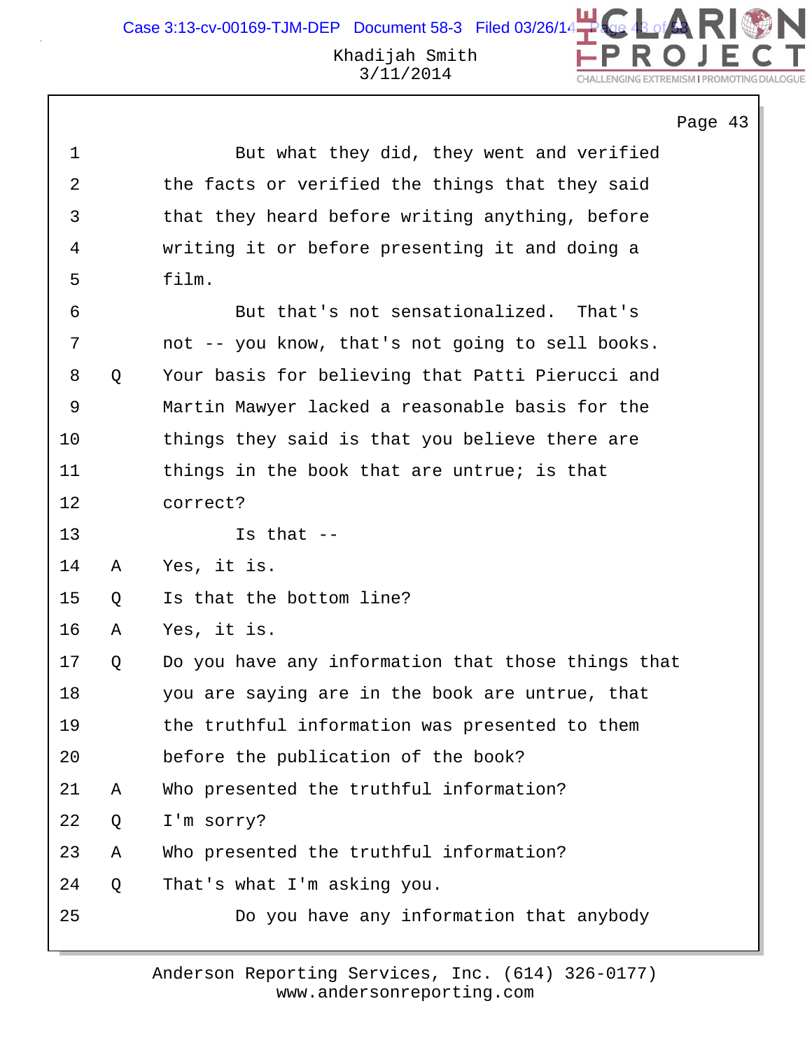Khadijah Smith
3/11/2014

Page 43

```
 1              But what they did, they went and verified
 2         the facts or verified the things that they said
 3         that they heard before writing anything, before
 4         writing it or before presenting it and doing a
 5         film.
 6              But that's not sensationalized.  That's
 7         not -- you know, that's not going to sell books.
 8    Q    Your basis for believing that Patti Pierucci and
 9         Martin Mawyer lacked a reasonable basis for the
10         things they said is that you believe there are
11         things in the book that are untrue; is that
12         correct?
13              Is that --
14    A    Yes, it is.
15    Q    Is that the bottom line?
16    A    Yes, it is.
17    Q    Do you have any information that those things that
18         you are saying are in the book are untrue, that
19         the truthful information was presented to them
20         before the publication of the book?
21    A    Who presented the truthful information?
22    Q    I'm sorry?
23    A    Who presented the truthful information?
24    Q    That's what I'm asking you.
25              Do you have any information that anybody
```

Anderson Reporting Services, Inc. (614) 326-0177
www.andersonreporting.com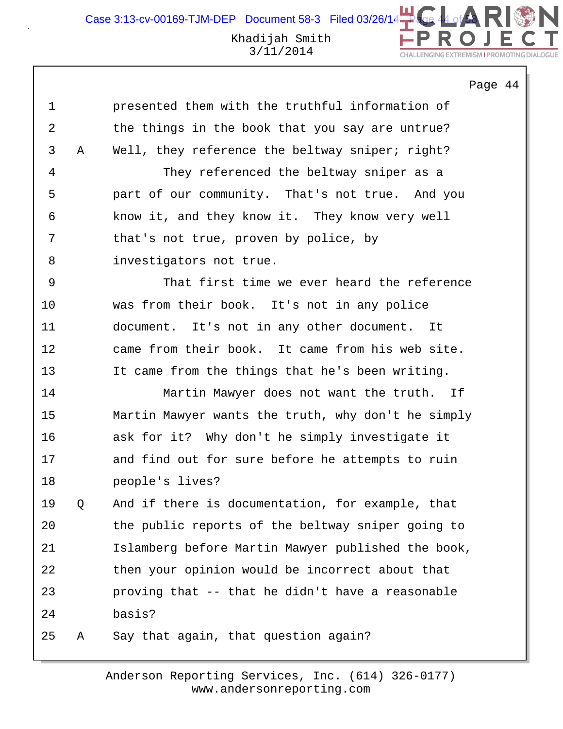presented them with the truthful information of the things in the book that you say are untrue?

A Well, they reference the beltway sniper; right?

They referenced the beltway sniper as a part of our community. That's not true. And you know it, and they know it. They know very well that's not true, proven by police, by investigators not true.

That first time we ever heard the reference was from their book. It's not in any police document. It's not in any other document. It came from their book. It came from his web site. It came from the things that he's been writing.

Martin Mawyer does not want the truth. If Martin Mawyer wants the truth, why don't he simply ask for it? Why don't he simply investigate it and find out for sure before he attempts to ruin people's lives?

Q And if there is documentation, for example, that the public reports of the beltway sniper going to Islamberg before Martin Mawyer published the book, then your opinion would be incorrect about that proving that -- that he didn't have a reasonable basis?

A Say that again, that question again?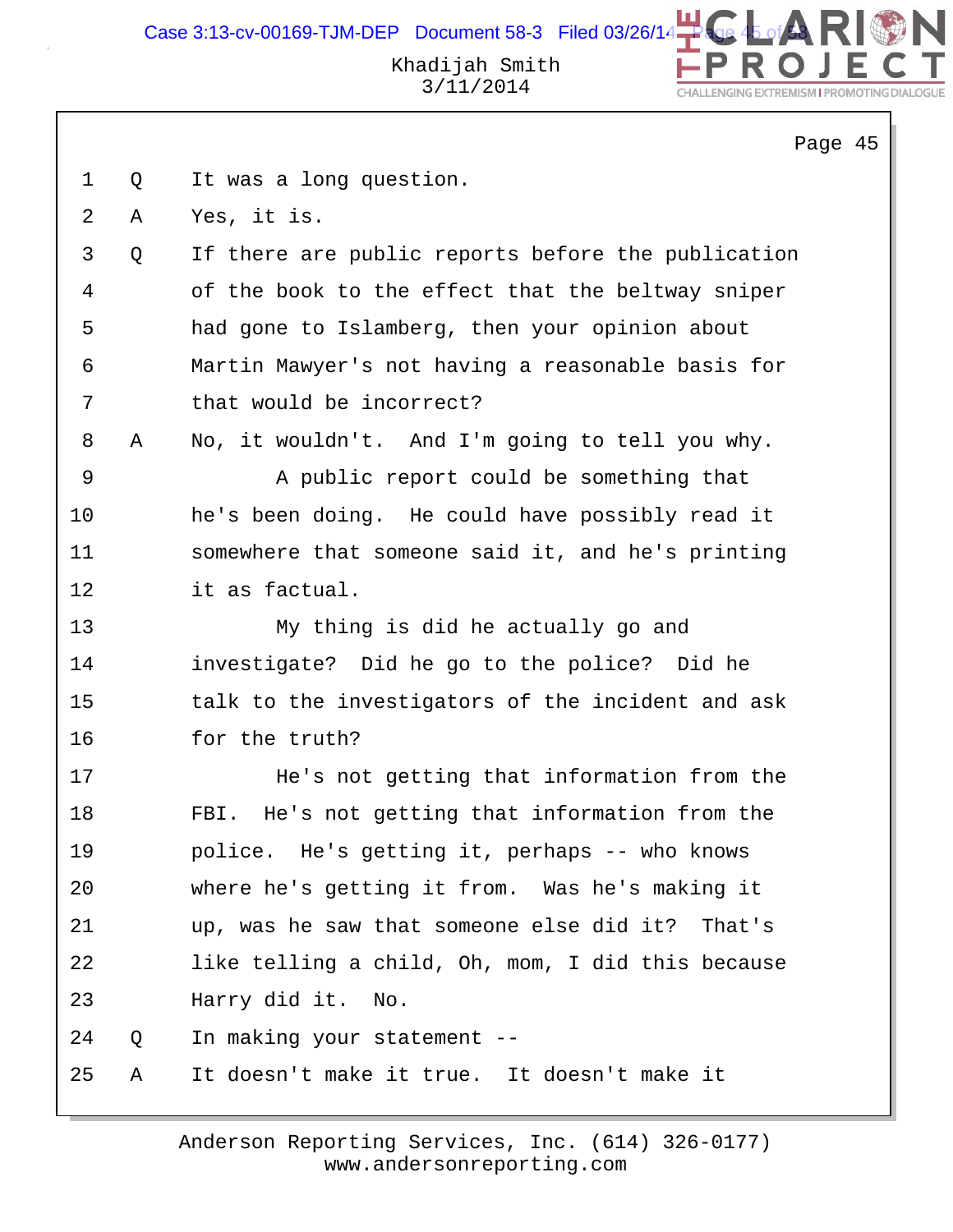Page 45

1 Q It was a long question.

2 A Yes, it is.

3 Q If there are public reports before the publication
4 of the book to the effect that the beltway sniper
5 had gone to Islamberg, then your opinion about
6 Martin Mawyer's not having a reasonable basis for
7 that would be incorrect?

8 A No, it wouldn't. And I'm going to tell you why.
9 A public report could be something that
10 he's been doing. He could have possibly read it
11 somewhere that someone said it, and he's printing
12 it as factual.
13 My thing is did he actually go and
14 investigate? Did he go to the police? Did he
15 talk to the investigators of the incident and ask
16 for the truth?
17 He's not getting that information from the
18 FBI. He's not getting that information from the
19 police. He's getting it, perhaps -- who knows
20 where he's getting it from. Was he's making it
21 up, was he saw that someone else did it? That's
22 like telling a child, Oh, mom, I did this because
23 Harry did it. No.

24 Q In making your statement --

25 A It doesn't make it true. It doesn't make it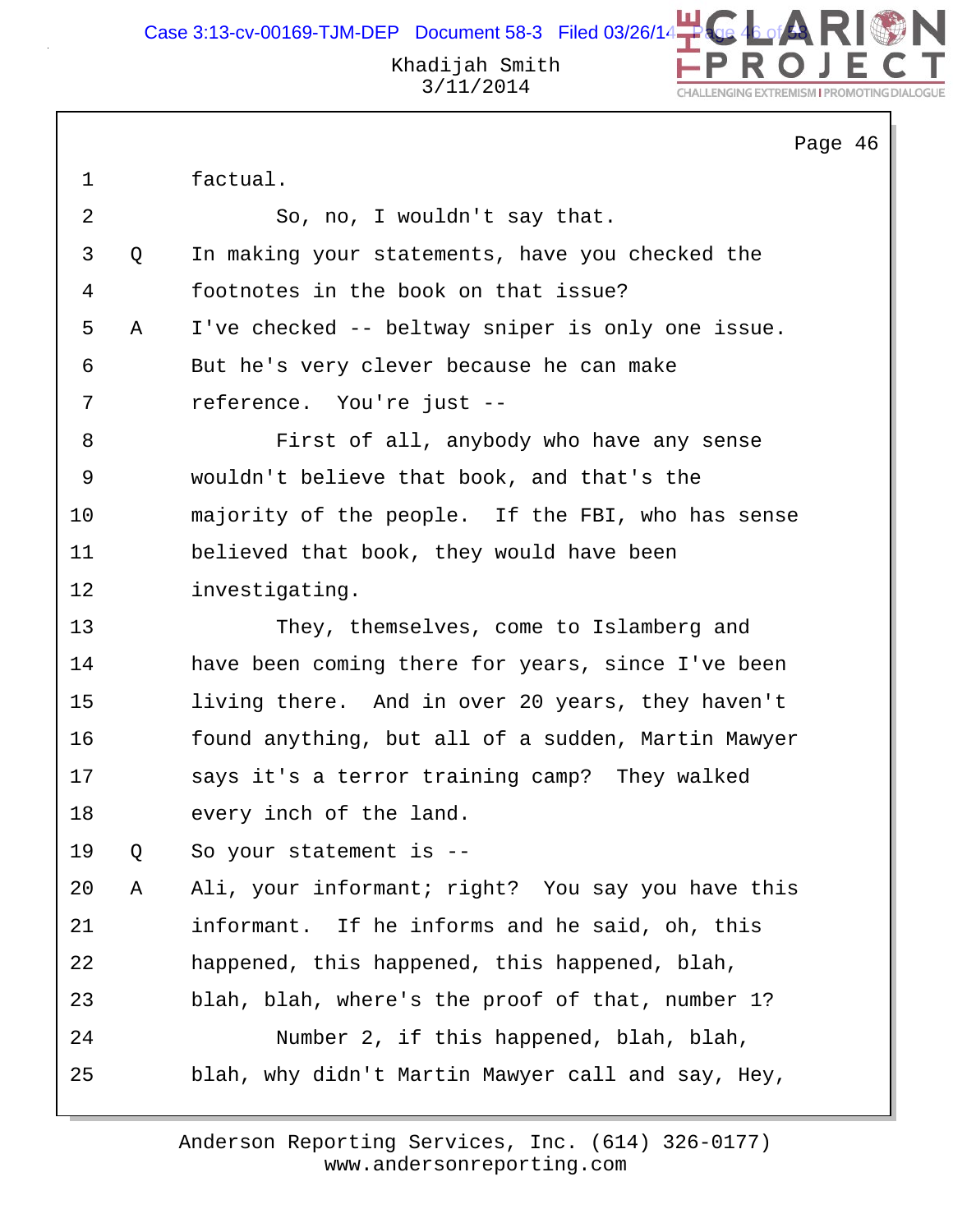factual.

So, no, I wouldn't say that.

Q In making your statements, have you checked the footnotes in the book on that issue?

A I've checked -- beltway sniper is only one issue. But he's very clever because he can make reference. You're just --

First of all, anybody who have any sense wouldn't believe that book, and that's the majority of the people. If the FBI, who has sense believed that book, they would have been investigating.

They, themselves, come to Islamberg and have been coming there for years, since I've been living there. And in over 20 years, they haven't found anything, but all of a sudden, Martin Mawyer says it's a terror training camp? They walked every inch of the land.

Q So your statement is --

A Ali, your informant; right? You say you have this informant. If he informs and he said, oh, this happened, this happened, this happened, blah, blah, blah, where's the proof of that, number 1?

Number 2, if this happened, blah, blah, blah, why didn't Martin Mawyer call and say, Hey,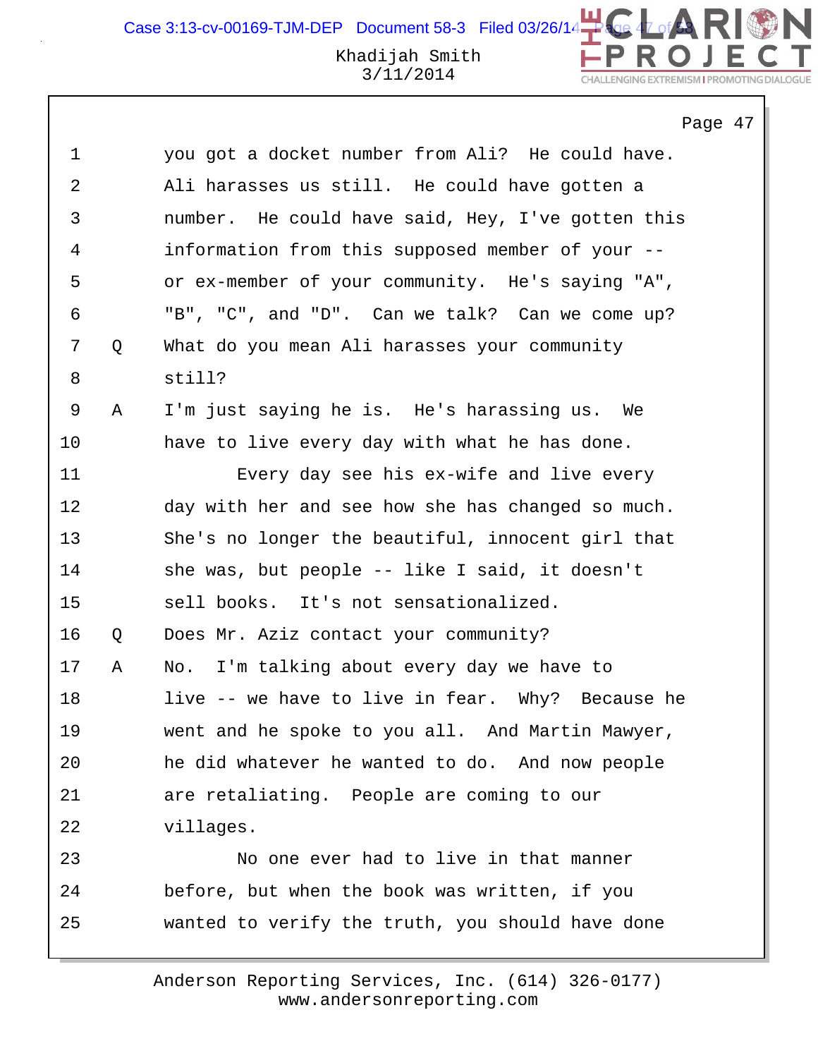1 you got a docket number from Ali? He could have.
2 Ali harasses us still. He could have gotten a
3 number. He could have said, Hey, I've gotten this
4 information from this supposed member of your --
5 or ex-member of your community. He's saying "A",
6 "B", "C", and "D". Can we talk? Can we come up?

7 Q What do you mean Ali harasses your community
8 still?

9 A I'm just saying he is. He's harassing us. We
10 have to live every day with what he has done.

11 Every day see his ex-wife and live every
12 day with her and see how she has changed so much.
13 She's no longer the beautiful, innocent girl that
14 she was, but people -- like I said, it doesn't
15 sell books. It's not sensationalized.

16 Q Does Mr. Aziz contact your community?

17 A No. I'm talking about every day we have to
18 live -- we have to live in fear. Why? Because he
19 went and he spoke to you all. And Martin Mawyer,
20 he did whatever he wanted to do. And now people
21 are retaliating. People are coming to our
22 villages.

23 No one ever had to live in that manner
24 before, but when the book was written, if you
25 wanted to verify the truth, you should have done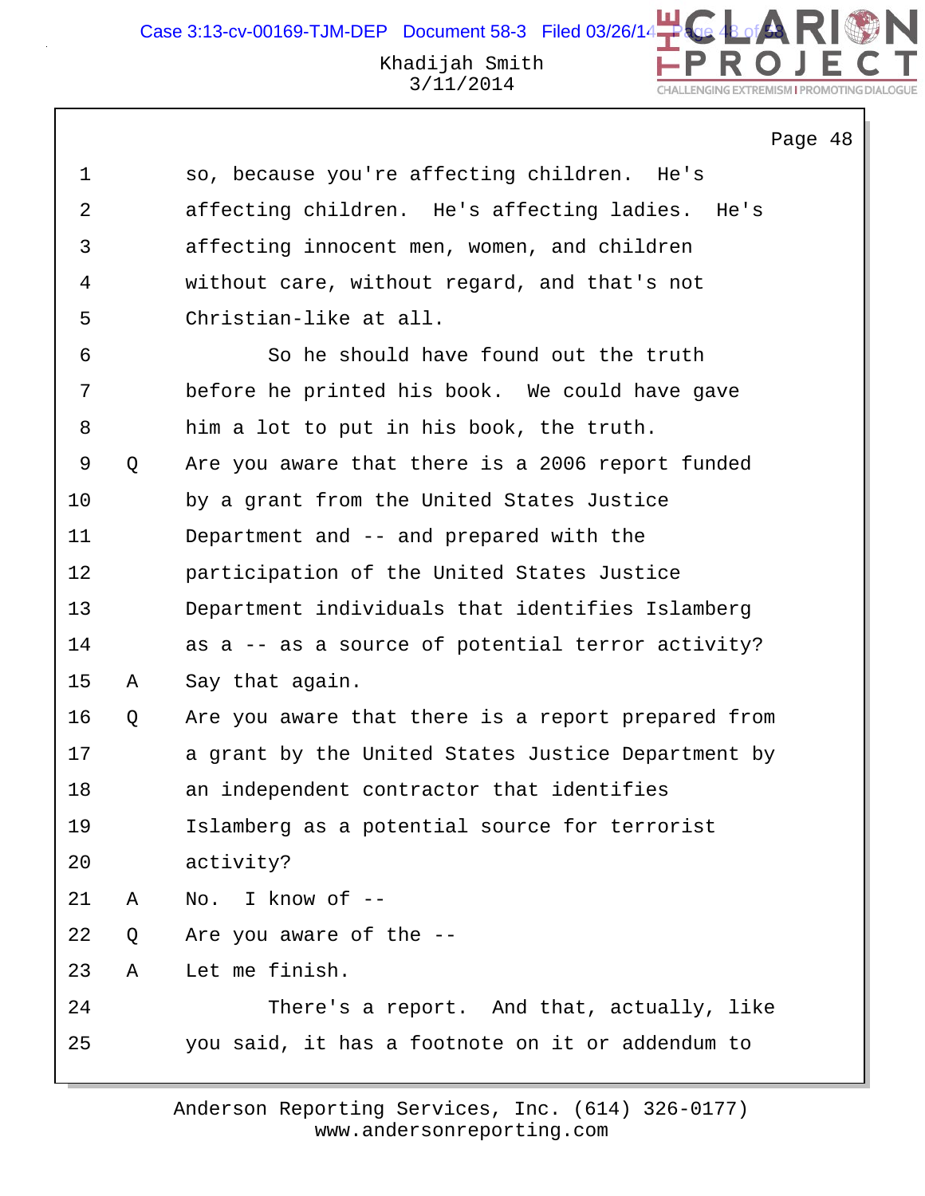Page 48

1 so, because you're affecting children. He's
2 affecting children. He's affecting ladies. He's
3 affecting innocent men, women, and children
4 without care, without regard, and that's not
5 Christian-like at all.
6 So he should have found out the truth
7 before he printed his book. We could have gave
8 him a lot to put in his book, the truth.
9 Q Are you aware that there is a 2006 report funded
10 by a grant from the United States Justice
11 Department and -- and prepared with the
12 participation of the United States Justice
13 Department individuals that identifies Islamberg
14 as a -- as a source of potential terror activity?
15 A Say that again.
16 Q Are you aware that there is a report prepared from
17 a grant by the United States Justice Department by
18 an independent contractor that identifies
19 Islamberg as a potential source for terrorist
20 activity?
21 A No. I know of --
22 Q Are you aware of the --
23 A Let me finish.
24 There's a report. And that, actually, like
25 you said, it has a footnote on it or addendum to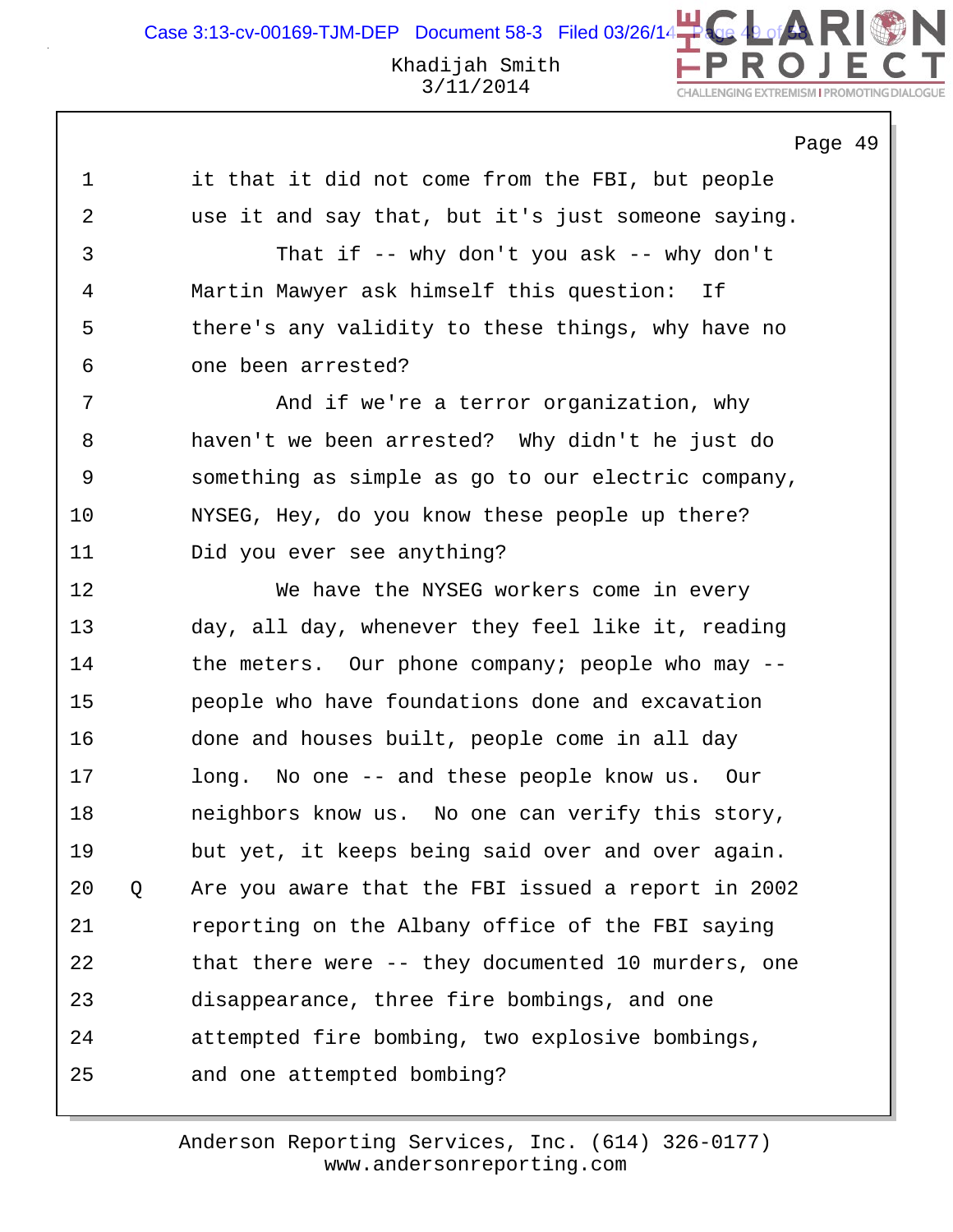it that it did not come from the FBI, but people use it and say that, but it's just someone saying.

That if -- why don't you ask -- why don't Martin Mawyer ask himself this question: If there's any validity to these things, why have no one been arrested?

And if we're a terror organization, why haven't we been arrested? Why didn't he just do something as simple as go to our electric company, NYSEG, Hey, do you know these people up there? Did you ever see anything?

We have the NYSEG workers come in every day, all day, whenever they feel like it, reading the meters. Our phone company; people who may -- people who have foundations done and excavation done and houses built, people come in all day long. No one -- and these people know us. Our neighbors know us. No one can verify this story, but yet, it keeps being said over and over again.

Q Are you aware that the FBI issued a report in 2002 reporting on the Albany office of the FBI saying that there were -- they documented 10 murders, one disappearance, three fire bombings, and one attempted fire bombing, two explosive bombings, and one attempted bombing?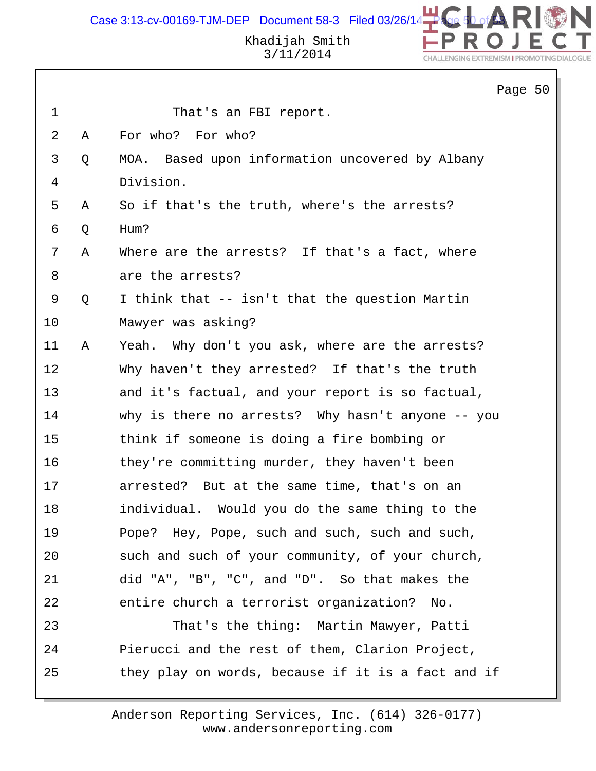1 That's an FBI report.

2 A For who? For who?

3 Q MOA. Based upon information uncovered by Albany

4 Division.

5 A So if that's the truth, where's the arrests?

6 Q Hum?

7 A Where are the arrests? If that's a fact, where

8 are the arrests?

9 Q I think that -- isn't that the question Martin

10 Mawyer was asking?

11 A Yeah. Why don't you ask, where are the arrests?

12 Why haven't they arrested? If that's the truth

13 and it's factual, and your report is so factual,

14 why is there no arrests? Why hasn't anyone -- you

15 think if someone is doing a fire bombing or

16 they're committing murder, they haven't been

17 arrested? But at the same time, that's on an

18 individual. Would you do the same thing to the

19 Pope? Hey, Pope, such and such, such and such,

20 such and such of your community, of your church,

21 did "A", "B", "C", and "D". So that makes the

22 entire church a terrorist organization? No.

23 That's the thing: Martin Mawyer, Patti

24 Pierucci and the rest of them, Clarion Project,

25 they play on words, because if it is a fact and if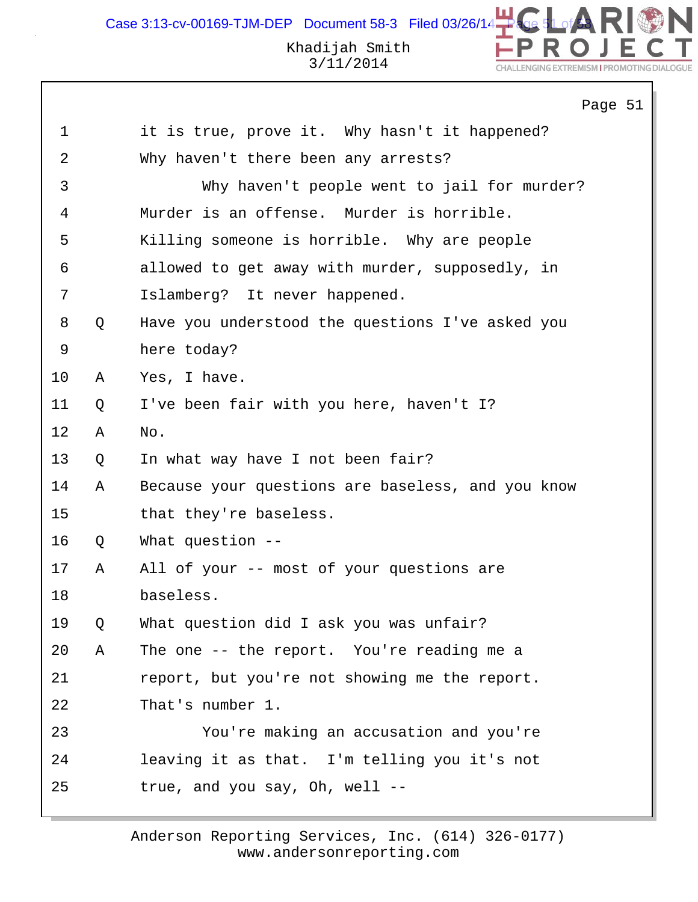1 it is true, prove it. Why hasn't it happened?
2 Why haven't there been any arrests?
3 Why haven't people went to jail for murder?
4 Murder is an offense. Murder is horrible.
5 Killing someone is horrible. Why are people
6 allowed to get away with murder, supposedly, in
7 Islamberg? It never happened.
8 Q Have you understood the questions I've asked you
9 here today?
10 A Yes, I have.
11 Q I've been fair with you here, haven't I?
12 A No.
13 Q In what way have I not been fair?
14 A Because your questions are baseless, and you know
15 that they're baseless.
16 Q What question --
17 A All of your -- most of your questions are
18 baseless.
19 Q What question did I ask you was unfair?
20 A The one -- the report. You're reading me a
21 report, but you're not showing me the report.
22 That's number 1.
23 You're making an accusation and you're
24 leaving it as that. I'm telling you it's not
25 true, and you say, Oh, well --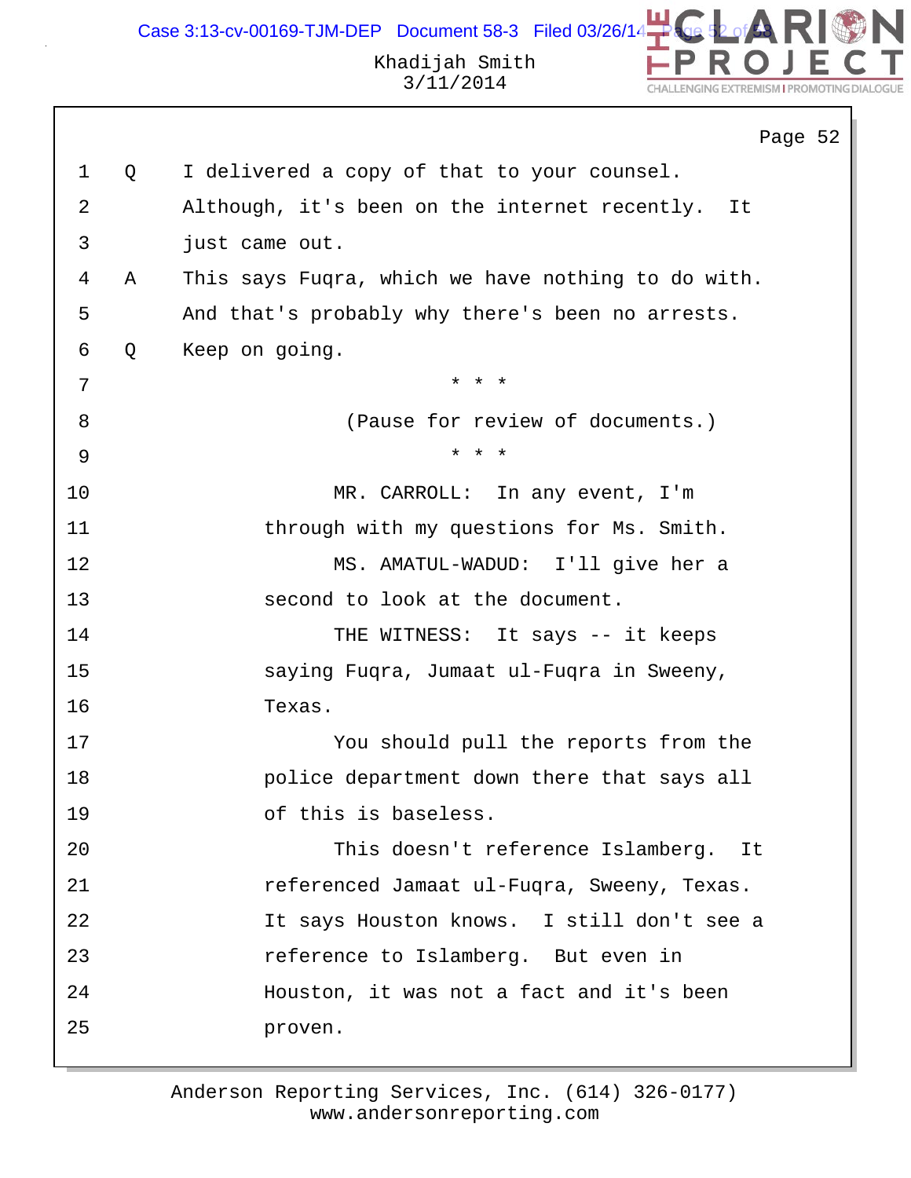Page 52

1 Q I delivered a copy of that to your counsel.
2 Although, it's been on the internet recently. It
3 just came out.
4 A This says Fuqra, which we have nothing to do with.
5 And that's probably why there's been no arrests.
6 Q Keep on going.
7 * * *
8 (Pause for review of documents.)
9 * * *
10 MR. CARROLL: In any event, I'm
11 through with my questions for Ms. Smith.
12 MS. AMATUL-WADUD: I'll give her a
13 second to look at the document.
14 THE WITNESS: It says -- it keeps
15 saying Fuqra, Jumaat ul-Fuqra in Sweeny,
16 Texas.
17 You should pull the reports from the
18 police department down there that says all
19 of this is baseless.
20 This doesn't reference Islamberg. It
21 referenced Jamaat ul-Fuqra, Sweeny, Texas.
22 It says Houston knows. I still don't see a
23 reference to Islamberg. But even in
24 Houston, it was not a fact and it's been
25 proven.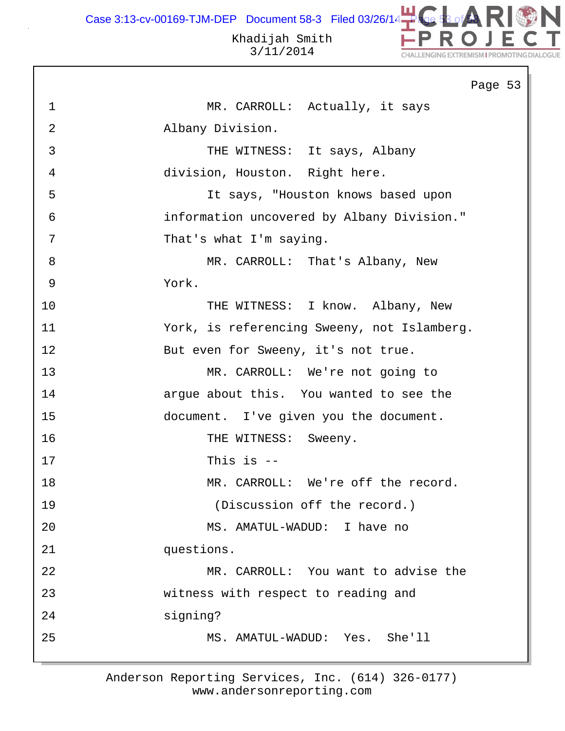1 MR. CARROLL: Actually, it says
2 Albany Division.
3 THE WITNESS: It says, Albany
4 division, Houston. Right here.
5 It says, "Houston knows based upon
6 information uncovered by Albany Division."
7 That's what I'm saying.
8 MR. CARROLL: That's Albany, New
9 York.
10 THE WITNESS: I know. Albany, New
11 York, is referencing Sweeny, not Islamberg.
12 But even for Sweeny, it's not true.
13 MR. CARROLL: We're not going to
14 argue about this. You wanted to see the
15 document. I've given you the document.
16 THE WITNESS: Sweeny.
17 This is --
18 MR. CARROLL: We're off the record.
19 (Discussion off the record.)
20 MS. AMATUL-WADUD: I have no
21 questions.
22 MR. CARROLL: You want to advise the
23 witness with respect to reading and
24 signing?
25 MS. AMATUL-WADUD: Yes. She'll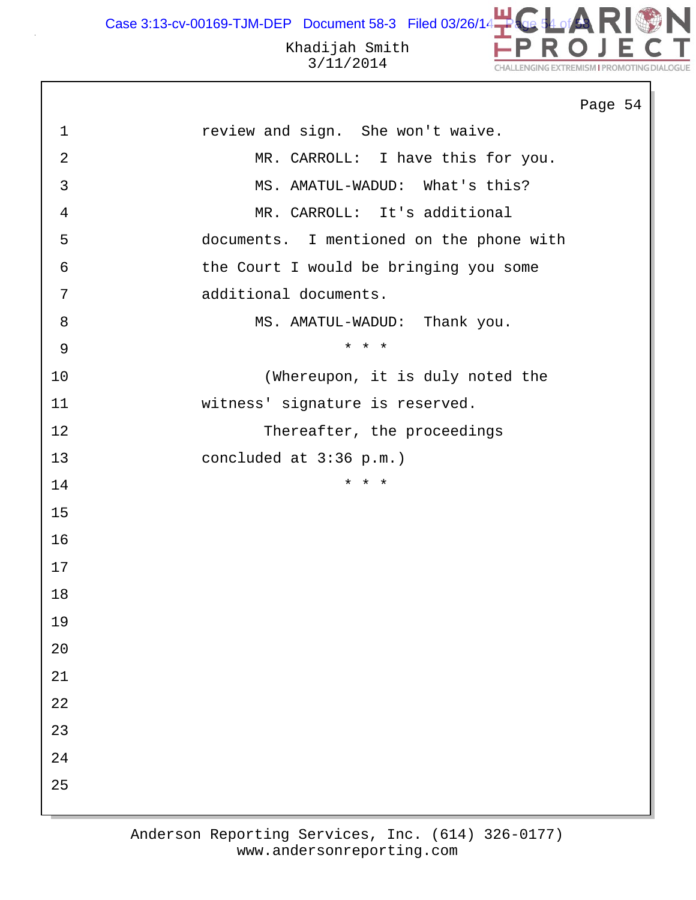review and sign. She won't waive.

MR. CARROLL: I have this for you.

MS. AMATUL-WADUD: What's this?

MR. CARROLL: It's additional documents. I mentioned on the phone with the Court I would be bringing you some additional documents.

MS. AMATUL-WADUD: Thank you.

* * *

(Whereupon, it is duly noted the witness' signature is reserved.

Thereafter, the proceedings concluded at 3:36 p.m.)

* * *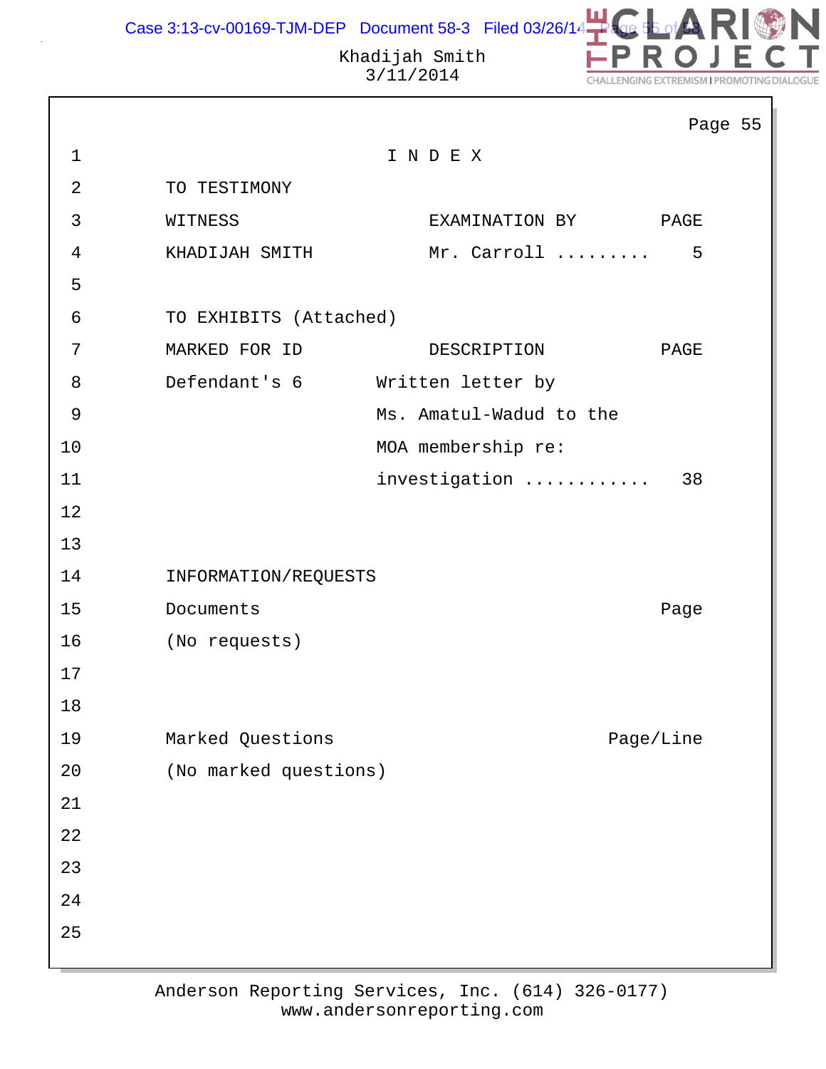# I N D E X

## TO TESTIMONY

| WITNESS | EXAMINATION BY | PAGE |
| --- | --- | --- |
| KHADIJAH SMITH | Mr. Carroll ......... | 5 |

## TO EXHIBITS (Attached)

| MARKED FOR ID | DESCRIPTION | PAGE |
| --- | --- | --- |
| Defendant's 6 | Written letter by Ms. Amatul-Wadud to the MOA membership re: investigation ............ | 38 |

## INFORMATION/REQUESTS

| Documents | Page |
| --- | --- |
| (No requests) | |

| Marked Questions | Page/Line |
| --- | --- |
| (No marked questions) | |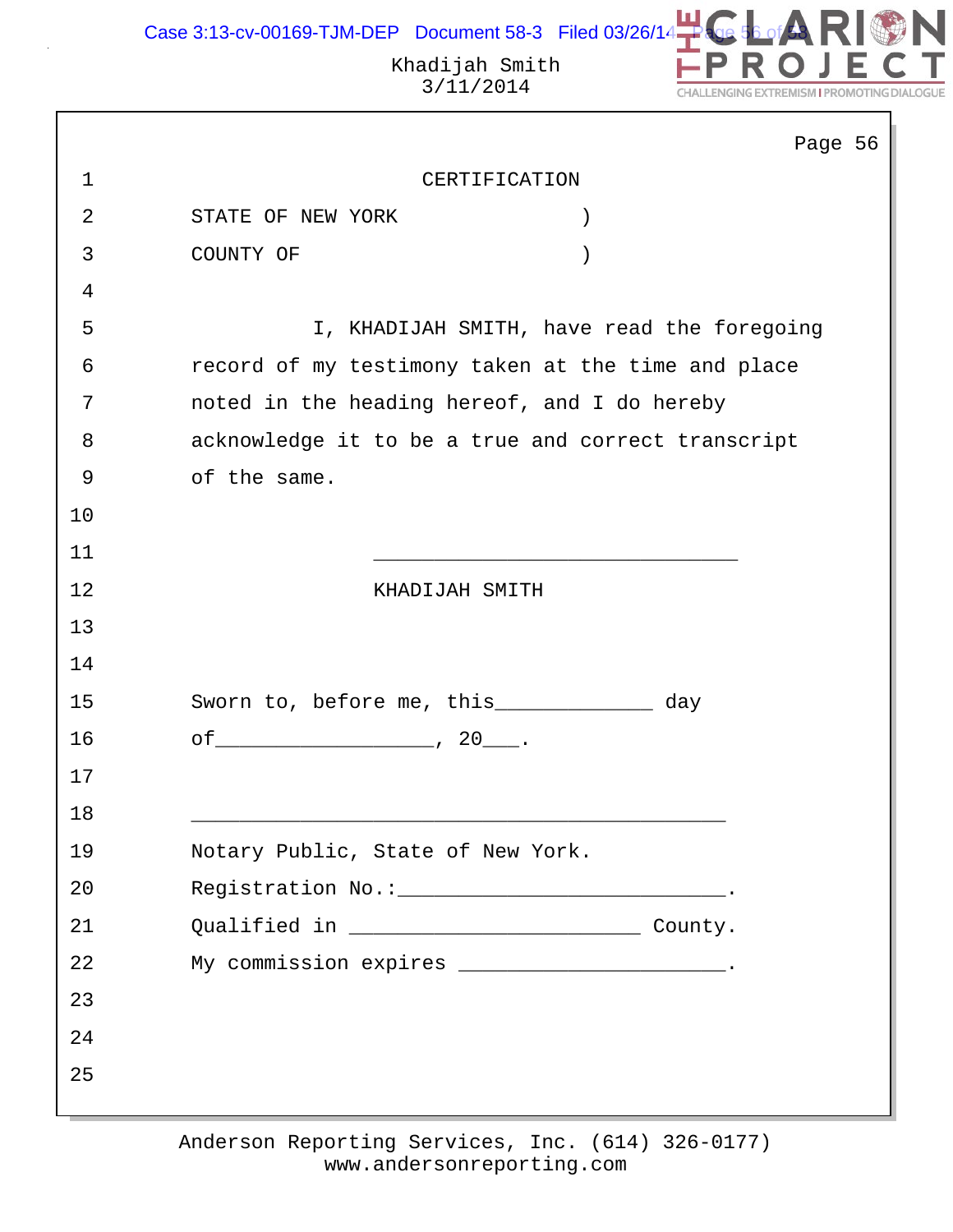# CERTIFICATION

STATE OF NEW YORK )

COUNTY OF )

I, KHADIJAH SMITH, have read the foregoing record of my testimony taken at the time and place noted in the heading hereof, and I do hereby acknowledge it to be a true and correct transcript of the same.

\_\_\_\_\_\_\_\_\_\_\_\_\_\_\_\_\_\_\_\_\_\_\_\_\_\_\_\_\_\_

KHADIJAH SMITH

Sworn to, before me, this\_\_\_\_\_\_\_\_\_\_\_\_\_ day of\_\_\_\_\_\_\_\_\_\_\_\_\_\_\_\_\_\_, 20\_\_\_.

\_\_\_\_\_\_\_\_\_\_\_\_\_\_\_\_\_\_\_\_\_\_\_\_\_\_\_\_\_\_\_\_\_\_\_\_\_\_\_\_\_\_\_\_

Notary Public, State of New York.

Registration No.:\_\_\_\_\_\_\_\_\_\_\_\_\_\_\_\_\_\_\_\_\_\_\_\_\_\_\_.

Qualified in \_\_\_\_\_\_\_\_\_\_\_\_\_\_\_\_\_\_\_\_\_\_\_\_ County.

My commission expires \_\_\_\_\_\_\_\_\_\_\_\_\_\_\_\_\_\_\_\_\_\_.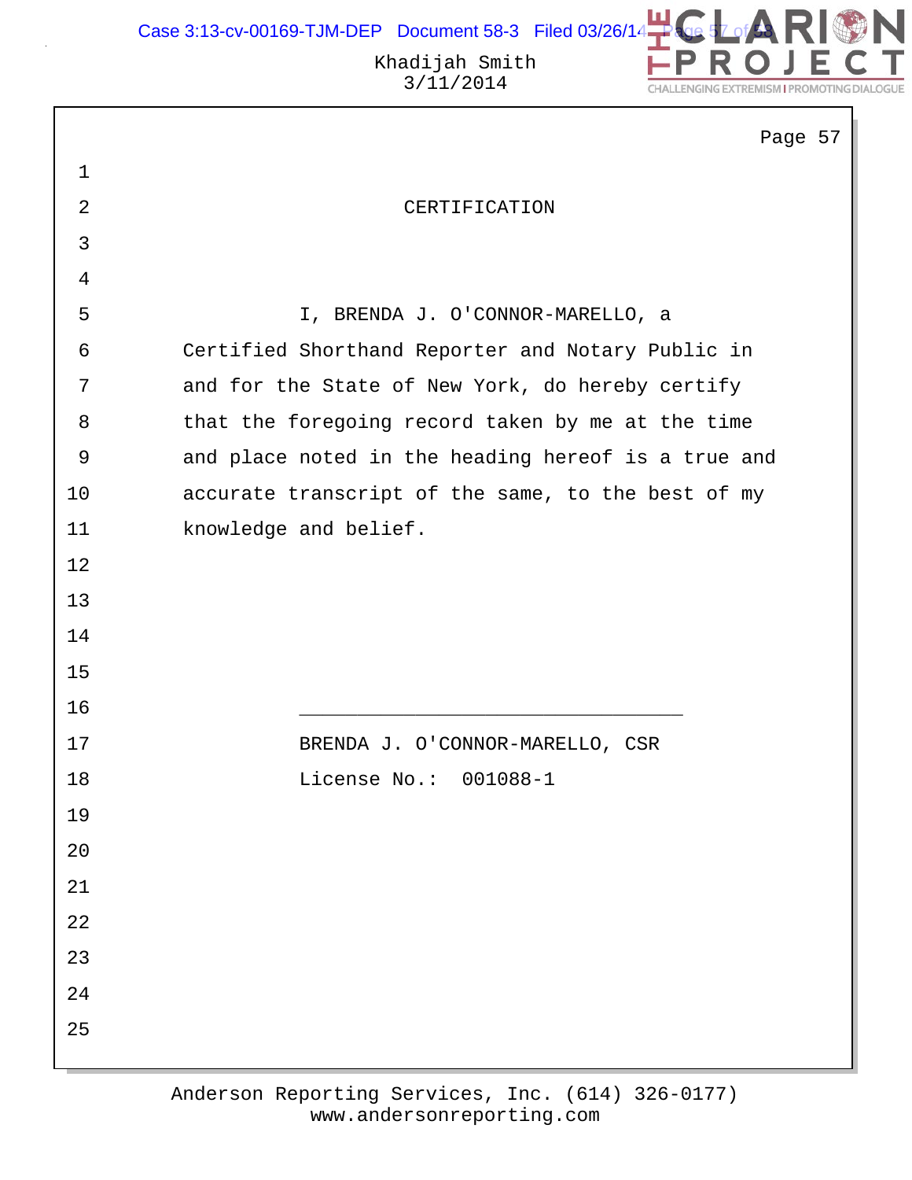## CERTIFICATION

I, BRENDA J. O'CONNOR-MARELLO, a Certified Shorthand Reporter and Notary Public in and for the State of New York, do hereby certify that the foregoing record taken by me at the time and place noted in the heading hereof is a true and accurate transcript of the same, to the best of my knowledge and belief.

\_\_\_\_\_\_\_\_\_\_\_\_\_\_\_\_\_\_\_\_\_\_\_\_\_\_\_\_\_\_\_\_\_

BRENDA J. O'CONNOR-MARELLO, CSR

License No.: 001088-1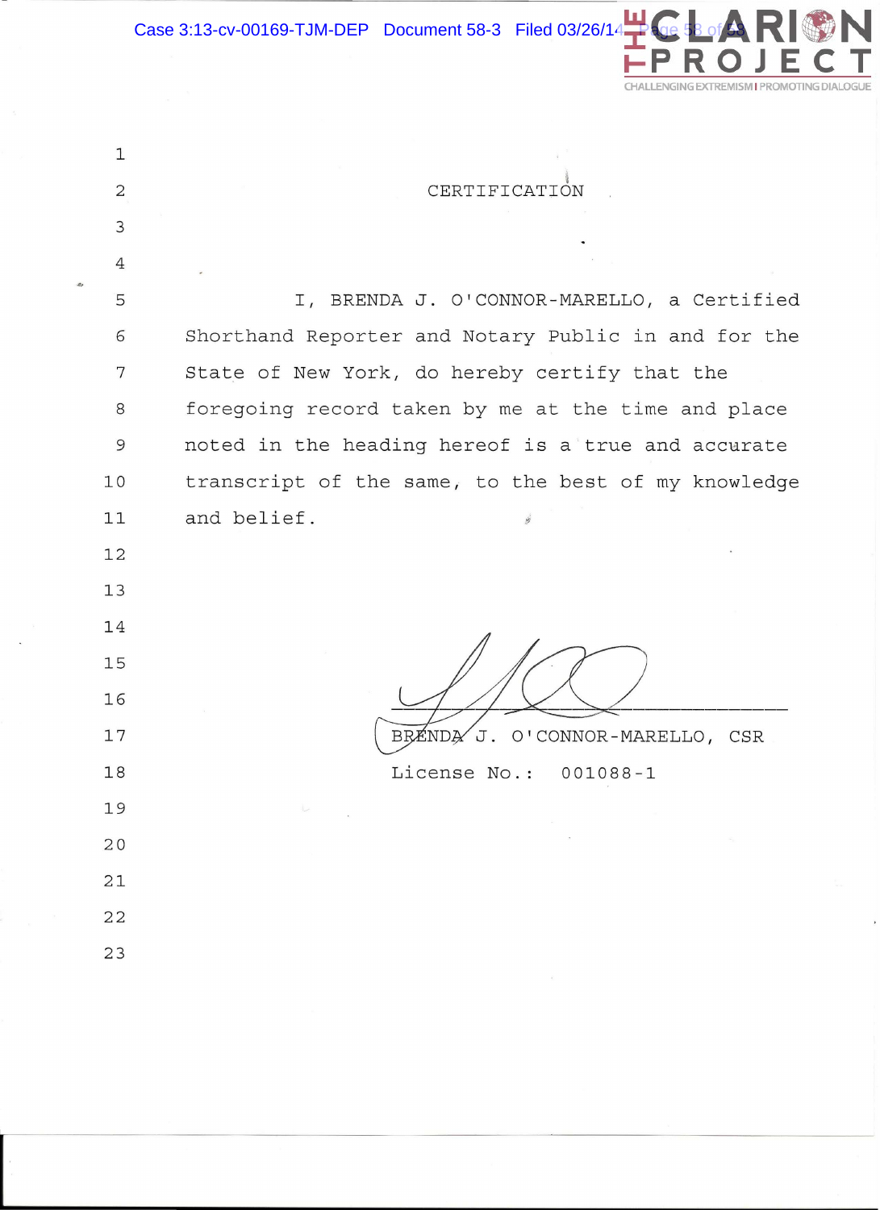# CERTIFICATION

I, BRENDA J. O'CONNOR-MARELLO, a Certified Shorthand Reporter and Notary Public in and for the State of New York, do hereby certify that the foregoing record taken by me at the time and place noted in the heading hereof is a true and accurate transcript of the same, to the best of my knowledge and belief.

BRENDA J. O'CONNOR-MARELLO, CSR

License No.: 001088-1